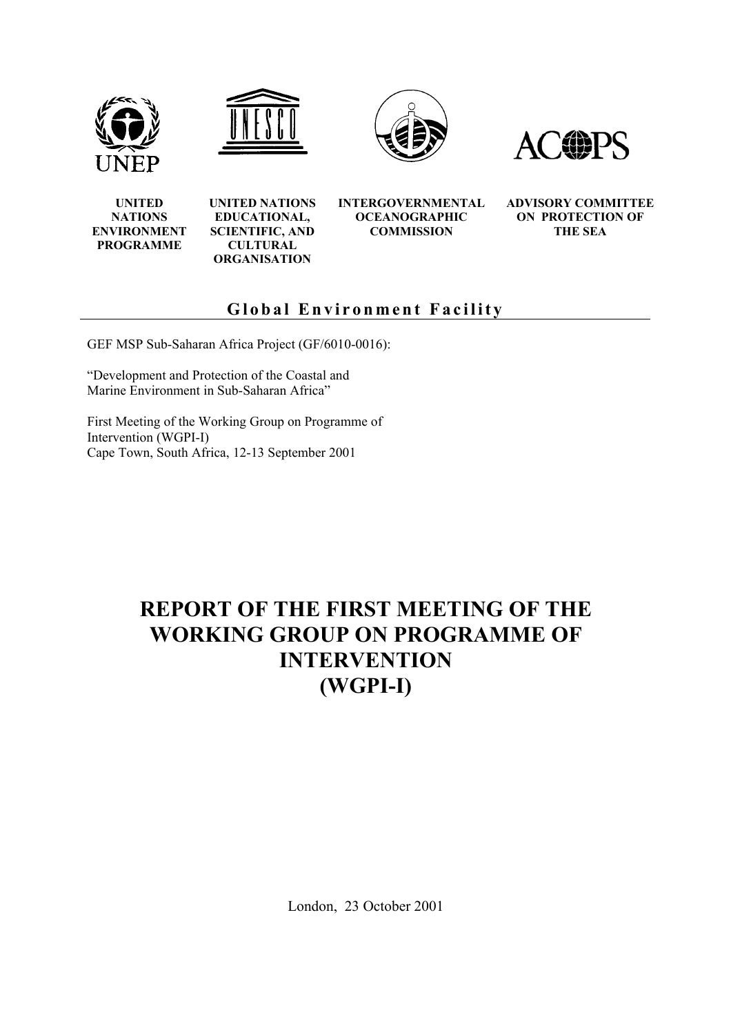| UNEP | UNESCO | IOC | ACOPS |
|---|---|---|---|
| **UNITED NATIONS ENVIRONMENT PROGRAMME** | **UNITED NATIONS EDUCATIONAL, SCIENTIFIC, AND CULTURAL ORGANISATION** | **INTERGOVERNMENTAL OCEANOGRAPHIC COMMISSION** | **ADVISORY COMMITTEE ON PROTECTION OF THE SEA** |

**Global Environment Facility**

GEF MSP Sub-Saharan Africa Project (GF/6010-0016):

"Development and Protection of the Coastal and Marine Environment in Sub-Saharan Africa"

First Meeting of the Working Group on Programme of Intervention (WGPI-I)
Cape Town, South Africa, 12-13 September 2001

# REPORT OF THE FIRST MEETING OF THE WORKING GROUP ON PROGRAMME OF INTERVENTION (WGPI-I)

London, 23 October 2001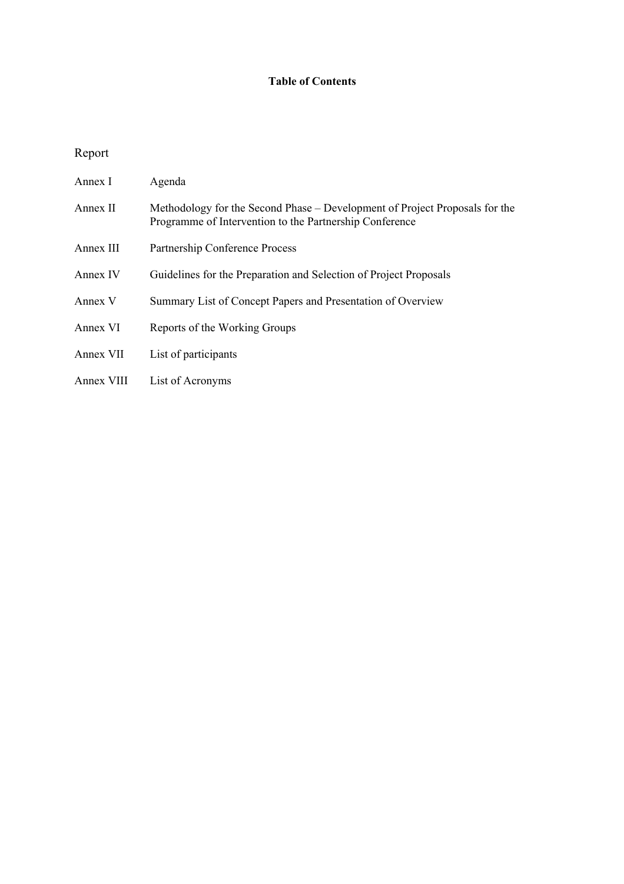**Table of Contents**

Report

| | |
|---|---|
| Annex I | Agenda |
| Annex II | Methodology for the Second Phase – Development of Project Proposals for the Programme of Intervention to the Partnership Conference |
| Annex III | Partnership Conference Process |
| Annex IV | Guidelines for the Preparation and Selection of Project Proposals |
| Annex V | Summary List of Concept Papers and Presentation of Overview |
| Annex VI | Reports of the Working Groups |
| Annex VII | List of participants |
| Annex VIII | List of Acronyms |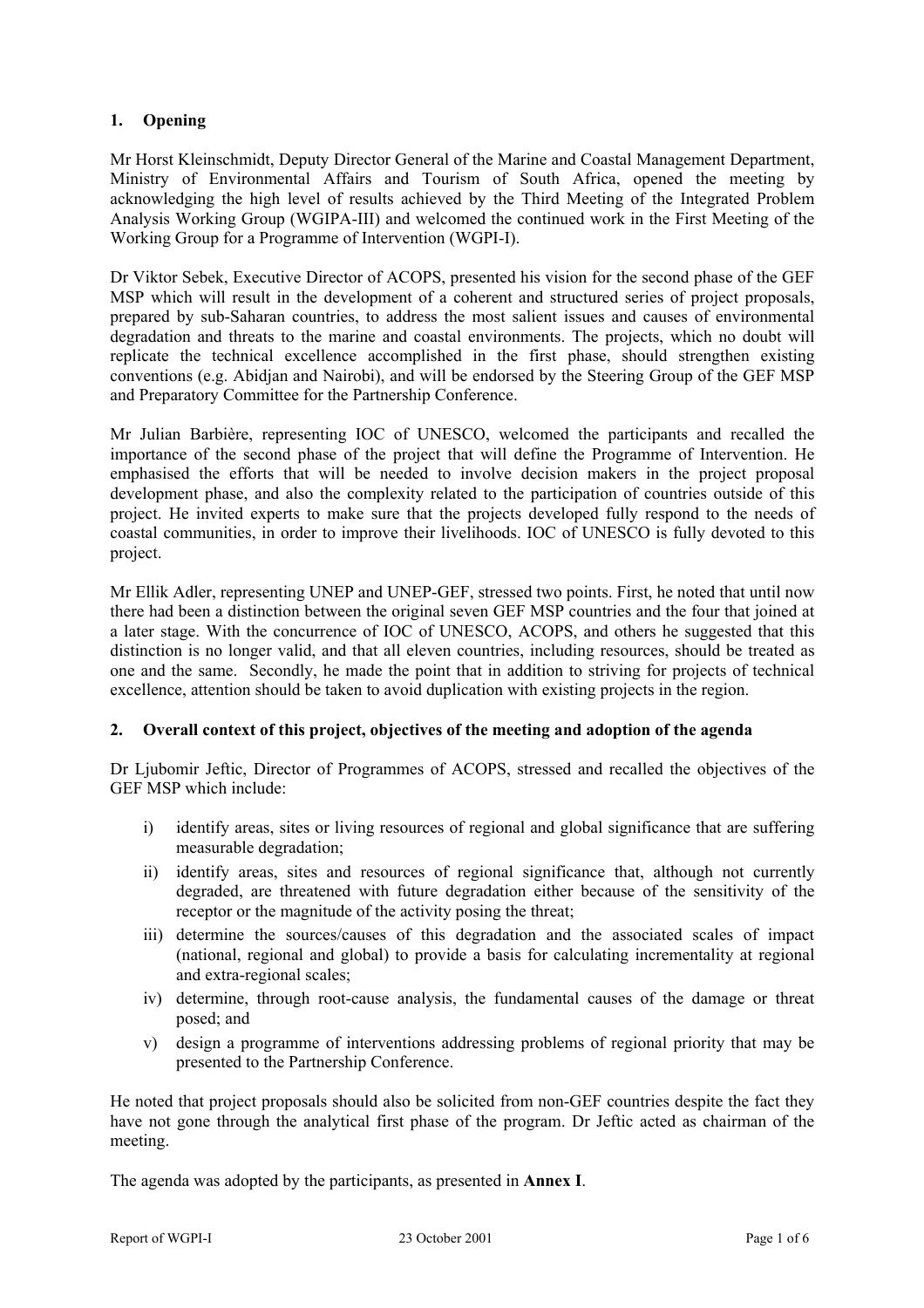## 1. Opening

Mr Horst Kleinschmidt, Deputy Director General of the Marine and Coastal Management Department, Ministry of Environmental Affairs and Tourism of South Africa, opened the meeting by acknowledging the high level of results achieved by the Third Meeting of the Integrated Problem Analysis Working Group (WGIPA-III) and welcomed the continued work in the First Meeting of the Working Group for a Programme of Intervention (WGPI-I).

Dr Viktor Sebek, Executive Director of ACOPS, presented his vision for the second phase of the GEF MSP which will result in the development of a coherent and structured series of project proposals, prepared by sub-Saharan countries, to address the most salient issues and causes of environmental degradation and threats to the marine and coastal environments. The projects, which no doubt will replicate the technical excellence accomplished in the first phase, should strengthen existing conventions (e.g. Abidjan and Nairobi), and will be endorsed by the Steering Group of the GEF MSP and Preparatory Committee for the Partnership Conference.

Mr Julian Barbière, representing IOC of UNESCO, welcomed the participants and recalled the importance of the second phase of the project that will define the Programme of Intervention. He emphasised the efforts that will be needed to involve decision makers in the project proposal development phase, and also the complexity related to the participation of countries outside of this project. He invited experts to make sure that the projects developed fully respond to the needs of coastal communities, in order to improve their livelihoods. IOC of UNESCO is fully devoted to this project.

Mr Ellik Adler, representing UNEP and UNEP-GEF, stressed two points. First, he noted that until now there had been a distinction between the original seven GEF MSP countries and the four that joined at a later stage. With the concurrence of IOC of UNESCO, ACOPS, and others he suggested that this distinction is no longer valid, and that all eleven countries, including resources, should be treated as one and the same. Secondly, he made the point that in addition to striving for projects of technical excellence, attention should be taken to avoid duplication with existing projects in the region.

## 2. Overall context of this project, objectives of the meeting and adoption of the agenda

Dr Ljubomir Jeftic, Director of Programmes of ACOPS, stressed and recalled the objectives of the GEF MSP which include:

i) identify areas, sites or living resources of regional and global significance that are suffering measurable degradation;
ii) identify areas, sites and resources of regional significance that, although not currently degraded, are threatened with future degradation either because of the sensitivity of the receptor or the magnitude of the activity posing the threat;
iii) determine the sources/causes of this degradation and the associated scales of impact (national, regional and global) to provide a basis for calculating incrementality at regional and extra-regional scales;
iv) determine, through root-cause analysis, the fundamental causes of the damage or threat posed; and
v) design a programme of interventions addressing problems of regional priority that may be presented to the Partnership Conference.

He noted that project proposals should also be solicited from non-GEF countries despite the fact they have not gone through the analytical first phase of the program. Dr Jeftic acted as chairman of the meeting.

The agenda was adopted by the participants, as presented in **Annex I**.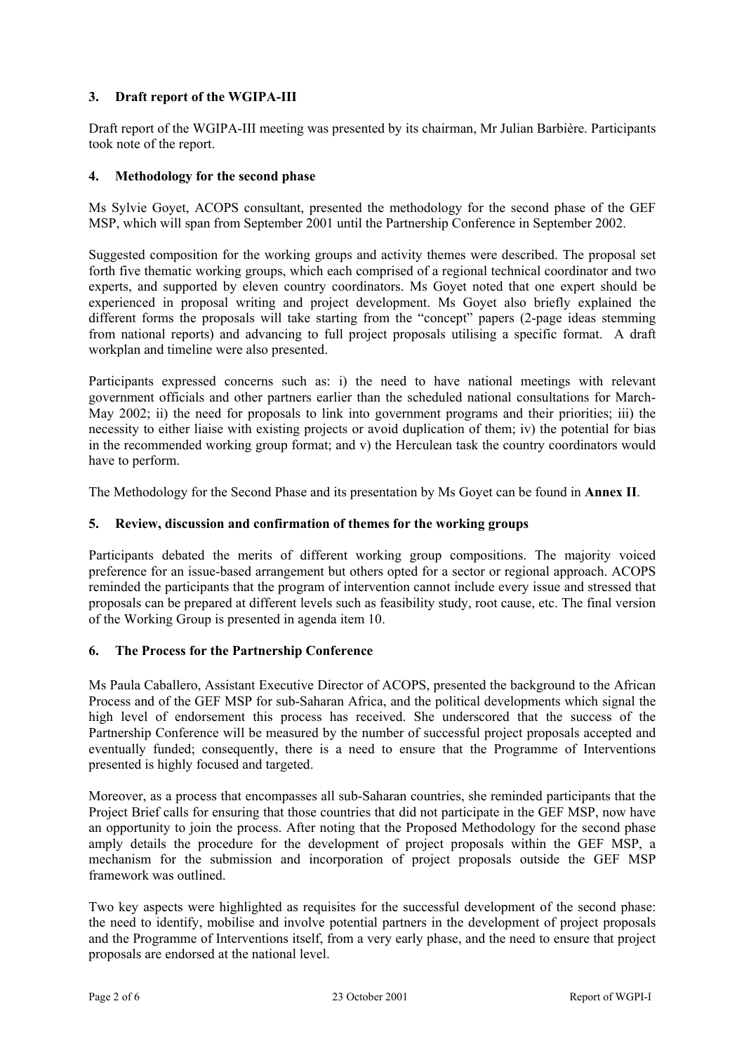## 3. Draft report of the WGIPA-III

Draft report of the WGIPA-III meeting was presented by its chairman, Mr Julian Barbière. Participants took note of the report.

## 4. Methodology for the second phase

Ms Sylvie Goyet, ACOPS consultant, presented the methodology for the second phase of the GEF MSP, which will span from September 2001 until the Partnership Conference in September 2002.

Suggested composition for the working groups and activity themes were described. The proposal set forth five thematic working groups, which each comprised of a regional technical coordinator and two experts, and supported by eleven country coordinators. Ms Goyet noted that one expert should be experienced in proposal writing and project development. Ms Goyet also briefly explained the different forms the proposals will take starting from the "concept" papers (2-page ideas stemming from national reports) and advancing to full project proposals utilising a specific format. A draft workplan and timeline were also presented.

Participants expressed concerns such as: i) the need to have national meetings with relevant government officials and other partners earlier than the scheduled national consultations for March-May 2002; ii) the need for proposals to link into government programs and their priorities; iii) the necessity to either liaise with existing projects or avoid duplication of them; iv) the potential for bias in the recommended working group format; and v) the Herculean task the country coordinators would have to perform.

The Methodology for the Second Phase and its presentation by Ms Goyet can be found in **Annex II**.

## 5. Review, discussion and confirmation of themes for the working groups

Participants debated the merits of different working group compositions. The majority voiced preference for an issue-based arrangement but others opted for a sector or regional approach. ACOPS reminded the participants that the program of intervention cannot include every issue and stressed that proposals can be prepared at different levels such as feasibility study, root cause, etc. The final version of the Working Group is presented in agenda item 10.

## 6. The Process for the Partnership Conference

Ms Paula Caballero, Assistant Executive Director of ACOPS, presented the background to the African Process and of the GEF MSP for sub-Saharan Africa, and the political developments which signal the high level of endorsement this process has received. She underscored that the success of the Partnership Conference will be measured by the number of successful project proposals accepted and eventually funded; consequently, there is a need to ensure that the Programme of Interventions presented is highly focused and targeted.

Moreover, as a process that encompasses all sub-Saharan countries, she reminded participants that the Project Brief calls for ensuring that those countries that did not participate in the GEF MSP, now have an opportunity to join the process. After noting that the Proposed Methodology for the second phase amply details the procedure for the development of project proposals within the GEF MSP, a mechanism for the submission and incorporation of project proposals outside the GEF MSP framework was outlined.

Two key aspects were highlighted as requisites for the successful development of the second phase: the need to identify, mobilise and involve potential partners in the development of project proposals and the Programme of Interventions itself, from a very early phase, and the need to ensure that project proposals are endorsed at the national level.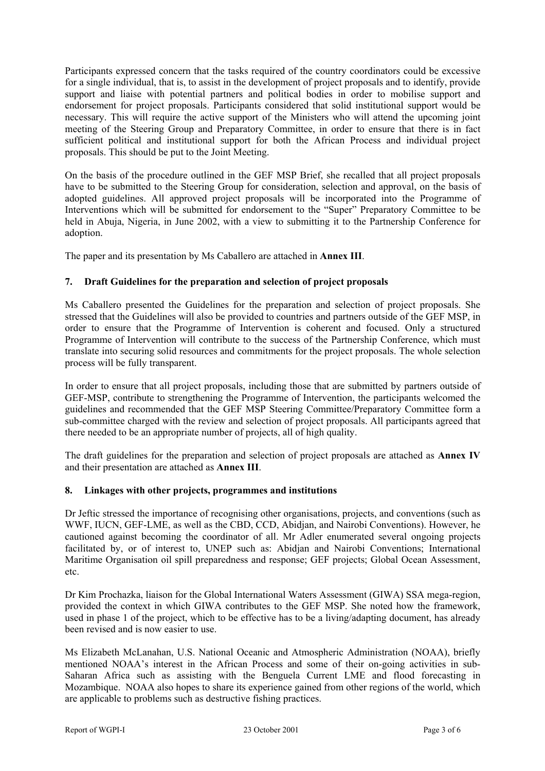Participants expressed concern that the tasks required of the country coordinators could be excessive for a single individual, that is, to assist in the development of project proposals and to identify, provide support and liaise with potential partners and political bodies in order to mobilise support and endorsement for project proposals. Participants considered that solid institutional support would be necessary. This will require the active support of the Ministers who will attend the upcoming joint meeting of the Steering Group and Preparatory Committee, in order to ensure that there is in fact sufficient political and institutional support for both the African Process and individual project proposals. This should be put to the Joint Meeting.

On the basis of the procedure outlined in the GEF MSP Brief, she recalled that all project proposals have to be submitted to the Steering Group for consideration, selection and approval, on the basis of adopted guidelines. All approved project proposals will be incorporated into the Programme of Interventions which will be submitted for endorsement to the "Super" Preparatory Committee to be held in Abuja, Nigeria, in June 2002, with a view to submitting it to the Partnership Conference for adoption.

The paper and its presentation by Ms Caballero are attached in **Annex III**.

## 7. Draft Guidelines for the preparation and selection of project proposals

Ms Caballero presented the Guidelines for the preparation and selection of project proposals. She stressed that the Guidelines will also be provided to countries and partners outside of the GEF MSP, in order to ensure that the Programme of Intervention is coherent and focused. Only a structured Programme of Intervention will contribute to the success of the Partnership Conference, which must translate into securing solid resources and commitments for the project proposals. The whole selection process will be fully transparent.

In order to ensure that all project proposals, including those that are submitted by partners outside of GEF-MSP, contribute to strengthening the Programme of Intervention, the participants welcomed the guidelines and recommended that the GEF MSP Steering Committee/Preparatory Committee form a sub-committee charged with the review and selection of project proposals. All participants agreed that there needed to be an appropriate number of projects, all of high quality.

The draft guidelines for the preparation and selection of project proposals are attached as **Annex IV** and their presentation are attached as **Annex III**.

## 8. Linkages with other projects, programmes and institutions

Dr Jeftic stressed the importance of recognising other organisations, projects, and conventions (such as WWF, IUCN, GEF-LME, as well as the CBD, CCD, Abidjan, and Nairobi Conventions). However, he cautioned against becoming the coordinator of all. Mr Adler enumerated several ongoing projects facilitated by, or of interest to, UNEP such as: Abidjan and Nairobi Conventions; International Maritime Organisation oil spill preparedness and response; GEF projects; Global Ocean Assessment, etc.

Dr Kim Prochazka, liaison for the Global International Waters Assessment (GIWA) SSA mega-region, provided the context in which GIWA contributes to the GEF MSP. She noted how the framework, used in phase 1 of the project, which to be effective has to be a living/adapting document, has already been revised and is now easier to use.

Ms Elizabeth McLanahan, U.S. National Oceanic and Atmospheric Administration (NOAA), briefly mentioned NOAA's interest in the African Process and some of their on-going activities in sub-Saharan Africa such as assisting with the Benguela Current LME and flood forecasting in Mozambique. NOAA also hopes to share its experience gained from other regions of the world, which are applicable to problems such as destructive fishing practices.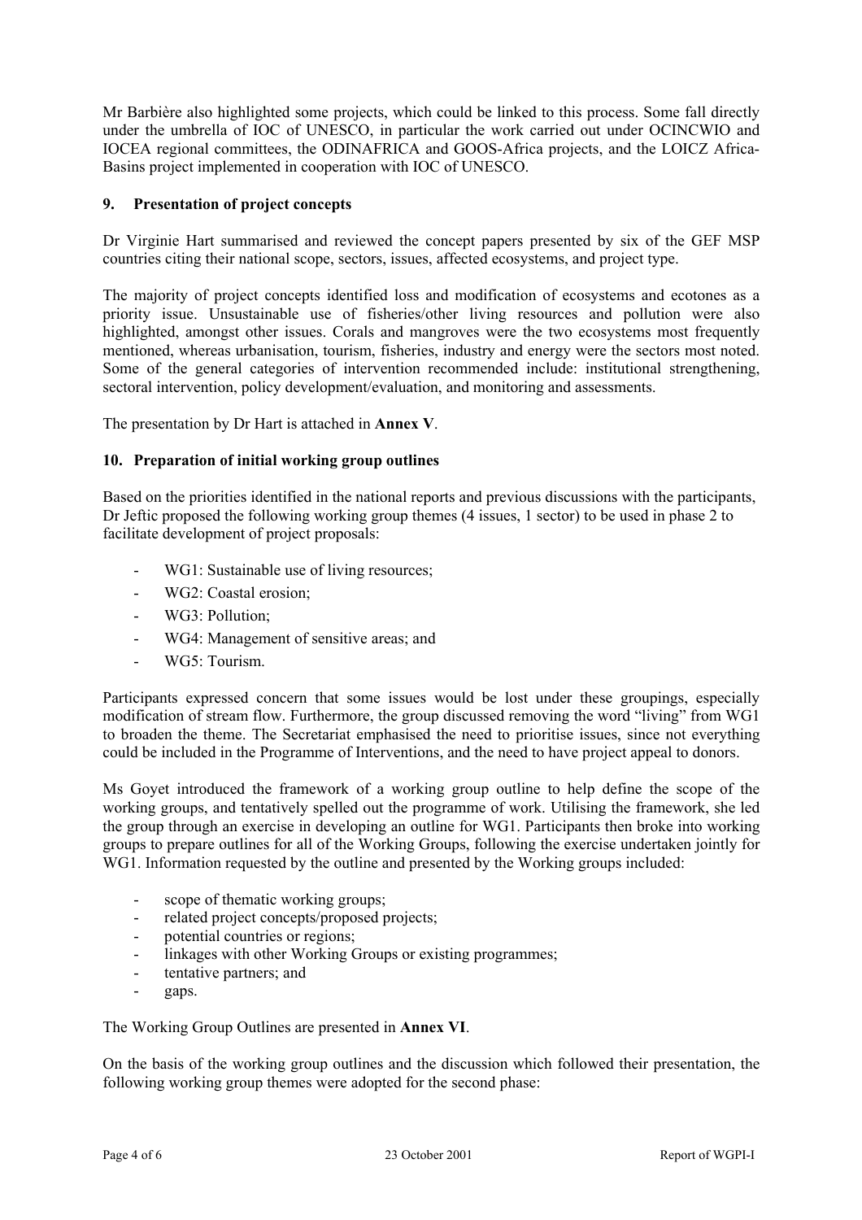Mr Barbière also highlighted some projects, which could be linked to this process. Some fall directly under the umbrella of IOC of UNESCO, in particular the work carried out under OCINCWIO and IOCEA regional committees, the ODINAFRICA and GOOS-Africa projects, and the LOICZ Africa-Basins project implemented in cooperation with IOC of UNESCO.

## 9. Presentation of project concepts

Dr Virginie Hart summarised and reviewed the concept papers presented by six of the GEF MSP countries citing their national scope, sectors, issues, affected ecosystems, and project type.

The majority of project concepts identified loss and modification of ecosystems and ecotones as a priority issue. Unsustainable use of fisheries/other living resources and pollution were also highlighted, amongst other issues. Corals and mangroves were the two ecosystems most frequently mentioned, whereas urbanisation, tourism, fisheries, industry and energy were the sectors most noted. Some of the general categories of intervention recommended include: institutional strengthening, sectoral intervention, policy development/evaluation, and monitoring and assessments.

The presentation by Dr Hart is attached in **Annex V**.

## 10. Preparation of initial working group outlines

Based on the priorities identified in the national reports and previous discussions with the participants, Dr Jeftic proposed the following working group themes (4 issues, 1 sector) to be used in phase 2 to facilitate development of project proposals:

- WG1: Sustainable use of living resources;
- WG2: Coastal erosion;
- WG3: Pollution;
- WG4: Management of sensitive areas; and
- WG5: Tourism.

Participants expressed concern that some issues would be lost under these groupings, especially modification of stream flow. Furthermore, the group discussed removing the word "living" from WG1 to broaden the theme. The Secretariat emphasised the need to prioritise issues, since not everything could be included in the Programme of Interventions, and the need to have project appeal to donors.

Ms Goyet introduced the framework of a working group outline to help define the scope of the working groups, and tentatively spelled out the programme of work. Utilising the framework, she led the group through an exercise in developing an outline for WG1. Participants then broke into working groups to prepare outlines for all of the Working Groups, following the exercise undertaken jointly for WG1. Information requested by the outline and presented by the Working groups included:

- scope of thematic working groups;
- related project concepts/proposed projects;
- potential countries or regions;
- linkages with other Working Groups or existing programmes;
- tentative partners; and
- gaps.

The Working Group Outlines are presented in **Annex VI**.

On the basis of the working group outlines and the discussion which followed their presentation, the following working group themes were adopted for the second phase: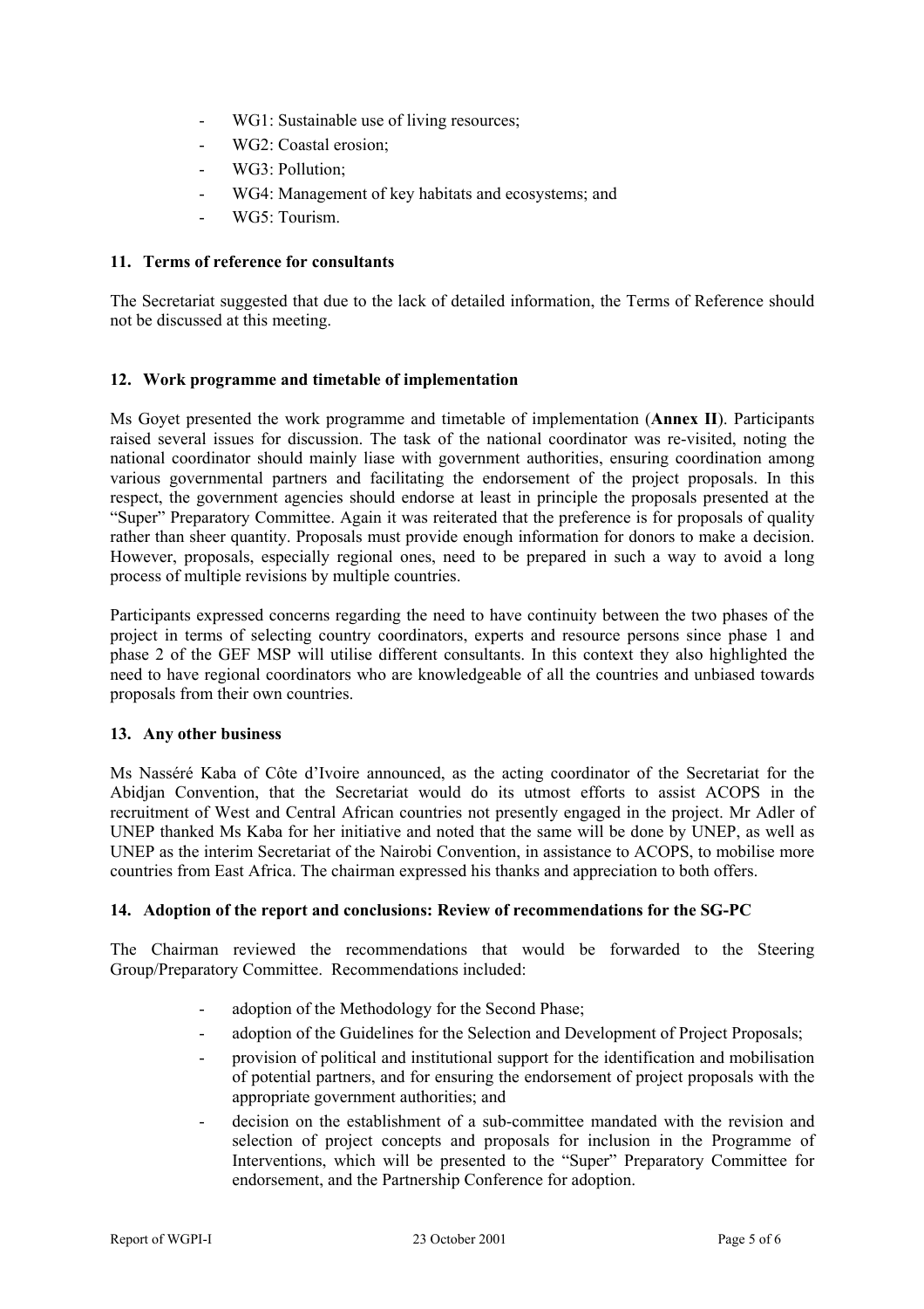- WG1: Sustainable use of living resources;
- WG2: Coastal erosion;
- WG3: Pollution;
- WG4: Management of key habitats and ecosystems; and
- WG5: Tourism.

### 11. Terms of reference for consultants

The Secretariat suggested that due to the lack of detailed information, the Terms of Reference should not be discussed at this meeting.

### 12. Work programme and timetable of implementation

Ms Goyet presented the work programme and timetable of implementation (**Annex II**). Participants raised several issues for discussion. The task of the national coordinator was re-visited, noting the national coordinator should mainly liase with government authorities, ensuring coordination among various governmental partners and facilitating the endorsement of the project proposals. In this respect, the government agencies should endorse at least in principle the proposals presented at the "Super" Preparatory Committee. Again it was reiterated that the preference is for proposals of quality rather than sheer quantity. Proposals must provide enough information for donors to make a decision. However, proposals, especially regional ones, need to be prepared in such a way to avoid a long process of multiple revisions by multiple countries.

Participants expressed concerns regarding the need to have continuity between the two phases of the project in terms of selecting country coordinators, experts and resource persons since phase 1 and phase 2 of the GEF MSP will utilise different consultants. In this context they also highlighted the need to have regional coordinators who are knowledgeable of all the countries and unbiased towards proposals from their own countries.

### 13. Any other business

Ms Nasséré Kaba of Côte d'Ivoire announced, as the acting coordinator of the Secretariat for the Abidjan Convention, that the Secretariat would do its utmost efforts to assist ACOPS in the recruitment of West and Central African countries not presently engaged in the project. Mr Adler of UNEP thanked Ms Kaba for her initiative and noted that the same will be done by UNEP, as well as UNEP as the interim Secretariat of the Nairobi Convention, in assistance to ACOPS, to mobilise more countries from East Africa. The chairman expressed his thanks and appreciation to both offers.

### 14. Adoption of the report and conclusions: Review of recommendations for the SG-PC

The Chairman reviewed the recommendations that would be forwarded to the Steering Group/Preparatory Committee. Recommendations included:

- adoption of the Methodology for the Second Phase;
- adoption of the Guidelines for the Selection and Development of Project Proposals;
- provision of political and institutional support for the identification and mobilisation of potential partners, and for ensuring the endorsement of project proposals with the appropriate government authorities; and
- decision on the establishment of a sub-committee mandated with the revision and selection of project concepts and proposals for inclusion in the Programme of Interventions, which will be presented to the "Super" Preparatory Committee for endorsement, and the Partnership Conference for adoption.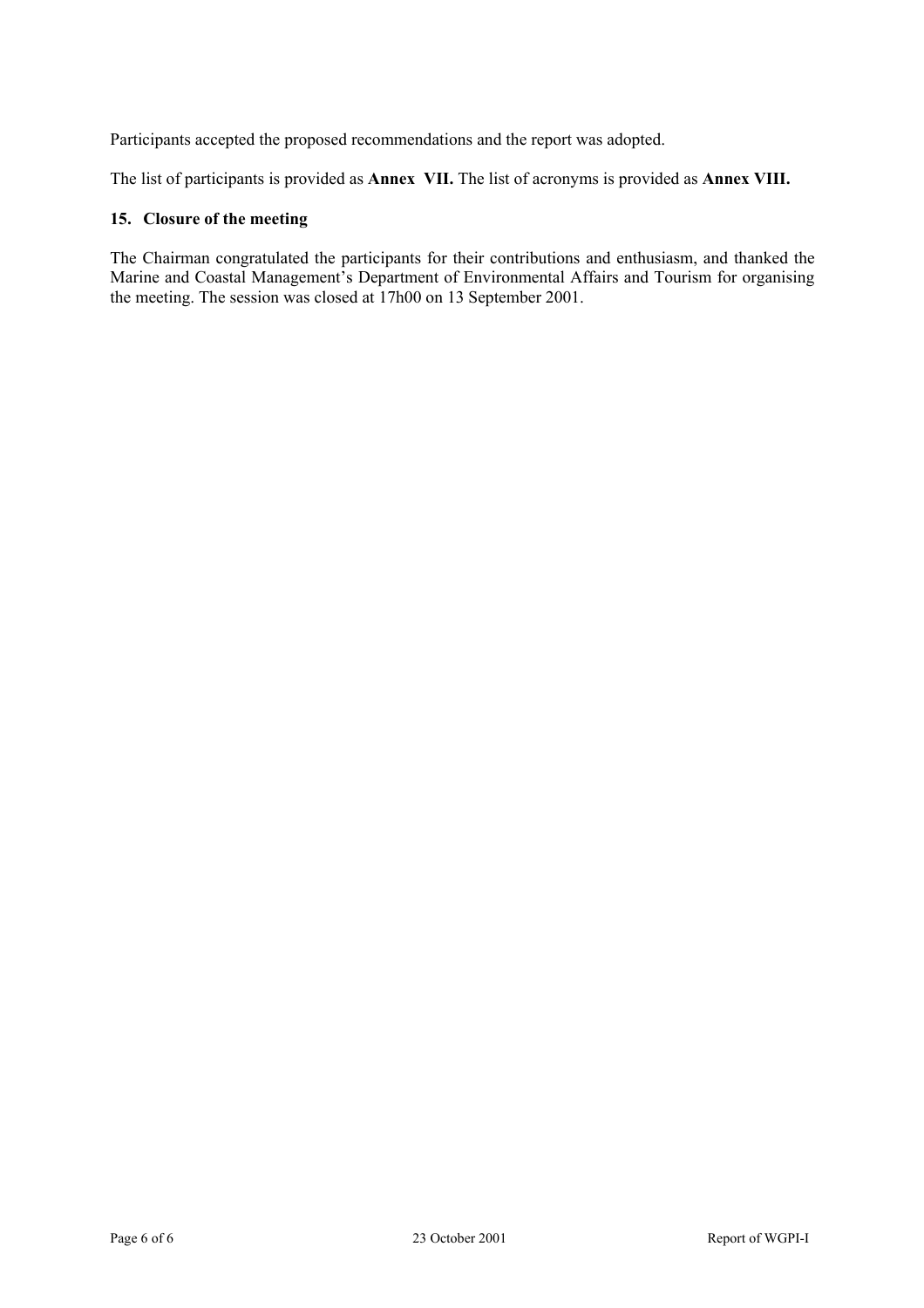Participants accepted the proposed recommendations and the report was adopted.

The list of participants is provided as **Annex VII.** The list of acronyms is provided as **Annex VIII.**

### 15. Closure of the meeting

The Chairman congratulated the participants for their contributions and enthusiasm, and thanked the Marine and Coastal Management's Department of Environmental Affairs and Tourism for organising the meeting. The session was closed at 17h00 on 13 September 2001.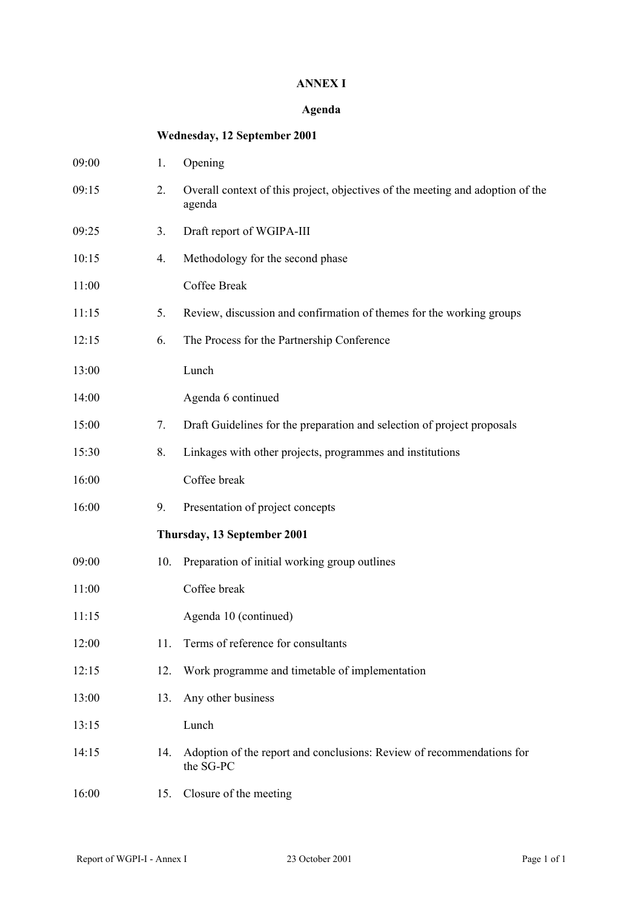# ANNEX I

## Agenda

### Wednesday, 12 September 2001

| Time | No. | Item |
|---|---|---|
| 09:00 | 1. | Opening |
| 09:15 | 2. | Overall context of this project, objectives of the meeting and adoption of the agenda |
| 09:25 | 3. | Draft report of WGIPA-III |
| 10:15 | 4. | Methodology for the second phase |
| 11:00 | | Coffee Break |
| 11:15 | 5. | Review, discussion and confirmation of themes for the working groups |
| 12:15 | 6. | The Process for the Partnership Conference |
| 13:00 | | Lunch |
| 14:00 | | Agenda 6 continued |
| 15:00 | 7. | Draft Guidelines for the preparation and selection of project proposals |
| 15:30 | 8. | Linkages with other projects, programmes and institutions |
| 16:00 | | Coffee break |
| 16:00 | 9. | Presentation of project concepts |

### Thursday, 13 September 2001

| Time | No. | Item |
|---|---|---|
| 09:00 | 10. | Preparation of initial working group outlines |
| 11:00 | | Coffee break |
| 11:15 | | Agenda 10 (continued) |
| 12:00 | 11. | Terms of reference for consultants |
| 12:15 | 12. | Work programme and timetable of implementation |
| 13:00 | 13. | Any other business |
| 13:15 | | Lunch |
| 14:15 | 14. | Adoption of the report and conclusions: Review of recommendations for the SG-PC |
| 16:00 | 15. | Closure of the meeting |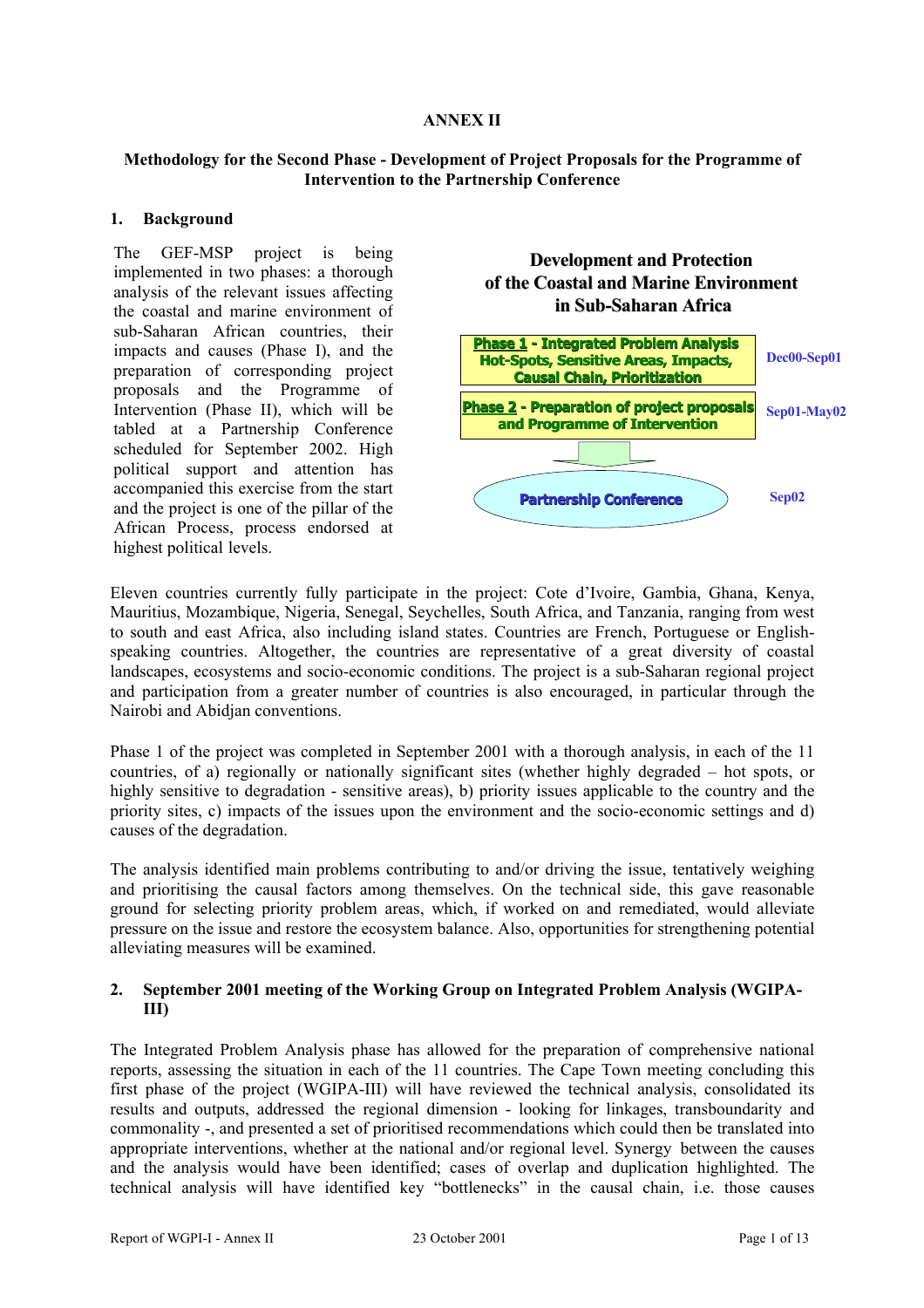**ANNEX II**

**Methodology for the Second Phase - Development of Project Proposals for the Programme of Intervention to the Partnership Conference**

## 1. Background

The GEF-MSP project is being implemented in two phases: a thorough analysis of the relevant issues affecting the coastal and marine environment of sub-Saharan African countries, their impacts and causes (Phase I), and the preparation of corresponding project proposals and the Programme of Intervention (Phase II), which will be tabled at a Partnership Conference scheduled for September 2002. High political support and attention has accompanied this exercise from the start and the project is one of the pillar of the African Process, process endorsed at highest political levels.

**Development and Protection of the Coastal and Marine Environment in Sub-Saharan Africa**

| Phase | Period |
|---|---|
| Phase 1 - Integrated Problem Analysis Hot-Spots, Sensitive Areas, Impacts, Causal Chain, Prioritization | Dec00-Sep01 |
| Phase 2 - Preparation of project proposals and Programme of Intervention | Sep01-May02 |
| Partnership Conference | Sep02 |

Eleven countries currently fully participate in the project: Cote d'Ivoire, Gambia, Ghana, Kenya, Mauritius, Mozambique, Nigeria, Senegal, Seychelles, South Africa, and Tanzania, ranging from west to south and east Africa, also including island states. Countries are French, Portuguese or English-speaking countries. Altogether, the countries are representative of a great diversity of coastal landscapes, ecosystems and socio-economic conditions. The project is a sub-Saharan regional project and participation from a greater number of countries is also encouraged, in particular through the Nairobi and Abidjan conventions.

Phase 1 of the project was completed in September 2001 with a thorough analysis, in each of the 11 countries, of a) regionally or nationally significant sites (whether highly degraded – hot spots, or highly sensitive to degradation - sensitive areas), b) priority issues applicable to the country and the priority sites, c) impacts of the issues upon the environment and the socio-economic settings and d) causes of the degradation.

The analysis identified main problems contributing to and/or driving the issue, tentatively weighing and prioritising the causal factors among themselves. On the technical side, this gave reasonable ground for selecting priority problem areas, which, if worked on and remediated, would alleviate pressure on the issue and restore the ecosystem balance. Also, opportunities for strengthening potential alleviating measures will be examined.

## 2. September 2001 meeting of the Working Group on Integrated Problem Analysis (WGIPA-III)

The Integrated Problem Analysis phase has allowed for the preparation of comprehensive national reports, assessing the situation in each of the 11 countries. The Cape Town meeting concluding this first phase of the project (WGIPA-III) will have reviewed the technical analysis, consolidated its results and outputs, addressed the regional dimension - looking for linkages, transboundarity and commonality -, and presented a set of prioritised recommendations which could then be translated into appropriate interventions, whether at the national and/or regional level. Synergy between the causes and the analysis would have been identified; cases of overlap and duplication highlighted. The technical analysis will have identified key "bottlenecks" in the causal chain, i.e. those causes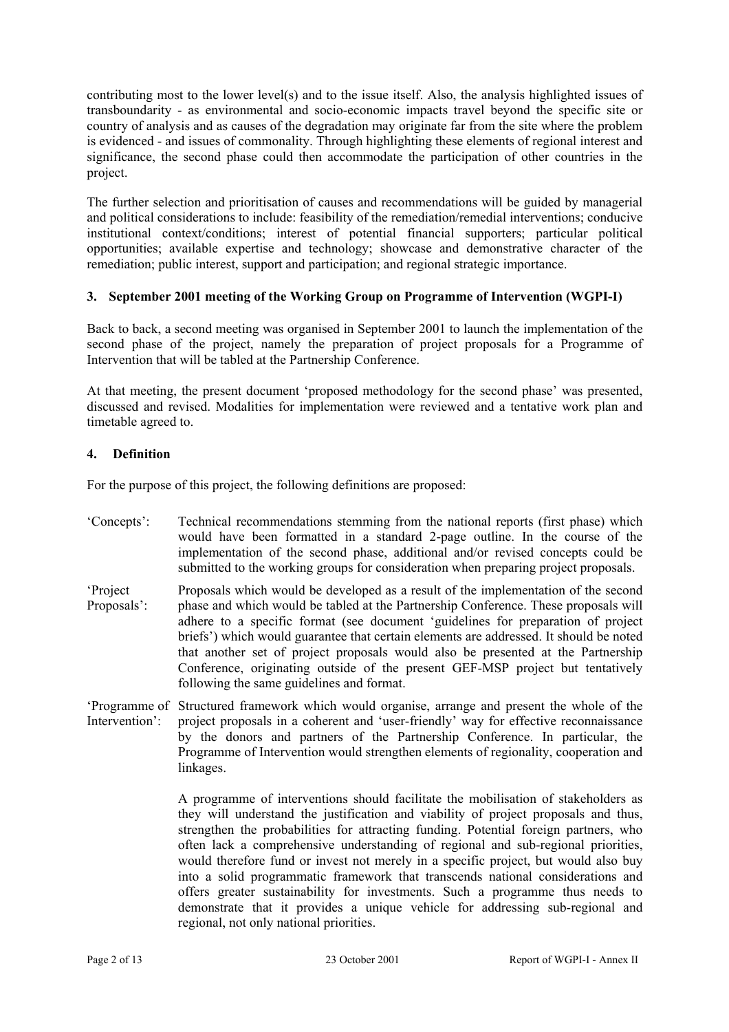contributing most to the lower level(s) and to the issue itself. Also, the analysis highlighted issues of transboundarity - as environmental and socio-economic impacts travel beyond the specific site or country of analysis and as causes of the degradation may originate far from the site where the problem is evidenced - and issues of commonality. Through highlighting these elements of regional interest and significance, the second phase could then accommodate the participation of other countries in the project.

The further selection and prioritisation of causes and recommendations will be guided by managerial and political considerations to include: feasibility of the remediation/remedial interventions; conducive institutional context/conditions; interest of potential financial supporters; particular political opportunities; available expertise and technology; showcase and demonstrative character of the remediation; public interest, support and participation; and regional strategic importance.

### 3. September 2001 meeting of the Working Group on Programme of Intervention (WGPI-I)

Back to back, a second meeting was organised in September 2001 to launch the implementation of the second phase of the project, namely the preparation of project proposals for a Programme of Intervention that will be tabled at the Partnership Conference.

At that meeting, the present document 'proposed methodology for the second phase' was presented, discussed and revised. Modalities for implementation were reviewed and a tentative work plan and timetable agreed to.

### 4. Definition

For the purpose of this project, the following definitions are proposed:

'Concepts': Technical recommendations stemming from the national reports (first phase) which would have been formatted in a standard 2-page outline. In the course of the implementation of the second phase, additional and/or revised concepts could be submitted to the working groups for consideration when preparing project proposals.

'Project Proposals': Proposals which would be developed as a result of the implementation of the second phase and which would be tabled at the Partnership Conference. These proposals will adhere to a specific format (see document 'guidelines for preparation of project briefs') which would guarantee that certain elements are addressed. It should be noted that another set of project proposals would also be presented at the Partnership Conference, originating outside of the present GEF-MSP project but tentatively following the same guidelines and format.

'Programme of Intervention': Structured framework which would organise, arrange and present the whole of the project proposals in a coherent and 'user-friendly' way for effective reconnaissance by the donors and partners of the Partnership Conference. In particular, the Programme of Intervention would strengthen elements of regionality, cooperation and linkages.

A programme of interventions should facilitate the mobilisation of stakeholders as they will understand the justification and viability of project proposals and thus, strengthen the probabilities for attracting funding. Potential foreign partners, who often lack a comprehensive understanding of regional and sub-regional priorities, would therefore fund or invest not merely in a specific project, but would also buy into a solid programmatic framework that transcends national considerations and offers greater sustainability for investments. Such a programme thus needs to demonstrate that it provides a unique vehicle for addressing sub-regional and regional, not only national priorities.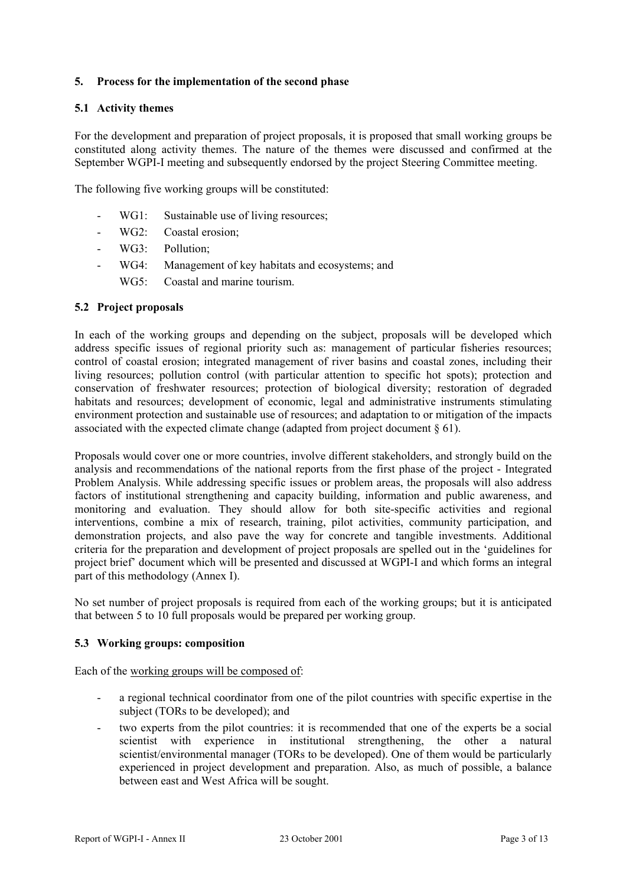## 5. Process for the implementation of the second phase

### 5.1 Activity themes

For the development and preparation of project proposals, it is proposed that small working groups be constituted along activity themes. The nature of the themes were discussed and confirmed at the September WGPI-I meeting and subsequently endorsed by the project Steering Committee meeting.

The following five working groups will be constituted:

- WG1: Sustainable use of living resources;
- WG2: Coastal erosion;
- WG3: Pollution;
- WG4: Management of key habitats and ecosystems; and
- WG5: Coastal and marine tourism.

### 5.2 Project proposals

In each of the working groups and depending on the subject, proposals will be developed which address specific issues of regional priority such as: management of particular fisheries resources; control of coastal erosion; integrated management of river basins and coastal zones, including their living resources; pollution control (with particular attention to specific hot spots); protection and conservation of freshwater resources; protection of biological diversity; restoration of degraded habitats and resources; development of economic, legal and administrative instruments stimulating environment protection and sustainable use of resources; and adaptation to or mitigation of the impacts associated with the expected climate change (adapted from project document § 61).

Proposals would cover one or more countries, involve different stakeholders, and strongly build on the analysis and recommendations of the national reports from the first phase of the project - Integrated Problem Analysis. While addressing specific issues or problem areas, the proposals will also address factors of institutional strengthening and capacity building, information and public awareness, and monitoring and evaluation. They should allow for both site-specific activities and regional interventions, combine a mix of research, training, pilot activities, community participation, and demonstration projects, and also pave the way for concrete and tangible investments. Additional criteria for the preparation and development of project proposals are spelled out in the 'guidelines for project brief' document which will be presented and discussed at WGPI-I and which forms an integral part of this methodology (Annex I).

No set number of project proposals is required from each of the working groups; but it is anticipated that between 5 to 10 full proposals would be prepared per working group.

### 5.3 Working groups: composition

Each of the working groups will be composed of:

- a regional technical coordinator from one of the pilot countries with specific expertise in the subject (TORs to be developed); and
- two experts from the pilot countries: it is recommended that one of the experts be a social scientist with experience in institutional strengthening, the other a natural scientist/environmental manager (TORs to be developed). One of them would be particularly experienced in project development and preparation. Also, as much of possible, a balance between east and West Africa will be sought.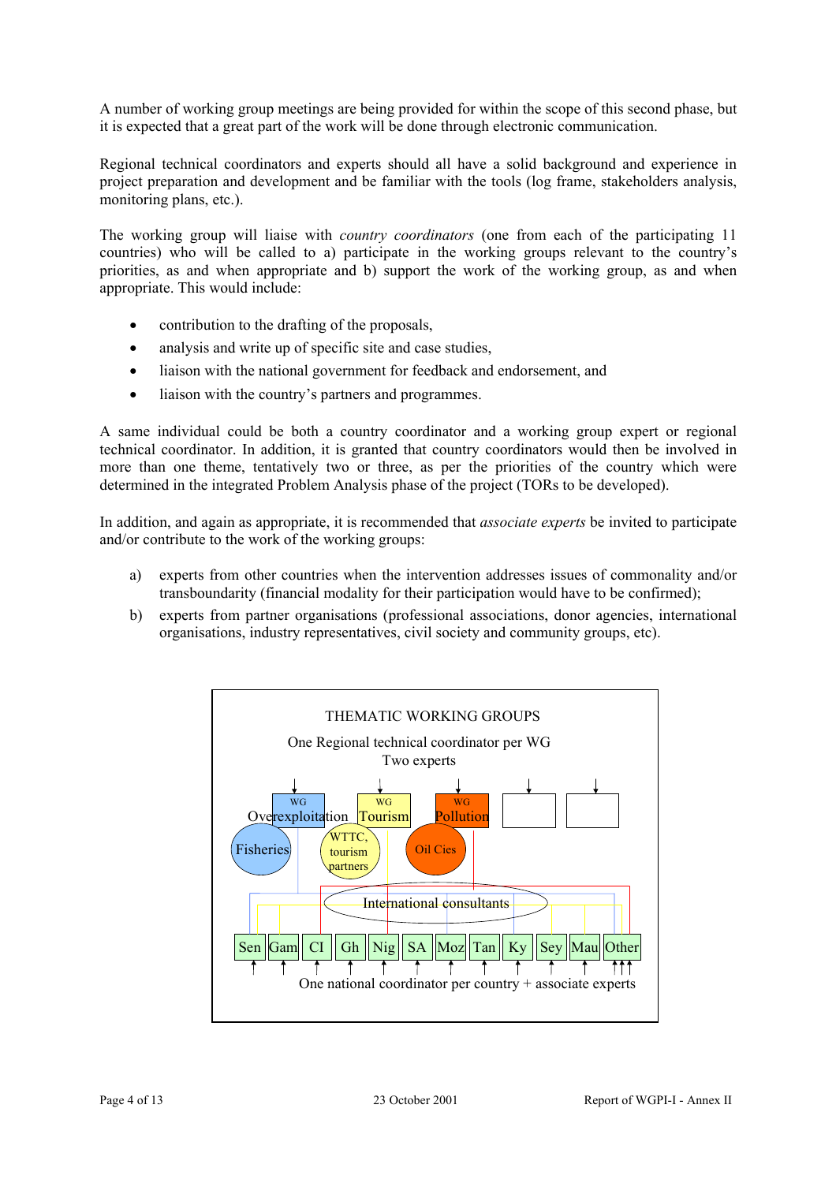A number of working group meetings are being provided for within the scope of this second phase, but it is expected that a great part of the work will be done through electronic communication.

Regional technical coordinators and experts should all have a solid background and experience in project preparation and development and be familiar with the tools (log frame, stakeholders analysis, monitoring plans, etc.).

The working group will liaise with *country coordinators* (one from each of the participating 11 countries) who will be called to a) participate in the working groups relevant to the country's priorities, as and when appropriate and b) support the work of the working group, as and when appropriate. This would include:

- contribution to the drafting of the proposals,
- analysis and write up of specific site and case studies,
- liaison with the national government for feedback and endorsement, and
- liaison with the country's partners and programmes.

A same individual could be both a country coordinator and a working group expert or regional technical coordinator. In addition, it is granted that country coordinators would then be involved in more than one theme, tentatively two or three, as per the priorities of the country which were determined in the integrated Problem Analysis phase of the project (TORs to be developed).

In addition, and again as appropriate, it is recommended that *associate experts* be invited to participate and/or contribute to the work of the working groups:

a) experts from other countries when the intervention addresses issues of commonality and/or transboundarity (financial modality for their participation would have to be confirmed);

b) experts from partner organisations (professional associations, donor agencies, international organisations, industry representatives, civil society and community groups, etc).

THEMATIC WORKING GROUPS

One Regional technical coordinator per WG

Two experts

WG Overexploitation | WG Tourism | WG Pollution

Fisheries | WTTC, tourism partners | Oil Cies

International consultants

Sen | Gam | CI | Gh | Nig | SA | Moz | Tan | Ky | Sey | Mau | Other

One national coordinator per country + associate experts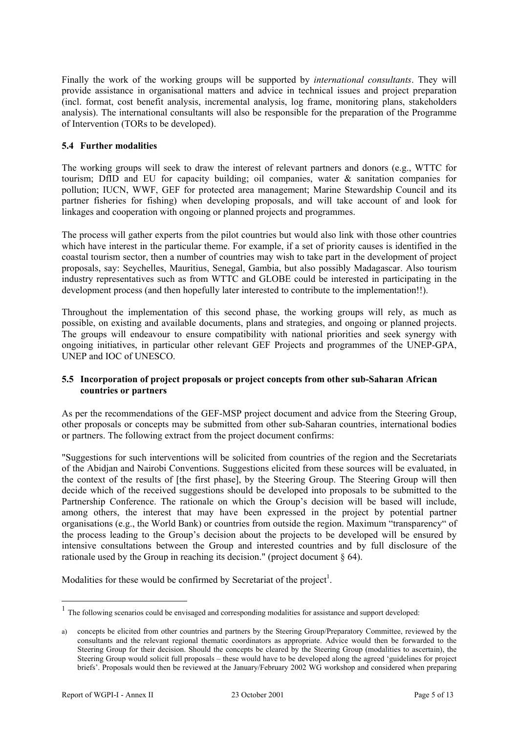Finally the work of the working groups will be supported by *international consultants*. They will provide assistance in organisational matters and advice in technical issues and project preparation (incl. format, cost benefit analysis, incremental analysis, log frame, monitoring plans, stakeholders analysis). The international consultants will also be responsible for the preparation of the Programme of Intervention (TORs to be developed).

### 5.4 Further modalities

The working groups will seek to draw the interest of relevant partners and donors (e.g., WTTC for tourism; DfID and EU for capacity building; oil companies, water & sanitation companies for pollution; IUCN, WWF, GEF for protected area management; Marine Stewardship Council and its partner fisheries for fishing) when developing proposals, and will take account of and look for linkages and cooperation with ongoing or planned projects and programmes.

The process will gather experts from the pilot countries but would also link with those other countries which have interest in the particular theme. For example, if a set of priority causes is identified in the coastal tourism sector, then a number of countries may wish to take part in the development of project proposals, say: Seychelles, Mauritius, Senegal, Gambia, but also possibly Madagascar. Also tourism industry representatives such as from WTTC and GLOBE could be interested in participating in the development process (and then hopefully later interested to contribute to the implementation!!).

Throughout the implementation of this second phase, the working groups will rely, as much as possible, on existing and available documents, plans and strategies, and ongoing or planned projects. The groups will endeavour to ensure compatibility with national priorities and seek synergy with ongoing initiatives, in particular other relevant GEF Projects and programmes of the UNEP-GPA, UNEP and IOC of UNESCO.

### 5.5 Incorporation of project proposals or project concepts from other sub-Saharan African countries or partners

As per the recommendations of the GEF-MSP project document and advice from the Steering Group, other proposals or concepts may be submitted from other sub-Saharan countries, international bodies or partners. The following extract from the project document confirms:

"Suggestions for such interventions will be solicited from countries of the region and the Secretariats of the Abidjan and Nairobi Conventions. Suggestions elicited from these sources will be evaluated, in the context of the results of [the first phase], by the Steering Group. The Steering Group will then decide which of the received suggestions should be developed into proposals to be submitted to the Partnership Conference. The rationale on which the Group's decision will be based will include, among others, the interest that may have been expressed in the project by potential partner organisations (e.g., the World Bank) or countries from outside the region. Maximum "transparency" of the process leading to the Group's decision about the projects to be developed will be ensured by intensive consultations between the Group and interested countries and by full disclosure of the rationale used by the Group in reaching its decision." (project document § 64).

Modalities for these would be confirmed by Secretariat of the project[1].

---

[1] The following scenarios could be envisaged and corresponding modalities for assistance and support developed:

a) concepts be elicited from other countries and partners by the Steering Group/Preparatory Committee, reviewed by the consultants and the relevant regional thematic coordinators as appropriate. Advice would then be forwarded to the Steering Group for their decision. Should the concepts be cleared by the Steering Group (modalities to ascertain), the Steering Group would solicit full proposals – these would have to be developed along the agreed 'guidelines for project briefs'. Proposals would then be reviewed at the January/February 2002 WG workshop and considered when preparing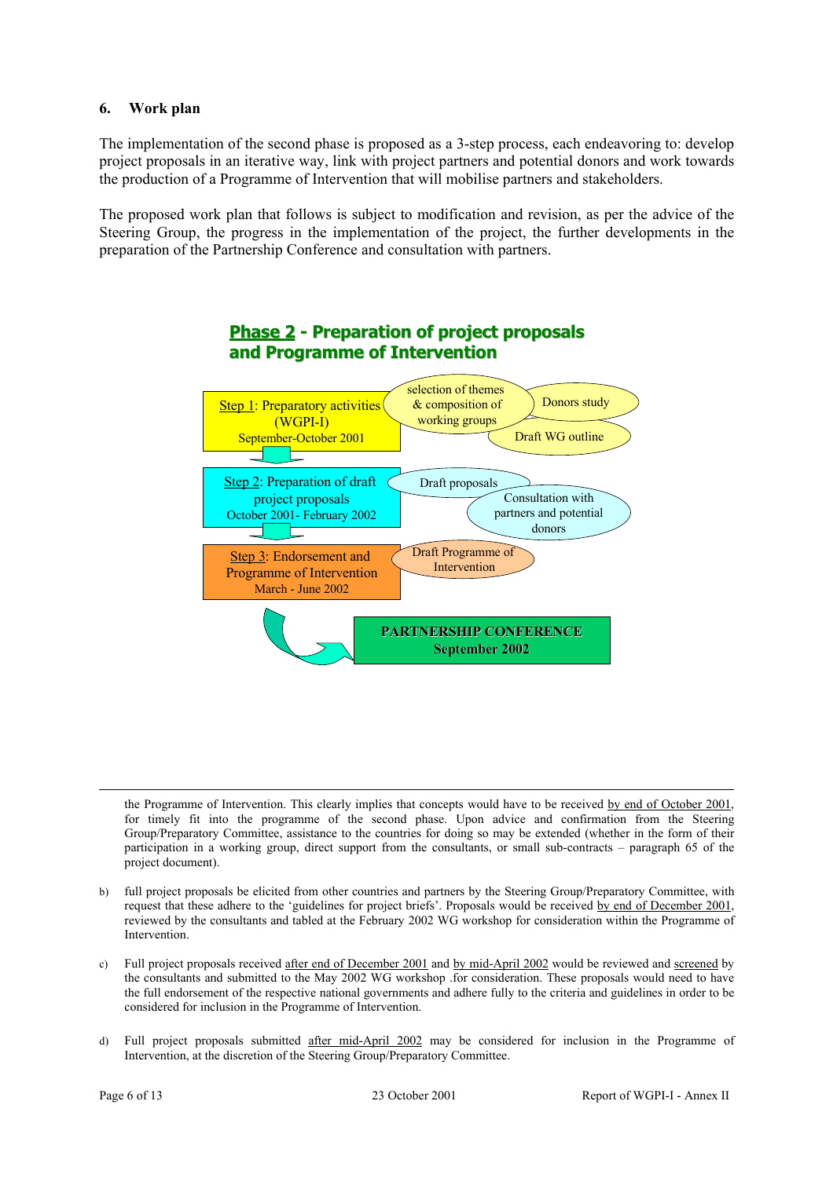## 6. Work plan

The implementation of the second phase is proposed as a 3-step process, each endeavoring to: develop project proposals in an iterative way, link with project partners and potential donors and work towards the production of a Programme of Intervention that will mobilise partners and stakeholders.

The proposed work plan that follows is subject to modification and revision, as per the advice of the Steering Group, the progress in the implementation of the project, the further developments in the preparation of the Partnership Conference and consultation with partners.

**Phase 2 - Preparation of project proposals and Programme of Intervention**

- **Step 1**: Preparatory activities (WGPI-I), September-October 2001
  - selection of themes & composition of working groups
  - Donors study
  - Draft WG outline
- **Step 2**: Preparation of draft project proposals, October 2001- February 2002
  - Draft proposals
  - Consultation with partners and potential donors
- **Step 3**: Endorsement and Programme of Intervention, March - June 2002
  - Draft Programme of Intervention
- **PARTNERSHIP CONFERENCE**, September 2002

---

the Programme of Intervention. This clearly implies that concepts would have to be received by end of October 2001, for timely fit into the programme of the second phase. Upon advice and confirmation from the Steering Group/Preparatory Committee, assistance to the countries for doing so may be extended (whether in the form of their participation in a working group, direct support from the consultants, or small sub-contracts – paragraph 65 of the project document).

b) full project proposals be elicited from other countries and partners by the Steering Group/Preparatory Committee, with request that these adhere to the 'guidelines for project briefs'. Proposals would be received by end of December 2001, reviewed by the consultants and tabled at the February 2002 WG workshop for consideration within the Programme of Intervention.

c) Full project proposals received after end of December 2001 and by mid-April 2002 would be reviewed and screened by the consultants and submitted to the May 2002 WG workshop .for consideration. These proposals would need to have the full endorsement of the respective national governments and adhere fully to the criteria and guidelines in order to be considered for inclusion in the Programme of Intervention.

d) Full project proposals submitted after mid-April 2002 may be considered for inclusion in the Programme of Intervention, at the discretion of the Steering Group/Preparatory Committee.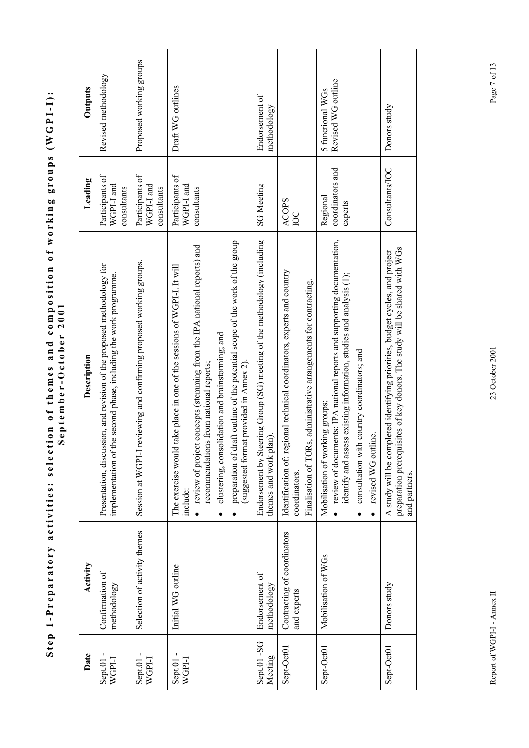# Step 1-Preparatory activities: selection of themes and composition of working groups (WGPI-I): September-October 2001

| Date | Activity | Description | Leading | Outputs |
|---|---|---|---|---|
| Sept.01 - WGPI-I | Confirmation of methodology | Presentation, discussion, and revision of the proposed methodology for implementation of the second phase, including the work programme. | Participants of WGPI-I and consultants | Revised methodology |
| Sept.01 - WGPI-I | Selection of activity themes | Session at WGPI-I reviewing and confirming proposed working groups. | Participants of WGPI-I and consultants | Proposed working groups |
| Sept.01 - WGPI-I | Initial WG outline | The exercise would take place in one of the sessions of WGPI-I. It will include:<br>• review of project concepts (stemming from the IPA national reports) and recommendations from national reports;<br>• clustering, consolidation and brainstorming; and<br>• preparation of draft outline of the potential scope of the work of the group (suggested format provided in Annex 2). | Participants of WGPI-I and consultants | Draft WG outlines |
| Sept.01 -SG Meeting | Endorsement of methodology | Endorsement by Steering Group (SG) meeting of the methodology (including themes and work plan). | SG Meeting | Endorsement of methodology |
| Sept-Oct01 | Contracting of coordinators and experts | Identification of: regional technical coordinators, experts and country coordinators.<br>Finalisation of TORs, administrative arrangements for contracting. | ACOPS<br>IOC | |
| Sept-Oct01 | Mobilisation of WGs | Mobilisation of working groups:<br>• review of documents: IPA national reports and supporting documentation, identify and assess existing information, studies and analysis (1);<br>• consultation with country coordinators; and<br>• revised WG outline. | Regional coordinators and experts | 5 functional WGs<br>Revised WG outline |
| Sept-Oct01 | Donors study | A study will be completed identifying priorities, budget cycles, and project preparation prerequisites of key donors. The study will be shared with WGs and partners. | Consultants/IOC | Donors study |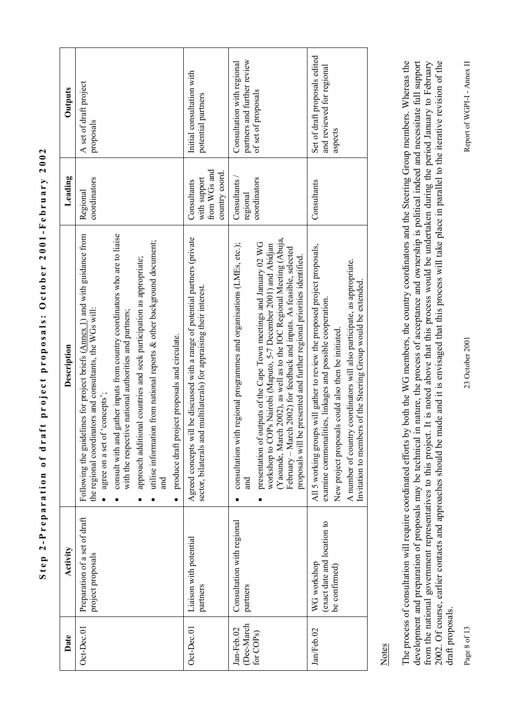# Step 2-Preparation of draft project proposals: October 2001-February 2002

| Date | Activity | Description | Leading | Outputs |
|---|---|---|---|---|
| Oct-Dec.01 | Preparation of a set of draft project proposals | Following the guidelines for project briefs (Annex 1) and with guidance from the regional coordinators and consultants, the WGs will: <br>• agree on a set of 'concepts'; <br>• consult with and gather inputs from country coordinators who are to liaise with the respective national authorities and partners; <br>• approach additional countries and seek participation as appropriate; <br>• utilise information from national reports & other background document; and <br>• produce draft project proposals and circulate. | Regional coordinators | A set of draft project proposals |
| Oct-Dec.01 | Liaison with potential partners | Agreed concepts will be discussed with a range of potential partners (private sector, bilaterals and multilaterals) for appraising their interest. | Consultants with support from WGs and country coord. | Initial consultation with potential partners |
| Jan-Feb.02 (Dec-March for COPs) | Consultation with regional partners | • consultation with regional programmes and organisations (LMEs, etc.); and <br>• presentation of outputs of the Cape Town meetings and January 02 WG workshop to COPs Nairobi (Maputo, 5-7 December 2001) and Abidjan (Yaounde, March 2002), as well as to the IOC Regional Meeting (Abuja, February – March 2002) for feedback and inputs. As feasible, selected proposals will be presented and further regional priorities identified. | Consultants / regional coordinators | Consultation with regional partners and further review of set of proposals |
| Jan/Feb.02 | WG workshop (exact date and location to be confirmed) | All 5 working groups will gather to review the proposed project proposals, examine commonalities, linkages and possible cooperation. <br>New project proposals could also then be initiated. <br>A number of country coordinators will also participate, as appropriate. Invitation to members of the Steering Group would be extended. | Consultants | Set of draft proposals edited and reviewed for regional aspects |

Notes

The process of consultation will require coordinated efforts by both the WG members, the country coordinators and the Steering Group members. Whereas the development and preparation of proposals may be technical in nature, the process of acceptance and ownership is political indeed and necessitate full support from the national government representatives to this project. It is noted above that this process would be undertaken during the period January to February 2002. Of course, earlier contacts and approaches should be made and it is envisaged that this process will take place in parallel to the iterative revision of the draft proposals.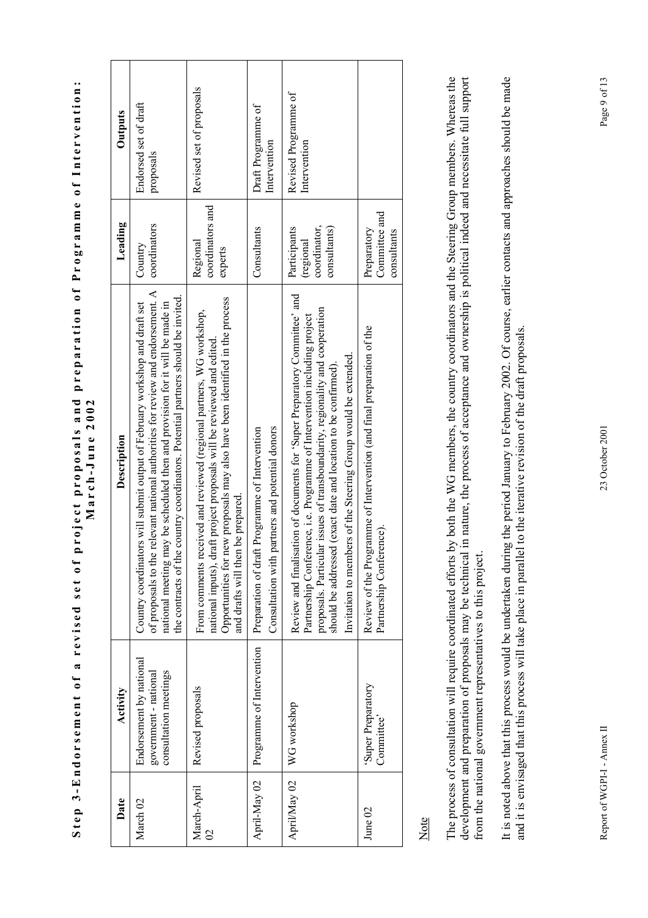## Step 3-Endorsement of a revised set of project proposals and preparation of Programme of Intervention: March-June 2002

| Date | Activity | Description | Leading | Outputs |
|---|---|---|---|---|
| March 02 | Endorsement by national government - national consultation meetings | Country coordinators will submit output of February workshop and draft set of proposals to the relevant national authorities for review and endorsement. A national meeting may be scheduled then and provision for it will be made in the contracts of the country coordinators. Potential partners should be invited. | Country coordinators | Endorsed set of draft proposals |
| March-April 02 | Revised proposals | From comments received and reviewed (regional partners, WG workshop, national inputs), draft project proposals will be reviewed and edited. Opportunities for new proposals may also have been identified in the process and drafts will then be prepared. | Regional coordinators and experts | Revised set of proposals |
| April-May 02 | Programme of Intervention | Preparation of draft Programme of Intervention<br>Consultation with partners and potential donors | Consultants | Draft Programme of Intervention |
| April/May 02 | WG workshop | Review and finalisation of documents for 'Super Preparatory Committee' and Partnership Conference, i.e. Programme of Intervention including project proposals. Particular issues of transboundarity, regionality and cooperation should be addressed (exact date and location to be confirmed).<br>Invitation to members of the Steering Group would be extended. | Participants (regional coordinator, consultants) | Revised Programme of Intervention |
| June 02 | 'Super Preparatory Committee' | Review of the Programme of Intervention (and final preparation of the Partnership Conference). | Preparatory Committee and consultants | |

Note

The process of consultation will require coordinated efforts by both the WG members, the country coordinators and the Steering Group members. Whereas the development and preparation of proposals may be technical in nature, the process of acceptance and ownership is political indeed and necessitate full support from the national government representatives to this project.

It is noted above that this process would be undertaken during the period January to February 2002. Of course, earlier contacts and approaches should be made and it is envisaged that this process will take place in parallel to the iterative revision of the draft proposals.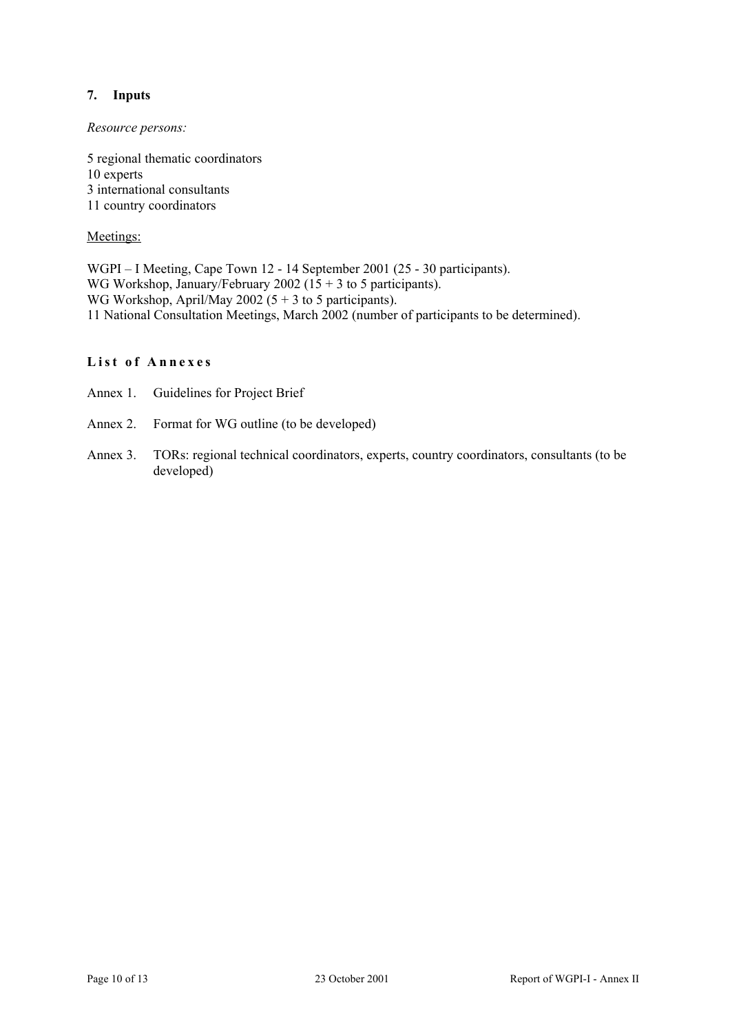## 7. Inputs

*Resource persons:*

5 regional thematic coordinators
10 experts
3 international consultants
11 country coordinators

Meetings:

WGPI – I Meeting, Cape Town 12 - 14 September 2001 (25 - 30 participants).
WG Workshop, January/February 2002 (15 + 3 to 5 participants).
WG Workshop, April/May 2002 (5 + 3 to 5 participants).
11 National Consultation Meetings, March 2002 (number of participants to be determined).

## List of Annexes

Annex 1. Guidelines for Project Brief

Annex 2. Format for WG outline (to be developed)

Annex 3. TORs: regional technical coordinators, experts, country coordinators, consultants (to be developed)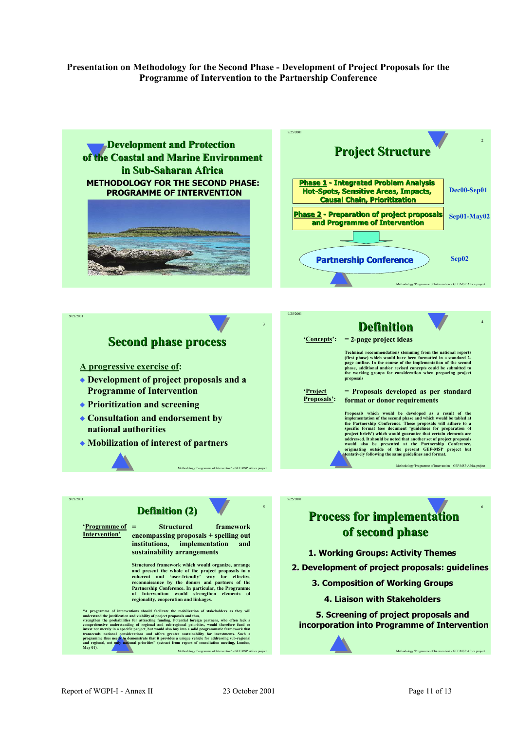**Presentation on Methodology for the Second Phase - Development of Project Proposals for the Programme of Intervention to the Partnership Conference**

## Development and Protection of the Coastal and Marine Environment in Sub-Saharan Africa

**METHODOLOGY FOR THE SECOND PHASE: PROGRAMME OF INTERVENTION**

## Project Structure

| | |
|---|---|
| **Phase 1 - Integrated Problem Analysis Hot-Spots, Sensitive Areas, Impacts, Causal Chain, Prioritization** | Dec00-Sep01 |
| **Phase 2 - Preparation of project proposals and Programme of Intervention** | Sep01-May02 |
| **Partnership Conference** | Sep02 |

## Second phase process

A progressive exercise of:

- Development of project proposals and a Programme of Intervention
- Prioritization and screening
- Consultation and endorsement by national authorities
- Mobilization of interest of partners

## Definition

'Concepts': = 2-page project ideas

Technical recommendations stemming from the national reports (first phase) which would have been formatted in a standard 2-page outline. In the course of the implementation of the second phase, additional and/or revised concepts could be submitted to the working groups for consideration when preparing project proposals

'Project Proposals': = Proposals developed as per standard format or donor requirements

Proposals which would be developed as a result of the implementation of the second phase and which would be tabled at the Partnership Conference. These proposals will adhere to a specific format (see document 'guidelines for preparation of project briefs') which would guarantee that certain elements are addressed. It should be noted that another set of project proposals would also be presented at the Partnership Conference, originating outside of the present GEF-MSP project but tentatively following the same guidelines and format.

## Definition (2)

'Programme of Intervention' = Structured framework encompassing proposals + spelling out institutiona, implementation and sustainability arrangements

Structured framework which would organize, arrange and present the whole of the project proposals in a coherent and 'user-friendly' way for effective reconnaissance by the donors and partners of the Partnership Conference. In particular, the Programme of Intervention would strengthen elements of regionality, cooperation and linkages.

"A programme of interventions should facilitate the mobilization of stakeholders as they will understand the justification and viability of project proposals and thus, strengthen the probabilities for attracting funding. Potential foreign partners, who often lack a comprehensive understanding of regional and sub-regional priorities, would therefore fund or invest not merely in a specific project, but would also buy into a solid programmatic framework that transcends national considerations and offers greater sustainability for investments. Such a programme thus needs to demonstrate that it provides a unique vehicle for addressing sub-regional and regional, not only national priorities" (extract from report of consultation meeting, London, May 01).

## Process for implementation of second phase

1. Working Groups: Activity Themes
2. Development of project proposals: guidelines
3. Composition of Working Groups
4. Liaison with Stakeholders
5. Screening of project proposals and incorporation into Programme of Intervention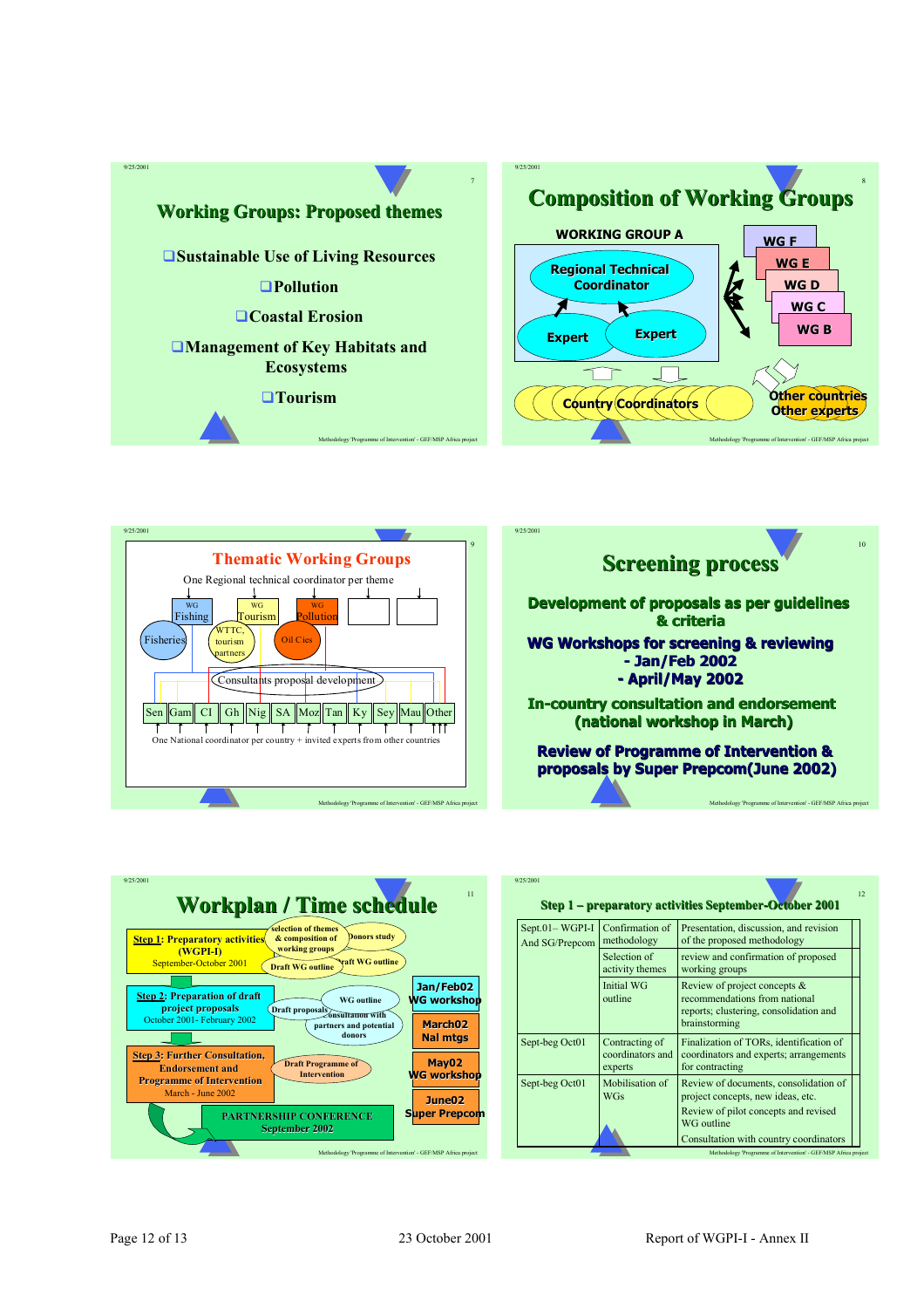## Working Groups: Proposed themes

- Sustainable Use of Living Resources
- Pollution
- Coastal Erosion
- Management of Key Habitats and Ecosystems
- Tourism

## Composition of Working Groups

WORKING GROUP A

- Regional Technical Coordinator
- Expert
- Expert

WG F, WG E, WG D, WG C, WG B

Country Coordinators

Other countries
Other experts

## Thematic Working Groups

One Regional technical coordinator per theme

- WG Fishing — Fisheries
- WG Tourism — WTTC, tourism partners
- WG Pollution — Oil Cies

Consultants proposal development

Sen | Gam | CI | Gh | Nig | SA | Moz | Tan | Ky | Sey | Mau | Other

One National coordinator per country + invited experts from other countries

## Screening process

**Development of proposals as per guidelines & criteria**

**WG Workshops for screening & reviewing**
- **Jan/Feb 2002**
- **April/May 2002**

**In-country consultation and endorsement (national workshop in March)**

**Review of Programme of Intervention & proposals by Super Prepcom(June 2002)**

## Workplan / Time schedule

**Step 1: Preparatory activities (WGPI-I)** September-October 2001
- selection of themes & composition of working groups
- Donors study
- Draft WG outline
- Draft WG outline

**Step 2: Preparation of draft project proposals** October 2001- February 2002
- WG outline
- Draft proposals
- Consultation with partners and potential donors

**Step 3: Further Consultation, Endorsement and Programme of Intervention** March - June 2002
- Draft Programme of Intervention

**PARTNERSHIP CONFERENCE** September 2002

- Jan/Feb02 WG workshop
- March02 Nal mtgs
- May02 WG workshop
- June02 Super Prepcom

## Step 1 – preparatory activities September-October 2001

| | | |
|---|---|---|
| Sept.01– WGPI-I And SG/Prepcom | Confirmation of methodology | Presentation, discussion, and revision of the proposed methodology |
| | Selection of activity themes | review and confirmation of proposed working groups |
| | Initial WG outline | Review of project concepts & recommendations from national reports; clustering, consolidation and brainstorming |
| Sept-beg Oct01 | Contracting of coordinators and experts | Finalization of TORs, identification of coordinators and experts; arrangements for contracting |
| Sept-beg Oct01 | Mobilisation of WGs | Review of documents, consolidation of project concepts, new ideas, etc.<br>Review of pilot concepts and revised WG outline<br>Consultation with country coordinators |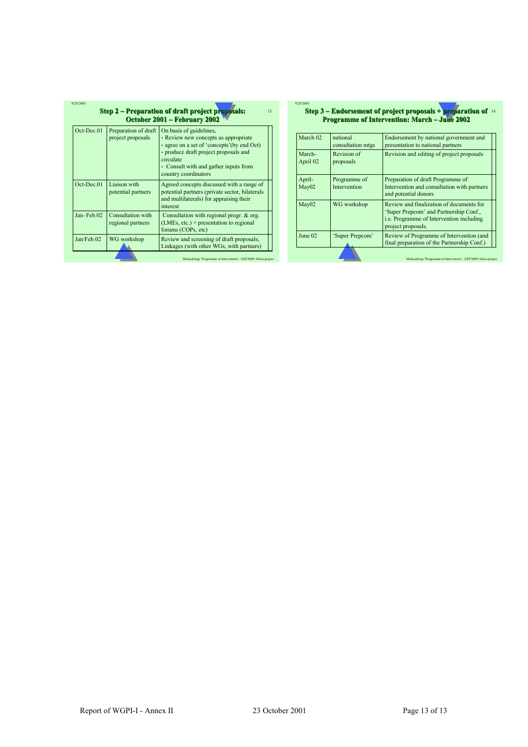## Step 2 – Preparation of draft project proposals: October 2001 – February 2002

| | | |
|---|---|---|
| Oct-Dec.01 | Preparation of draft project proposals | On basis of guidelines,<br>▪ Review new concepts as appropriate<br>▪ agree on a set of 'concepts'(by end Oct)<br>▪ produce draft project proposals and circulate<br>▪ Consult with and gather inputs from country coordinators |
| Oct-Dec.01 | Liaison with potential partners | Agreed concepts discussed with a range of potential partners (private sector, bilaterals and multilaterals) for appraising their interest |
| Jan–Feb.02 | Consultation with regional partners | Consultation with regional progr. & org. (LMEs, etc.) + presentation to regional forums (COPs, etc) |
| Jan/Feb.02 | WG workshop | Review and screening of draft proposals; Linkages (with other WGs, with partners) |

Methodology 'Programme of Intervention' - GEF/MSP Africa project

## Step 3 – Endorsement of project proposals + preparation of Programme of Intervention: March – June 2002

| | | |
|---|---|---|
| March 02 | national consultation mtgs | Endorsement by national government and presentation to national partners |
| March-April 02 | Revision of proposals | Revision and editing of project proposals |
| April-May02 | Programme of Intervention | Preparation of draft Programme of Intervention and consultation with partners and potential donors |
| May02 | WG workshop | Review and finalization of documents for 'Super Prepcom' and Partnership Conf., i.e. Programme of Intervention including project proposals. |
| June 02 | 'Super Prepcom' | Review of Programme of Intervention (and final preparation of the Partnership Conf.) |

Methodology 'Programme of Intervention' - GEF/MSP Africa project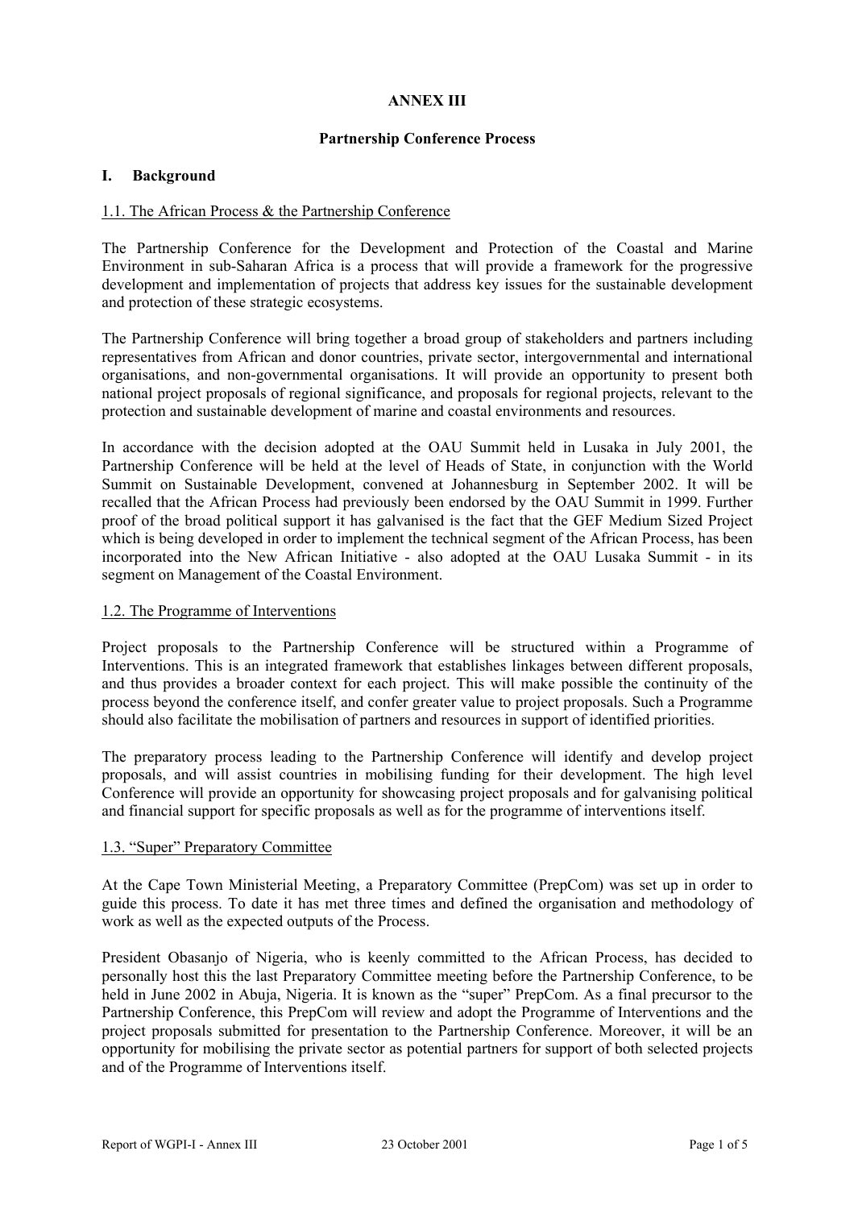# ANNEX III

## Partnership Conference Process

## I. Background

### 1.1. The African Process & the Partnership Conference

The Partnership Conference for the Development and Protection of the Coastal and Marine Environment in sub-Saharan Africa is a process that will provide a framework for the progressive development and implementation of projects that address key issues for the sustainable development and protection of these strategic ecosystems.

The Partnership Conference will bring together a broad group of stakeholders and partners including representatives from African and donor countries, private sector, intergovernmental and international organisations, and non-governmental organisations. It will provide an opportunity to present both national project proposals of regional significance, and proposals for regional projects, relevant to the protection and sustainable development of marine and coastal environments and resources.

In accordance with the decision adopted at the OAU Summit held in Lusaka in July 2001, the Partnership Conference will be held at the level of Heads of State, in conjunction with the World Summit on Sustainable Development, convened at Johannesburg in September 2002. It will be recalled that the African Process had previously been endorsed by the OAU Summit in 1999. Further proof of the broad political support it has galvanised is the fact that the GEF Medium Sized Project which is being developed in order to implement the technical segment of the African Process, has been incorporated into the New African Initiative - also adopted at the OAU Lusaka Summit - in its segment on Management of the Coastal Environment.

### 1.2. The Programme of Interventions

Project proposals to the Partnership Conference will be structured within a Programme of Interventions. This is an integrated framework that establishes linkages between different proposals, and thus provides a broader context for each project. This will make possible the continuity of the process beyond the conference itself, and confer greater value to project proposals. Such a Programme should also facilitate the mobilisation of partners and resources in support of identified priorities.

The preparatory process leading to the Partnership Conference will identify and develop project proposals, and will assist countries in mobilising funding for their development. The high level Conference will provide an opportunity for showcasing project proposals and for galvanising political and financial support for specific proposals as well as for the programme of interventions itself.

### 1.3. "Super" Preparatory Committee

At the Cape Town Ministerial Meeting, a Preparatory Committee (PrepCom) was set up in order to guide this process. To date it has met three times and defined the organisation and methodology of work as well as the expected outputs of the Process.

President Obasanjo of Nigeria, who is keenly committed to the African Process, has decided to personally host this the last Preparatory Committee meeting before the Partnership Conference, to be held in June 2002 in Abuja, Nigeria. It is known as the "super" PrepCom. As a final precursor to the Partnership Conference, this PrepCom will review and adopt the Programme of Interventions and the project proposals submitted for presentation to the Partnership Conference. Moreover, it will be an opportunity for mobilising the private sector as potential partners for support of both selected projects and of the Programme of Interventions itself.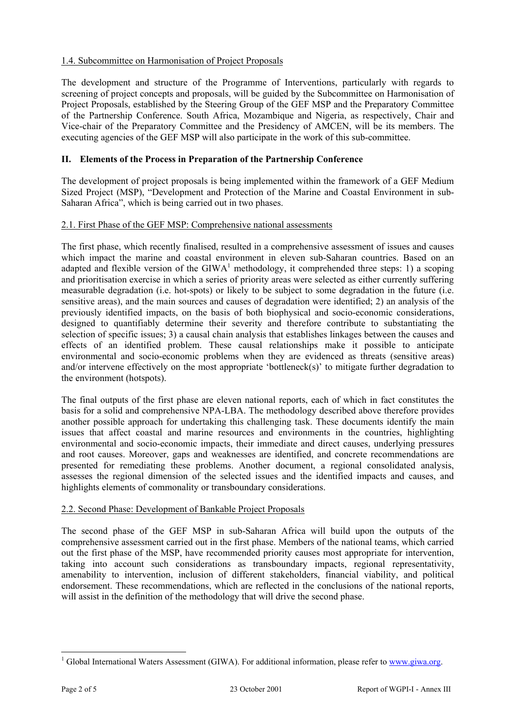### 1.4. Subcommittee on Harmonisation of Project Proposals

The development and structure of the Programme of Interventions, particularly with regards to screening of project concepts and proposals, will be guided by the Subcommittee on Harmonisation of Project Proposals, established by the Steering Group of the GEF MSP and the Preparatory Committee of the Partnership Conference. South Africa, Mozambique and Nigeria, as respectively, Chair and Vice-chair of the Preparatory Committee and the Presidency of AMCEN, will be its members. The executing agencies of the GEF MSP will also participate in the work of this sub-committee.

## II. Elements of the Process in Preparation of the Partnership Conference

The development of project proposals is being implemented within the framework of a GEF Medium Sized Project (MSP), "Development and Protection of the Marine and Coastal Environment in sub-Saharan Africa", which is being carried out in two phases.

### 2.1. First Phase of the GEF MSP: Comprehensive national assessments

The first phase, which recently finalised, resulted in a comprehensive assessment of issues and causes which impact the marine and coastal environment in eleven sub-Saharan countries. Based on an adapted and flexible version of the GIWA[1] methodology, it comprehended three steps: 1) a scoping and prioritisation exercise in which a series of priority areas were selected as either currently suffering measurable degradation (i.e. hot-spots) or likely to be subject to some degradation in the future (i.e. sensitive areas), and the main sources and causes of degradation were identified; 2) an analysis of the previously identified impacts, on the basis of both biophysical and socio-economic considerations, designed to quantifiably determine their severity and therefore contribute to substantiating the selection of specific issues; 3) a causal chain analysis that establishes linkages between the causes and effects of an identified problem. These causal relationships make it possible to anticipate environmental and socio-economic problems when they are evidenced as threats (sensitive areas) and/or intervene effectively on the most appropriate 'bottleneck(s)' to mitigate further degradation to the environment (hotspots).

The final outputs of the first phase are eleven national reports, each of which in fact constitutes the basis for a solid and comprehensive NPA-LBA. The methodology described above therefore provides another possible approach for undertaking this challenging task. These documents identify the main issues that affect coastal and marine resources and environments in the countries, highlighting environmental and socio-economic impacts, their immediate and direct causes, underlying pressures and root causes. Moreover, gaps and weaknesses are identified, and concrete recommendations are presented for remediating these problems. Another document, a regional consolidated analysis, assesses the regional dimension of the selected issues and the identified impacts and causes, and highlights elements of commonality or transboundary considerations.

### 2.2. Second Phase: Development of Bankable Project Proposals

The second phase of the GEF MSP in sub-Saharan Africa will build upon the outputs of the comprehensive assessment carried out in the first phase. Members of the national teams, which carried out the first phase of the MSP, have recommended priority causes most appropriate for intervention, taking into account such considerations as transboundary impacts, regional representativity, amenability to intervention, inclusion of different stakeholders, financial viability, and political endorsement. These recommendations, which are reflected in the conclusions of the national reports, will assist in the definition of the methodology that will drive the second phase.

[1] Global International Waters Assessment (GIWA). For additional information, please refer to www.giwa.org.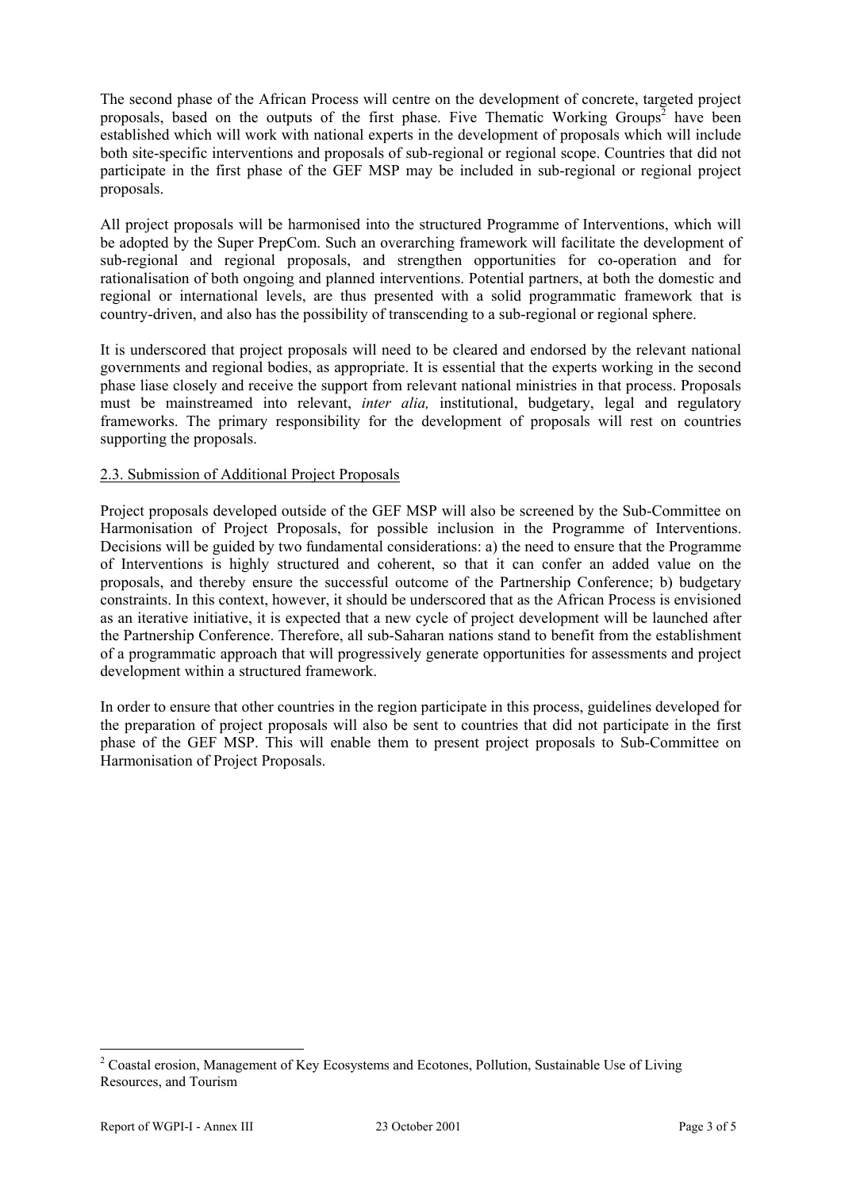The second phase of the African Process will centre on the development of concrete, targeted project proposals, based on the outputs of the first phase. Five Thematic Working Groups[2] have been established which will work with national experts in the development of proposals which will include both site-specific interventions and proposals of sub-regional or regional scope. Countries that did not participate in the first phase of the GEF MSP may be included in sub-regional or regional project proposals.

All project proposals will be harmonised into the structured Programme of Interventions, which will be adopted by the Super PrepCom. Such an overarching framework will facilitate the development of sub-regional and regional proposals, and strengthen opportunities for co-operation and for rationalisation of both ongoing and planned interventions. Potential partners, at both the domestic and regional or international levels, are thus presented with a solid programmatic framework that is country-driven, and also has the possibility of transcending to a sub-regional or regional sphere.

It is underscored that project proposals will need to be cleared and endorsed by the relevant national governments and regional bodies, as appropriate. It is essential that the experts working in the second phase liase closely and receive the support from relevant national ministries in that process. Proposals must be mainstreamed into relevant, *inter alia,* institutional, budgetary, legal and regulatory frameworks. The primary responsibility for the development of proposals will rest on countries supporting the proposals.

## 2.3. Submission of Additional Project Proposals

Project proposals developed outside of the GEF MSP will also be screened by the Sub-Committee on Harmonisation of Project Proposals, for possible inclusion in the Programme of Interventions. Decisions will be guided by two fundamental considerations: a) the need to ensure that the Programme of Interventions is highly structured and coherent, so that it can confer an added value on the proposals, and thereby ensure the successful outcome of the Partnership Conference; b) budgetary constraints. In this context, however, it should be underscored that as the African Process is envisioned as an iterative initiative, it is expected that a new cycle of project development will be launched after the Partnership Conference. Therefore, all sub-Saharan nations stand to benefit from the establishment of a programmatic approach that will progressively generate opportunities for assessments and project development within a structured framework.

In order to ensure that other countries in the region participate in this process, guidelines developed for the preparation of project proposals will also be sent to countries that did not participate in the first phase of the GEF MSP. This will enable them to present project proposals to Sub-Committee on Harmonisation of Project Proposals.

---

[2] Coastal erosion, Management of Key Ecosystems and Ecotones, Pollution, Sustainable Use of Living Resources, and Tourism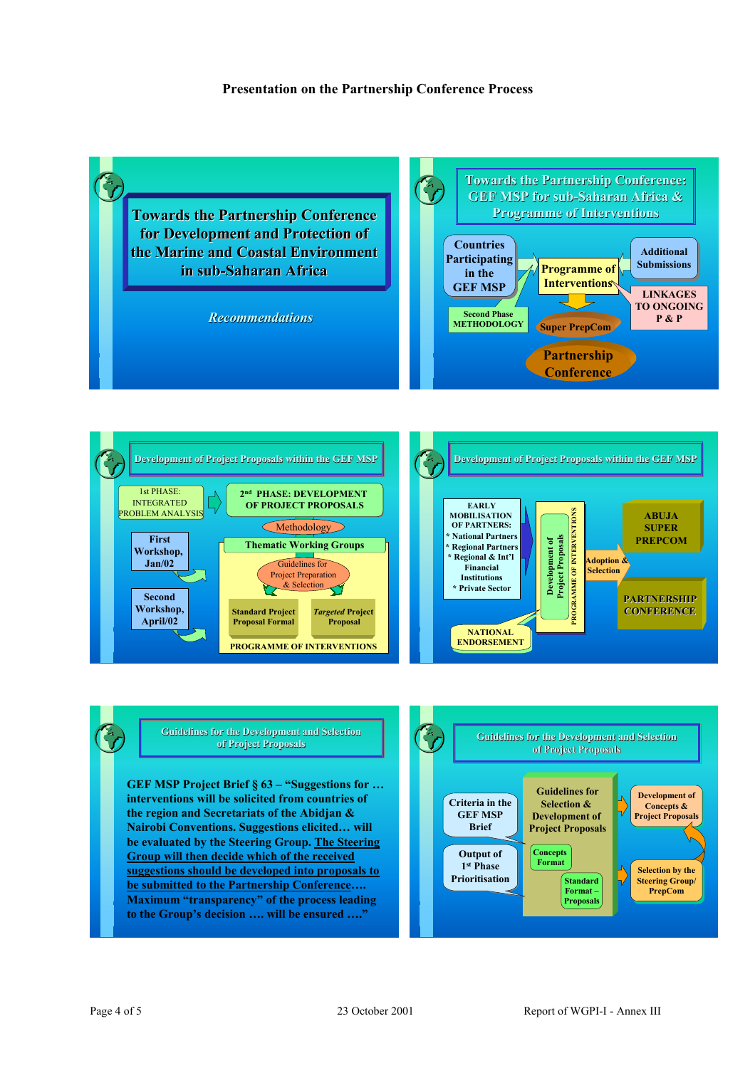**Presentation on the Partnership Conference Process**

## Towards the Partnership Conference for Development and Protection of the Marine and Coastal Environment in sub-Saharan Africa

*Recommendations*

## Towards the Partnership Conference: GEF MSP for sub-Saharan Africa & Programme of Interventions

- Countries Participating in the GEF MSP
- Second Phase METHODOLOGY
- Programme of Interventions
- Additional Submissions
- LINKAGES TO ONGOING P & P
- Super PrepCom
- Partnership Conference

## Development of Project Proposals within the GEF MSP

- 1st PHASE: INTEGRATED PROBLEM ANALYSIS
- First Workshop, Jan/02
- Second Workshop, April/02
- 2nd PHASE: DEVELOPMENT OF PROJECT PROPOSALS
- Methodology
- Thematic Working Groups
- Guidelines for Project Preparation & Selection
- Standard Project Proposal Format
- *Targeted* Project Proposal
- PROGRAMME OF INTERVENTIONS

## Development of Project Proposals within the GEF MSP

- EARLY MOBILISATION OF PARTNERS:
  - * National Partners
  - * Regional Partners
  - * Regional & Int'l Financial Institutions
  - * Private Sector
- NATIONAL ENDORSEMENT
- Development of Project Proposals
- PROGRAMME OF INTERVENTIONS
- Adoption & Selection
- ABUJA SUPER PREPCOM
- PARTNERSHIP CONFERENCE

## Guidelines for the Development and Selection of Project Proposals

**GEF MSP Project Brief § 63 – "Suggestions for … interventions will be solicited from countries of the region and Secretariats of the Abidjan & Nairobi Conventions. Suggestions elicited… will be evaluated by the Steering Group. The Steering Group will then decide which of the received suggestions should be developed into proposals to be submitted to the Partnership Conference…. Maximum "transparency" of the process leading to the Group's decision …. will be ensured …."**

## Guidelines for the Development and Selection of Project Proposals

- Criteria in the GEF MSP Brief
- Output of 1st Phase Prioritisation
- Guidelines for Selection & Development of Project Proposals
- Concepts Format
- Standard Format – Proposals
- Development of Concepts & Project Proposals
- Selection by the Steering Group/ PrepCom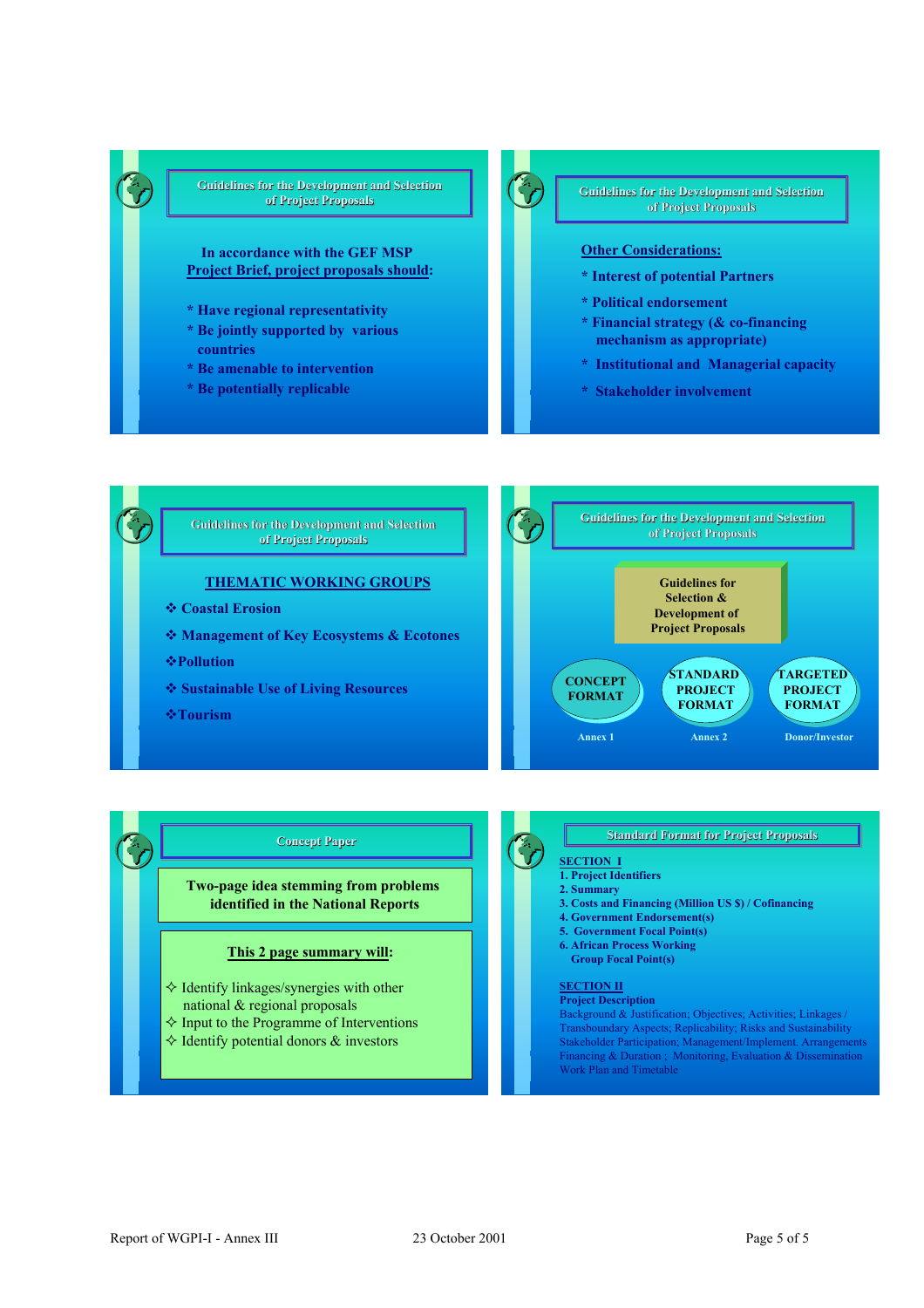## Guidelines for the Development and Selection of Project Proposals

In accordance with the GEF MSP Project Brief, project proposals should:

* Have regional representativity
* Be jointly supported by various countries
* Be amenable to intervention
* Be potentially replicable

## Guidelines for the Development and Selection of Project Proposals

**Other Considerations:**

* Interest of potential Partners
* Political endorsement
* Financial strategy (& co-financing mechanism as appropriate)
* Institutional and Managerial capacity
* Stakeholder involvement

## Guidelines for the Development and Selection of Project Proposals

**THEMATIC WORKING GROUPS**

❖ Coastal Erosion
❖ Management of Key Ecosystems & Ecotones
❖ Pollution
❖ Sustainable Use of Living Resources
❖ Tourism

## Guidelines for the Development and Selection of Project Proposals

Guidelines for Selection & Development of Project Proposals

- CONCEPT FORMAT — Annex 1
- STANDARD PROJECT FORMAT — Annex 2
- TARGETED PROJECT FORMAT — Donor/Investor

## Concept Paper

**Two-page idea stemming from problems identified in the National Reports**

**This 2 page summary will:**

✧ Identify linkages/synergies with other national & regional proposals
✧ Input to the Programme of Interventions
✧ Identify potential donors & investors

## Standard Format for Project Proposals

**SECTION I**

1. Project Identifiers
2. Summary
3. Costs and Financing (Million US $) / Cofinancing
4. Government Endorsement(s)
5. Government Focal Point(s)
6. African Process Working Group Focal Point(s)

**SECTION II**

**Project Description**

Background & Justification; Objectives; Activities; Linkages / Transboundary Aspects; Replicability; Risks and Sustainability Stakeholder Participation; Management/Implement. Arrangements Financing & Duration ; Monitoring, Evaluation & Dissemination Work Plan and Timetable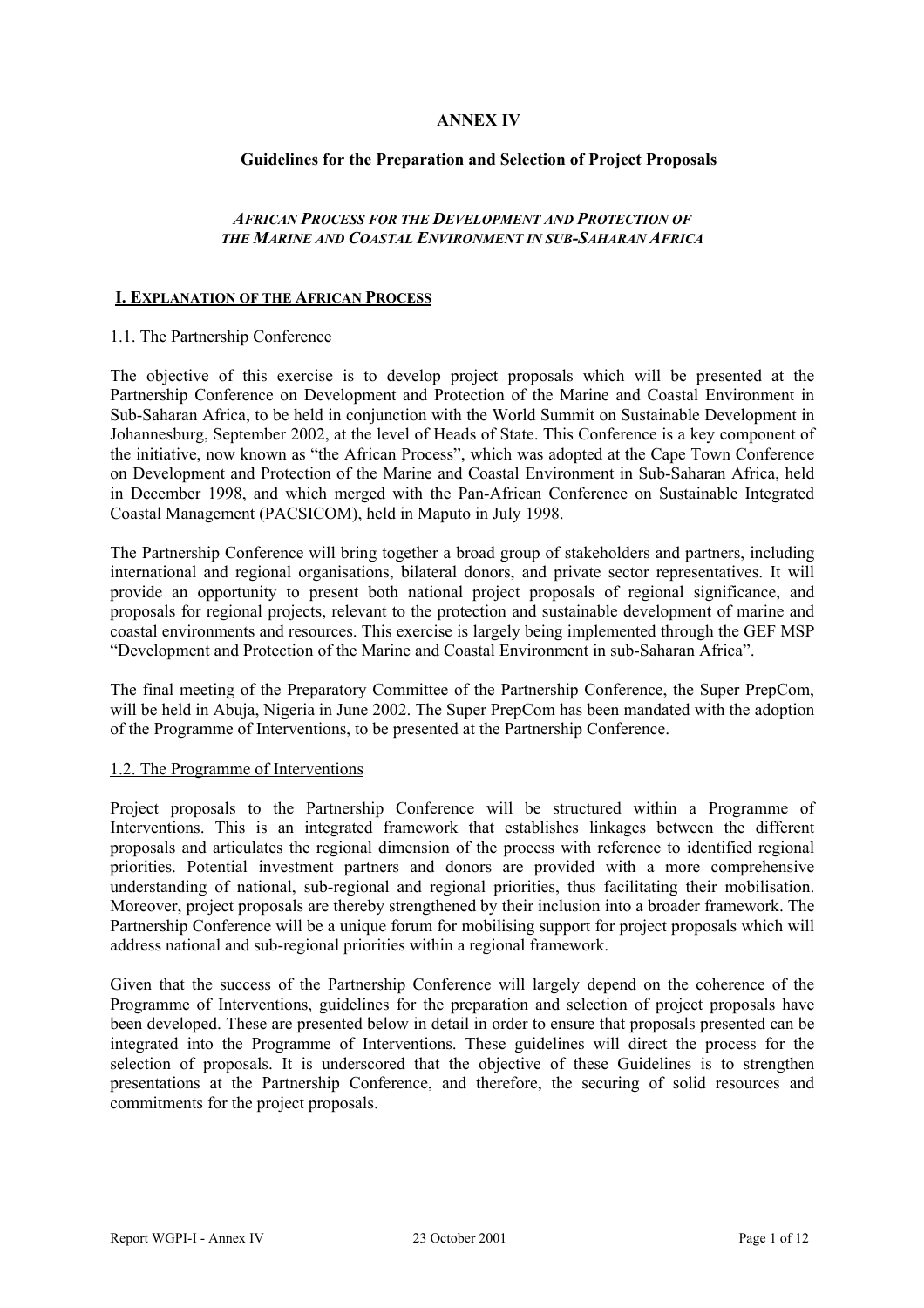# ANNEX IV

## Guidelines for the Preparation and Selection of Project Proposals

*AFRICAN PROCESS FOR THE DEVELOPMENT AND PROTECTION OF THE MARINE AND COASTAL ENVIRONMENT IN SUB-SAHARAN AFRICA*

## I. EXPLANATION OF THE AFRICAN PROCESS

### 1.1. The Partnership Conference

The objective of this exercise is to develop project proposals which will be presented at the Partnership Conference on Development and Protection of the Marine and Coastal Environment in Sub-Saharan Africa, to be held in conjunction with the World Summit on Sustainable Development in Johannesburg, September 2002, at the level of Heads of State. This Conference is a key component of the initiative, now known as "the African Process", which was adopted at the Cape Town Conference on Development and Protection of the Marine and Coastal Environment in Sub-Saharan Africa, held in December 1998, and which merged with the Pan-African Conference on Sustainable Integrated Coastal Management (PACSICOM), held in Maputo in July 1998.

The Partnership Conference will bring together a broad group of stakeholders and partners, including international and regional organisations, bilateral donors, and private sector representatives. It will provide an opportunity to present both national project proposals of regional significance, and proposals for regional projects, relevant to the protection and sustainable development of marine and coastal environments and resources. This exercise is largely being implemented through the GEF MSP "Development and Protection of the Marine and Coastal Environment in sub-Saharan Africa".

The final meeting of the Preparatory Committee of the Partnership Conference, the Super PrepCom, will be held in Abuja, Nigeria in June 2002. The Super PrepCom has been mandated with the adoption of the Programme of Interventions, to be presented at the Partnership Conference.

### 1.2. The Programme of Interventions

Project proposals to the Partnership Conference will be structured within a Programme of Interventions. This is an integrated framework that establishes linkages between the different proposals and articulates the regional dimension of the process with reference to identified regional priorities. Potential investment partners and donors are provided with a more comprehensive understanding of national, sub-regional and regional priorities, thus facilitating their mobilisation. Moreover, project proposals are thereby strengthened by their inclusion into a broader framework. The Partnership Conference will be a unique forum for mobilising support for project proposals which will address national and sub-regional priorities within a regional framework.

Given that the success of the Partnership Conference will largely depend on the coherence of the Programme of Interventions, guidelines for the preparation and selection of project proposals have been developed. These are presented below in detail in order to ensure that proposals presented can be integrated into the Programme of Interventions. These guidelines will direct the process for the selection of proposals. It is underscored that the objective of these Guidelines is to strengthen presentations at the Partnership Conference, and therefore, the securing of solid resources and commitments for the project proposals.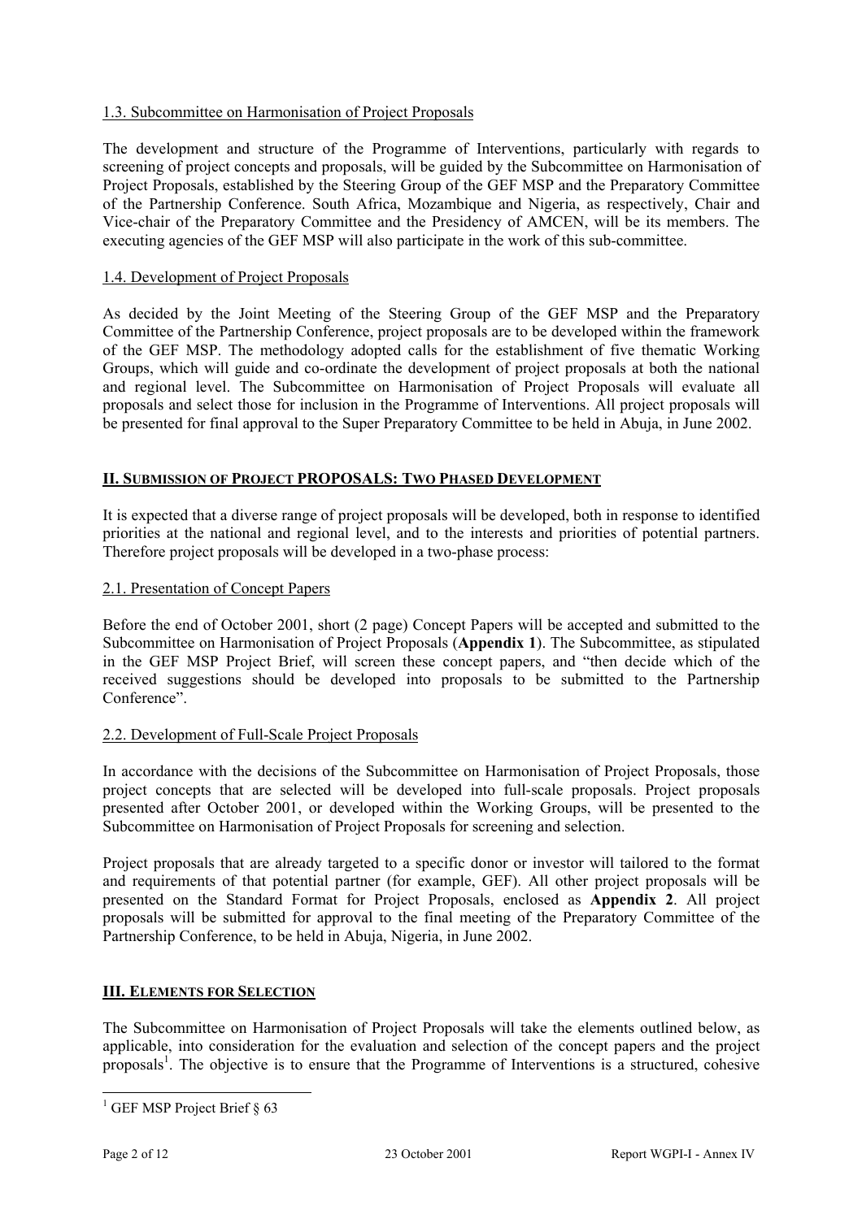### 1.3. Subcommittee on Harmonisation of Project Proposals

The development and structure of the Programme of Interventions, particularly with regards to screening of project concepts and proposals, will be guided by the Subcommittee on Harmonisation of Project Proposals, established by the Steering Group of the GEF MSP and the Preparatory Committee of the Partnership Conference. South Africa, Mozambique and Nigeria, as respectively, Chair and Vice-chair of the Preparatory Committee and the Presidency of AMCEN, will be its members. The executing agencies of the GEF MSP will also participate in the work of this sub-committee.

### 1.4. Development of Project Proposals

As decided by the Joint Meeting of the Steering Group of the GEF MSP and the Preparatory Committee of the Partnership Conference, project proposals are to be developed within the framework of the GEF MSP. The methodology adopted calls for the establishment of five thematic Working Groups, which will guide and co-ordinate the development of project proposals at both the national and regional level. The Subcommittee on Harmonisation of Project Proposals will evaluate all proposals and select those for inclusion in the Programme of Interventions. All project proposals will be presented for final approval to the Super Preparatory Committee to be held in Abuja, in June 2002.

## II. SUBMISSION OF PROJECT PROPOSALS: TWO PHASED DEVELOPMENT

It is expected that a diverse range of project proposals will be developed, both in response to identified priorities at the national and regional level, and to the interests and priorities of potential partners. Therefore project proposals will be developed in a two-phase process:

### 2.1. Presentation of Concept Papers

Before the end of October 2001, short (2 page) Concept Papers will be accepted and submitted to the Subcommittee on Harmonisation of Project Proposals (**Appendix 1**). The Subcommittee, as stipulated in the GEF MSP Project Brief, will screen these concept papers, and "then decide which of the received suggestions should be developed into proposals to be submitted to the Partnership Conference".

### 2.2. Development of Full-Scale Project Proposals

In accordance with the decisions of the Subcommittee on Harmonisation of Project Proposals, those project concepts that are selected will be developed into full-scale proposals. Project proposals presented after October 2001, or developed within the Working Groups, will be presented to the Subcommittee on Harmonisation of Project Proposals for screening and selection.

Project proposals that are already targeted to a specific donor or investor will tailored to the format and requirements of that potential partner (for example, GEF). All other project proposals will be presented on the Standard Format for Project Proposals, enclosed as **Appendix 2**. All project proposals will be submitted for approval to the final meeting of the Preparatory Committee of the Partnership Conference, to be held in Abuja, Nigeria, in June 2002.

## III. ELEMENTS FOR SELECTION

The Subcommittee on Harmonisation of Project Proposals will take the elements outlined below, as applicable, into consideration for the evaluation and selection of the concept papers and the project proposals[1]. The objective is to ensure that the Programme of Interventions is a structured, cohesive

[1] GEF MSP Project Brief § 63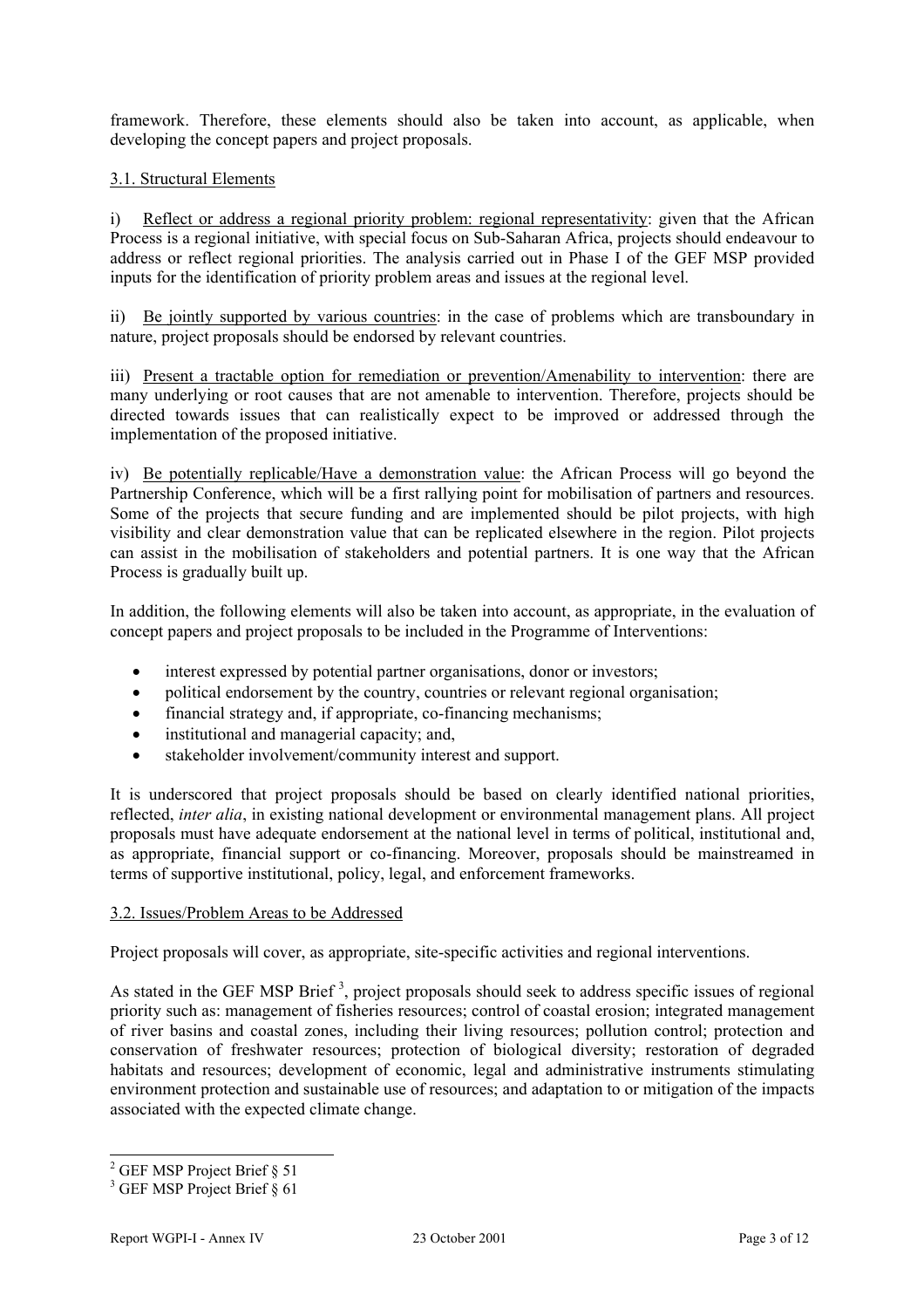framework. Therefore, these elements should also be taken into account, as applicable, when developing the concept papers and project proposals.

### 3.1. Structural Elements

i) Reflect or address a regional priority problem: regional representativity: given that the African Process is a regional initiative, with special focus on Sub-Saharan Africa, projects should endeavour to address or reflect regional priorities. The analysis carried out in Phase I of the GEF MSP provided inputs for the identification of priority problem areas and issues at the regional level.

ii) Be jointly supported by various countries: in the case of problems which are transboundary in nature, project proposals should be endorsed by relevant countries.

iii) Present a tractable option for remediation or prevention/Amenability to intervention: there are many underlying or root causes that are not amenable to intervention. Therefore, projects should be directed towards issues that can realistically expect to be improved or addressed through the implementation of the proposed initiative.

iv) Be potentially replicable/Have a demonstration value: the African Process will go beyond the Partnership Conference, which will be a first rallying point for mobilisation of partners and resources. Some of the projects that secure funding and are implemented should be pilot projects, with high visibility and clear demonstration value that can be replicated elsewhere in the region. Pilot projects can assist in the mobilisation of stakeholders and potential partners. It is one way that the African Process is gradually built up.

In addition, the following elements will also be taken into account, as appropriate, in the evaluation of concept papers and project proposals to be included in the Programme of Interventions:

- interest expressed by potential partner organisations, donor or investors;
- political endorsement by the country, countries or relevant regional organisation;
- financial strategy and, if appropriate, co-financing mechanisms;
- institutional and managerial capacity; and,
- stakeholder involvement/community interest and support.

It is underscored that project proposals should be based on clearly identified national priorities, reflected, *inter alia*, in existing national development or environmental management plans. All project proposals must have adequate endorsement at the national level in terms of political, institutional and, as appropriate, financial support or co-financing. Moreover, proposals should be mainstreamed in terms of supportive institutional, policy, legal, and enforcement frameworks.

### 3.2. Issues/Problem Areas to be Addressed

Project proposals will cover, as appropriate, site-specific activities and regional interventions.

As stated in the GEF MSP Brief [3], project proposals should seek to address specific issues of regional priority such as: management of fisheries resources; control of coastal erosion; integrated management of river basins and coastal zones, including their living resources; pollution control; protection and conservation of freshwater resources; protection of biological diversity; restoration of degraded habitats and resources; development of economic, legal and administrative instruments stimulating environment protection and sustainable use of resources; and adaptation to or mitigation of the impacts associated with the expected climate change.

---

[2] GEF MSP Project Brief § 51

[3] GEF MSP Project Brief § 61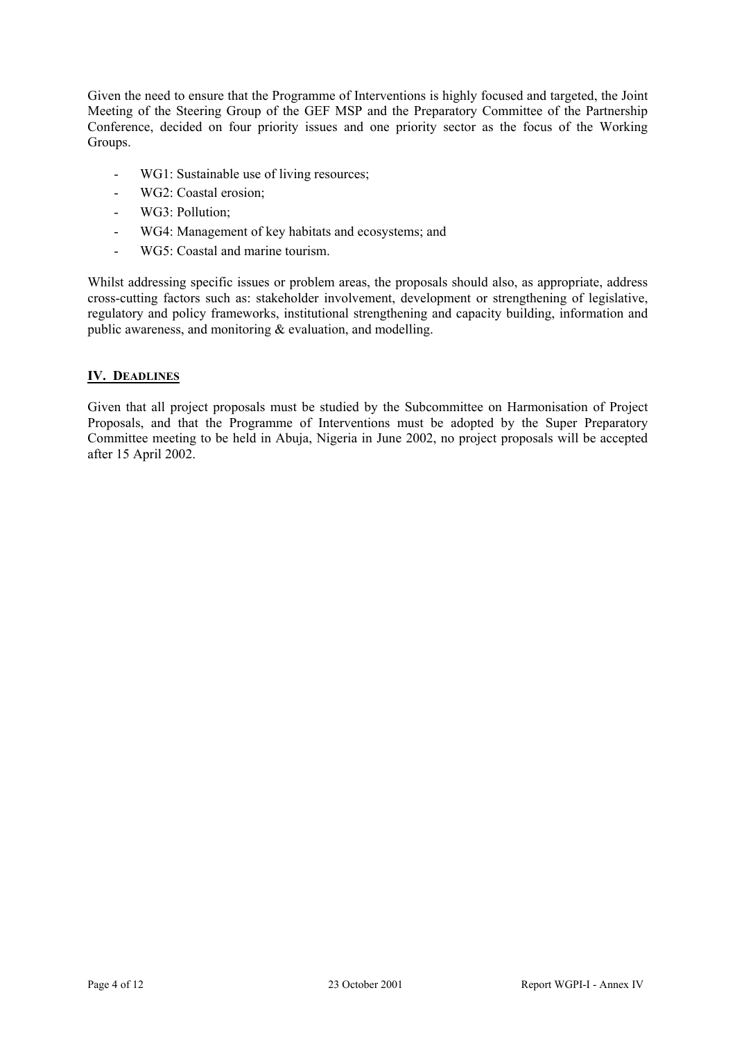Given the need to ensure that the Programme of Interventions is highly focused and targeted, the Joint Meeting of the Steering Group of the GEF MSP and the Preparatory Committee of the Partnership Conference, decided on four priority issues and one priority sector as the focus of the Working Groups.

- WG1: Sustainable use of living resources;
- WG2: Coastal erosion;
- WG3: Pollution;
- WG4: Management of key habitats and ecosystems; and
- WG5: Coastal and marine tourism.

Whilst addressing specific issues or problem areas, the proposals should also, as appropriate, address cross-cutting factors such as: stakeholder involvement, development or strengthening of legislative, regulatory and policy frameworks, institutional strengthening and capacity building, information and public awareness, and monitoring & evaluation, and modelling.

## IV. DEADLINES

Given that all project proposals must be studied by the Subcommittee on Harmonisation of Project Proposals, and that the Programme of Interventions must be adopted by the Super Preparatory Committee meeting to be held in Abuja, Nigeria in June 2002, no project proposals will be accepted after 15 April 2002.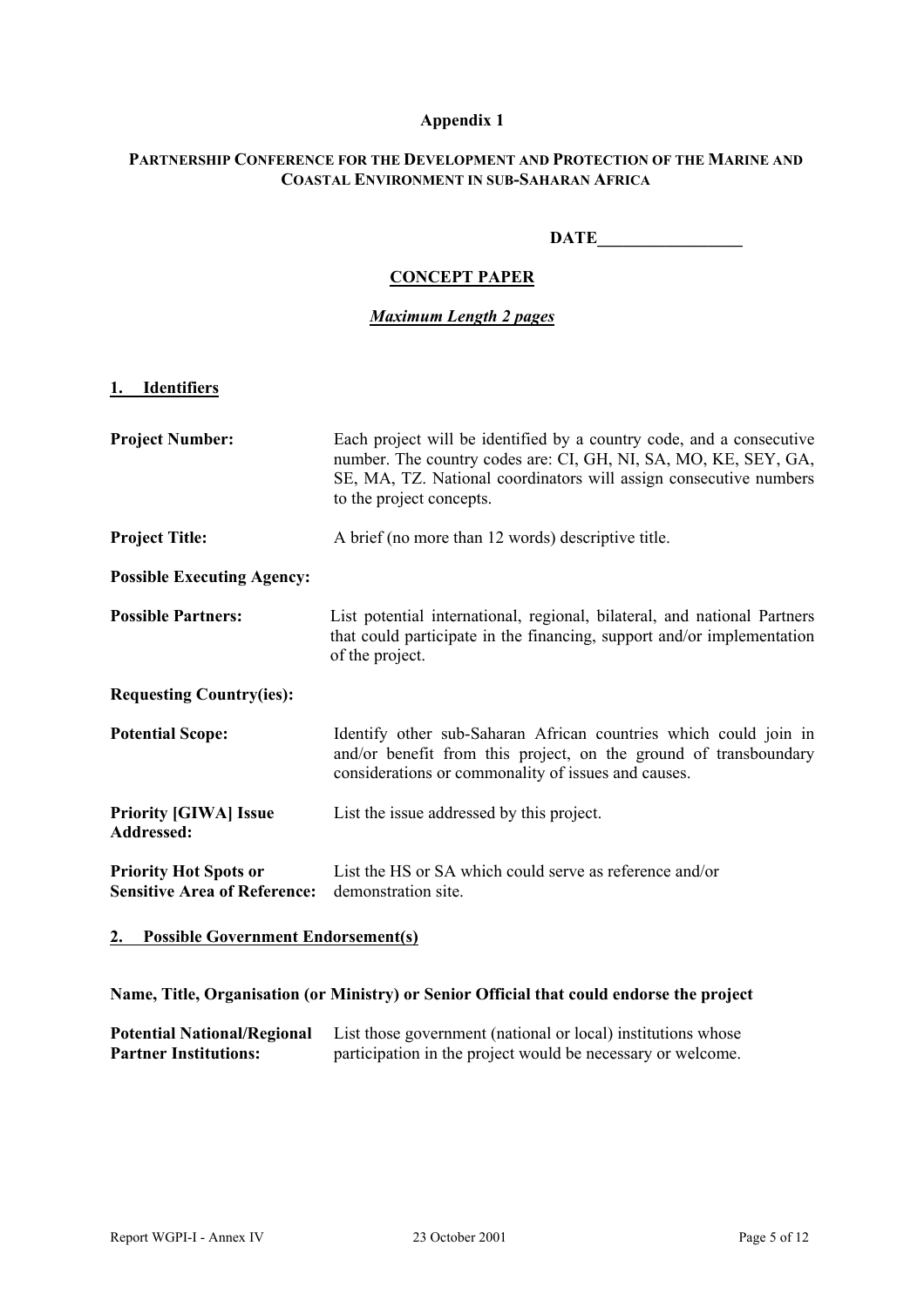**Appendix 1**

**PARTNERSHIP CONFERENCE FOR THE DEVELOPMENT AND PROTECTION OF THE MARINE AND COASTAL ENVIRONMENT IN SUB-SAHARAN AFRICA**

**DATE_________________**

## CONCEPT PAPER

***Maximum Length 2 pages***

### 1. Identifiers

**Project Number:** Each project will be identified by a country code, and a consecutive number. The country codes are: CI, GH, NI, SA, MO, KE, SEY, GA, SE, MA, TZ. National coordinators will assign consecutive numbers to the project concepts.

**Project Title:** A brief (no more than 12 words) descriptive title.

**Possible Executing Agency:**

**Possible Partners:** List potential international, regional, bilateral, and national Partners that could participate in the financing, support and/or implementation of the project.

**Requesting Country(ies):**

**Potential Scope:** Identify other sub-Saharan African countries which could join in and/or benefit from this project, on the ground of transboundary considerations or commonality of issues and causes.

**Priority [GIWA] Issue Addressed:** List the issue addressed by this project.

**Priority Hot Spots or Sensitive Area of Reference:** List the HS or SA which could serve as reference and/or demonstration site.

### 2. Possible Government Endorsement(s)

**Name, Title, Organisation (or Ministry) or Senior Official that could endorse the project**

**Potential National/Regional Partner Institutions:** List those government (national or local) institutions whose participation in the project would be necessary or welcome.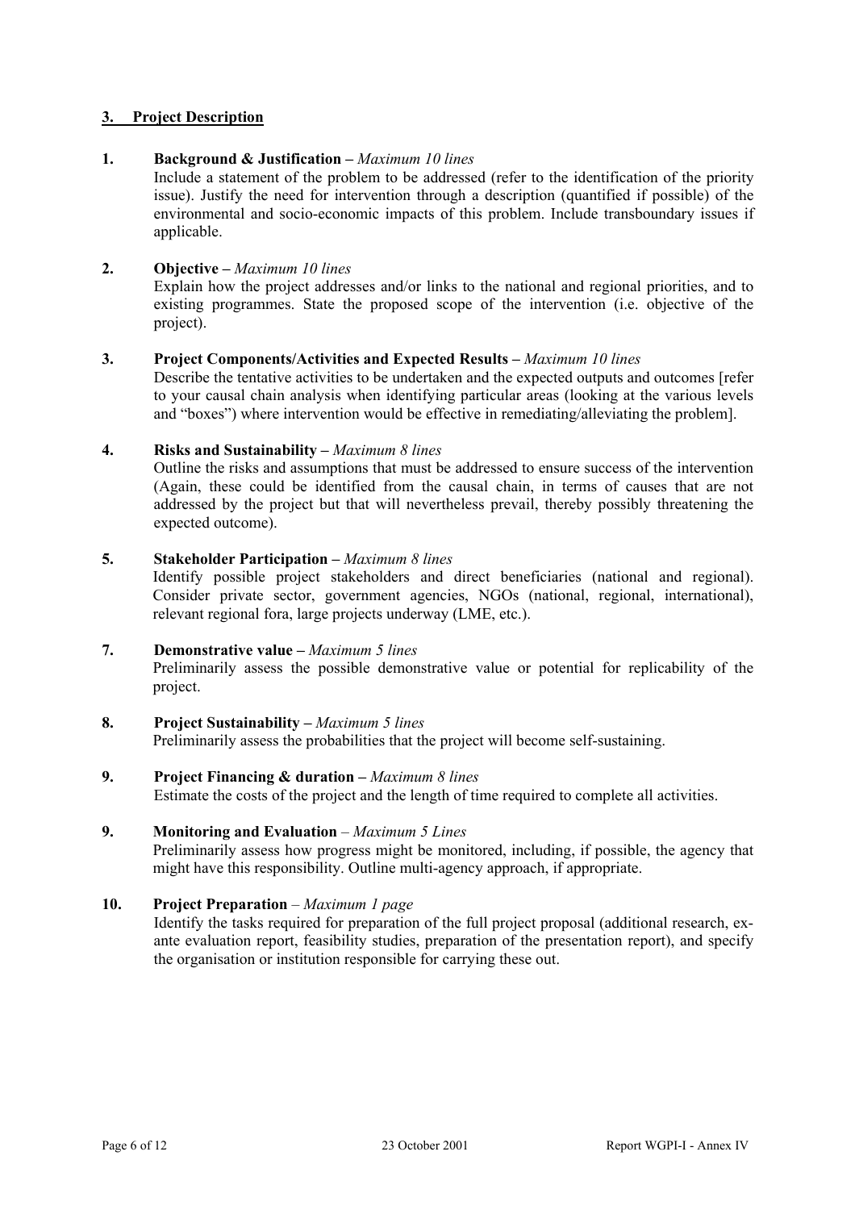## 3. Project Description

**1. Background & Justification –** *Maximum 10 lines*

Include a statement of the problem to be addressed (refer to the identification of the priority issue). Justify the need for intervention through a description (quantified if possible) of the environmental and socio-economic impacts of this problem. Include transboundary issues if applicable.

**2. Objective –** *Maximum 10 lines*

Explain how the project addresses and/or links to the national and regional priorities, and to existing programmes. State the proposed scope of the intervention (i.e. objective of the project).

**3. Project Components/Activities and Expected Results –** *Maximum 10 lines*

Describe the tentative activities to be undertaken and the expected outputs and outcomes [refer to your causal chain analysis when identifying particular areas (looking at the various levels and "boxes") where intervention would be effective in remediating/alleviating the problem].

**4. Risks and Sustainability –** *Maximum 8 lines*

Outline the risks and assumptions that must be addressed to ensure success of the intervention (Again, these could be identified from the causal chain, in terms of causes that are not addressed by the project but that will nevertheless prevail, thereby possibly threatening the expected outcome).

**5. Stakeholder Participation –** *Maximum 8 lines*

Identify possible project stakeholders and direct beneficiaries (national and regional). Consider private sector, government agencies, NGOs (national, regional, international), relevant regional fora, large projects underway (LME, etc.).

**7. Demonstrative value –** *Maximum 5 lines*

Preliminarily assess the possible demonstrative value or potential for replicability of the project.

**8. Project Sustainability –** *Maximum 5 lines*

Preliminarily assess the probabilities that the project will become self-sustaining.

**9. Project Financing & duration –** *Maximum 8 lines*

Estimate the costs of the project and the length of time required to complete all activities.

**9. Monitoring and Evaluation** – *Maximum 5 Lines*

Preliminarily assess how progress might be monitored, including, if possible, the agency that might have this responsibility. Outline multi-agency approach, if appropriate.

**10. Project Preparation** – *Maximum 1 page*

Identify the tasks required for preparation of the full project proposal (additional research, ex-ante evaluation report, feasibility studies, preparation of the presentation report), and specify the organisation or institution responsible for carrying these out.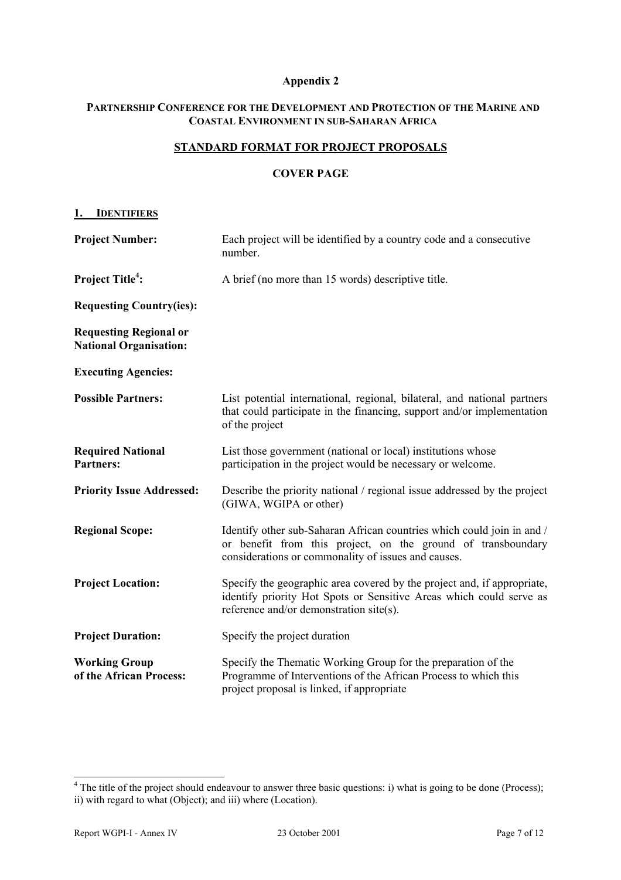**Appendix 2**

**PARTNERSHIP CONFERENCE FOR THE DEVELOPMENT AND PROTECTION OF THE MARINE AND COASTAL ENVIRONMENT IN SUB-SAHARAN AFRICA**

**STANDARD FORMAT FOR PROJECT PROPOSALS**

**COVER PAGE**

## 1. IDENTIFIERS

| | |
|---|---|
| **Project Number:** | Each project will be identified by a country code and a consecutive number. |
| **Project Title[4]:** | A brief (no more than 15 words) descriptive title. |
| **Requesting Country(ies):** | |
| **Requesting Regional or National Organisation:** | |
| **Executing Agencies:** | |
| **Possible Partners:** | List potential international, regional, bilateral, and national partners that could participate in the financing, support and/or implementation of the project |
| **Required National Partners:** | List those government (national or local) institutions whose participation in the project would be necessary or welcome. |
| **Priority Issue Addressed:** | Describe the priority national / regional issue addressed by the project (GIWA, WGIPA or other) |
| **Regional Scope:** | Identify other sub-Saharan African countries which could join in and / or benefit from this project, on the ground of transboundary considerations or commonality of issues and causes. |
| **Project Location:** | Specify the geographic area covered by the project and, if appropriate, identify priority Hot Spots or Sensitive Areas which could serve as reference and/or demonstration site(s). |
| **Project Duration:** | Specify the project duration |
| **Working Group of the African Process:** | Specify the Thematic Working Group for the preparation of the Programme of Interventions of the African Process to which this project proposal is linked, if appropriate |

[4] The title of the project should endeavour to answer three basic questions: i) what is going to be done (Process); ii) with regard to what (Object); and iii) where (Location).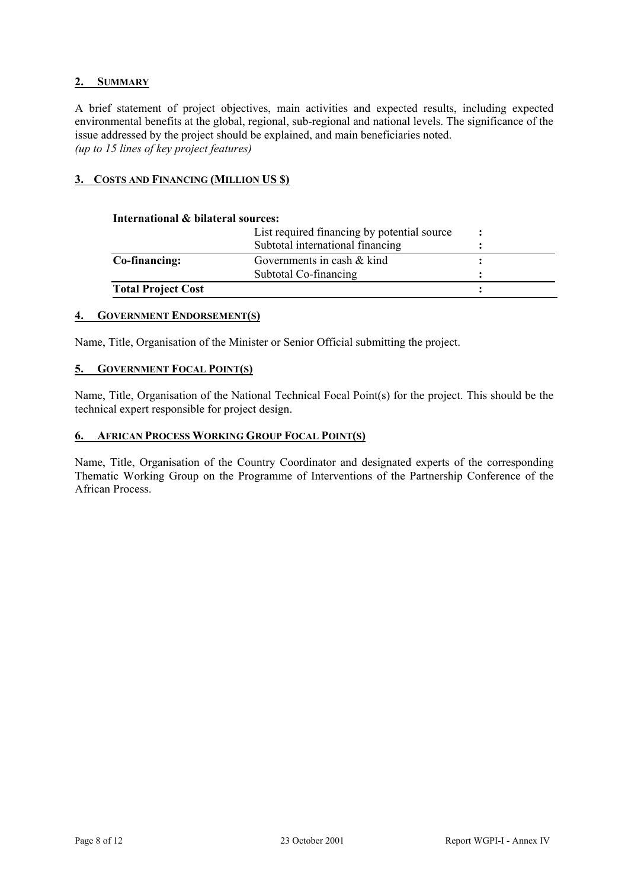## 2. SUMMARY

A brief statement of project objectives, main activities and expected results, including expected environmental benefits at the global, regional, sub-regional and national levels. The significance of the issue addressed by the project should be explained, and main beneficiaries noted.
*(up to 15 lines of key project features)*

## 3. COSTS AND FINANCING (MILLION US $)

| **International & bilateral sources:** | | | |
|---|---|---|---|
| | List required financing by potential source | : | |
| | Subtotal international financing | : | |
| **Co-financing:** | Governments in cash & kind | : | |
| | Subtotal Co-financing | : | |
| **Total Project Cost** | | : | |

## 4. GOVERNMENT ENDORSEMENT(S)

Name, Title, Organisation of the Minister or Senior Official submitting the project.

## 5. GOVERNMENT FOCAL POINT(S)

Name, Title, Organisation of the National Technical Focal Point(s) for the project. This should be the technical expert responsible for project design.

## 6. AFRICAN PROCESS WORKING GROUP FOCAL POINT(S)

Name, Title, Organisation of the Country Coordinator and designated experts of the corresponding Thematic Working Group on the Programme of Interventions of the Partnership Conference of the African Process.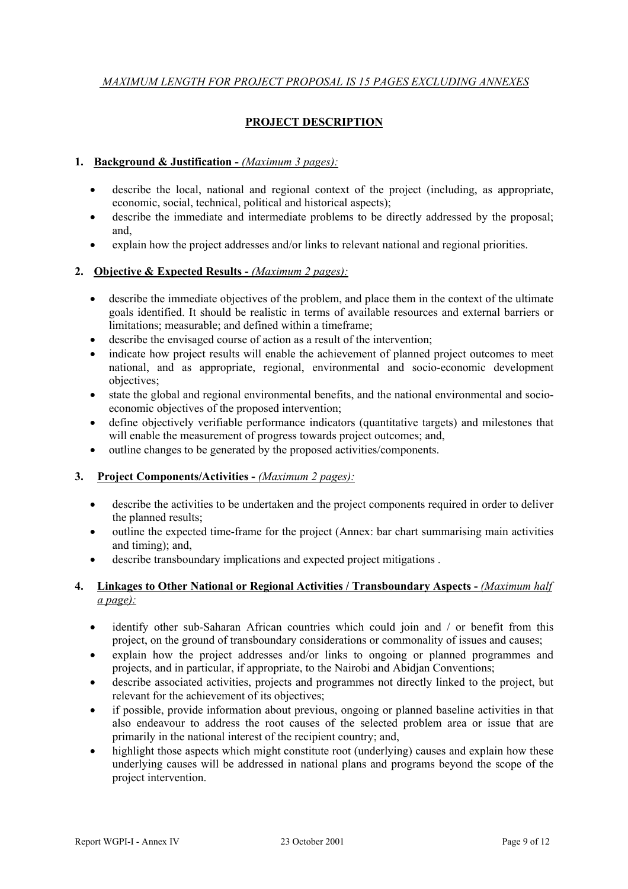*MAXIMUM LENGTH FOR PROJECT PROPOSAL IS 15 PAGES EXCLUDING ANNEXES*

# PROJECT DESCRIPTION

## 1. Background & Justification - *(Maximum 3 pages):*

- describe the local, national and regional context of the project (including, as appropriate, economic, social, technical, political and historical aspects);
- describe the immediate and intermediate problems to be directly addressed by the proposal; and,
- explain how the project addresses and/or links to relevant national and regional priorities.

## 2. Objective & Expected Results - *(Maximum 2 pages):*

- describe the immediate objectives of the problem, and place them in the context of the ultimate goals identified. It should be realistic in terms of available resources and external barriers or limitations; measurable; and defined within a timeframe;
- describe the envisaged course of action as a result of the intervention;
- indicate how project results will enable the achievement of planned project outcomes to meet national, and as appropriate, regional, environmental and socio-economic development objectives;
- state the global and regional environmental benefits, and the national environmental and socio-economic objectives of the proposed intervention;
- define objectively verifiable performance indicators (quantitative targets) and milestones that will enable the measurement of progress towards project outcomes; and,
- outline changes to be generated by the proposed activities/components.

## 3. Project Components/Activities - *(Maximum 2 pages):*

- describe the activities to be undertaken and the project components required in order to deliver the planned results;
- outline the expected time-frame for the project (Annex: bar chart summarising main activities and timing); and,
- describe transboundary implications and expected project mitigations .

## 4. Linkages to Other National or Regional Activities / Transboundary Aspects - *(Maximum half a page):*

- identify other sub-Saharan African countries which could join and / or benefit from this project, on the ground of transboundary considerations or commonality of issues and causes;
- explain how the project addresses and/or links to ongoing or planned programmes and projects, and in particular, if appropriate, to the Nairobi and Abidjan Conventions;
- describe associated activities, projects and programmes not directly linked to the project, but relevant for the achievement of its objectives;
- if possible, provide information about previous, ongoing or planned baseline activities in that also endeavour to address the root causes of the selected problem area or issue that are primarily in the national interest of the recipient country; and,
- highlight those aspects which might constitute root (underlying) causes and explain how these underlying causes will be addressed in national plans and programs beyond the scope of the project intervention.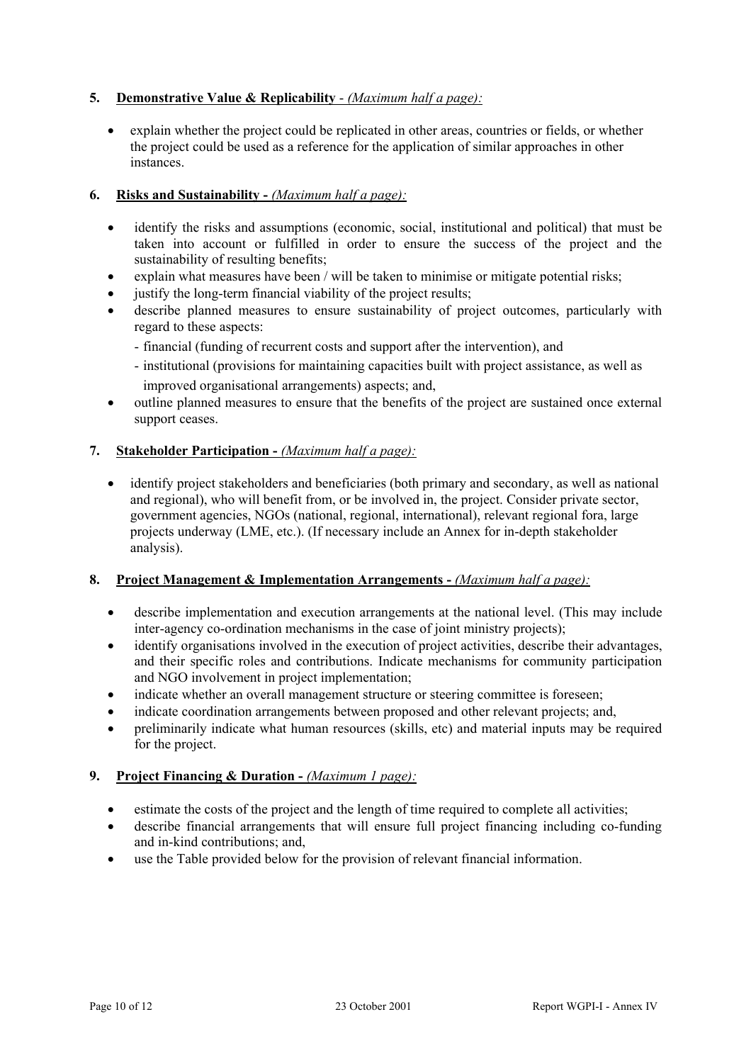## 5. **Demonstrative Value & Replicability** - *(Maximum half a page):*

- explain whether the project could be replicated in other areas, countries or fields, or whether the project could be used as a reference for the application of similar approaches in other instances.

## 6. **Risks and Sustainability -** *(Maximum half a page):*

- identify the risks and assumptions (economic, social, institutional and political) that must be taken into account or fulfilled in order to ensure the success of the project and the sustainability of resulting benefits;
- explain what measures have been / will be taken to minimise or mitigate potential risks;
- justify the long-term financial viability of the project results;
- describe planned measures to ensure sustainability of project outcomes, particularly with regard to these aspects:
  - financial (funding of recurrent costs and support after the intervention), and
  - institutional (provisions for maintaining capacities built with project assistance, as well as improved organisational arrangements) aspects; and,
- outline planned measures to ensure that the benefits of the project are sustained once external support ceases.

## 7. **Stakeholder Participation -** *(Maximum half a page):*

- identify project stakeholders and beneficiaries (both primary and secondary, as well as national and regional), who will benefit from, or be involved in, the project. Consider private sector, government agencies, NGOs (national, regional, international), relevant regional fora, large projects underway (LME, etc.). (If necessary include an Annex for in-depth stakeholder analysis).

## 8. **Project Management & Implementation Arrangements -** *(Maximum half a page):*

- describe implementation and execution arrangements at the national level. (This may include inter-agency co-ordination mechanisms in the case of joint ministry projects);
- identify organisations involved in the execution of project activities, describe their advantages, and their specific roles and contributions. Indicate mechanisms for community participation and NGO involvement in project implementation;
- indicate whether an overall management structure or steering committee is foreseen;
- indicate coordination arrangements between proposed and other relevant projects; and,
- preliminarily indicate what human resources (skills, etc) and material inputs may be required for the project.

## 9. **Project Financing & Duration -** *(Maximum 1 page):*

- estimate the costs of the project and the length of time required to complete all activities;
- describe financial arrangements that will ensure full project financing including co-funding and in-kind contributions; and,
- use the Table provided below for the provision of relevant financial information.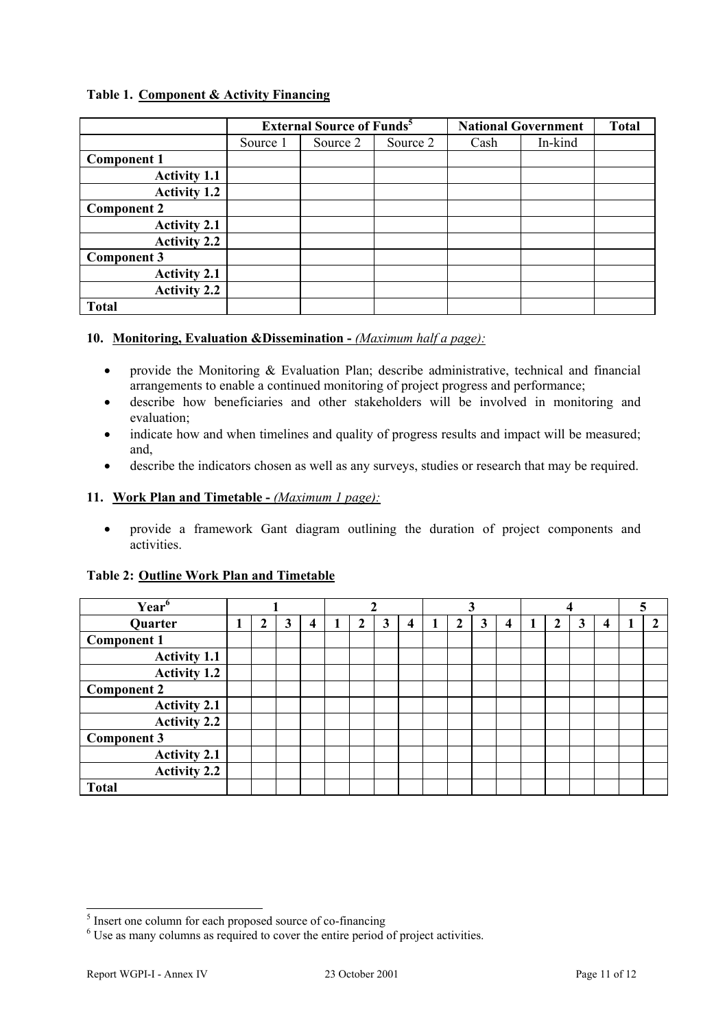**Table 1. Component & Activity Financing**

| | External Source of Funds[5] | | | National Government | | Total |
|---|---|---|---|---|---|---|
| | Source 1 | Source 2 | Source 2 | Cash | In-kind | |
| **Component 1** | | | | | | |
| **Activity 1.1** | | | | | | |
| **Activity 1.2** | | | | | | |
| **Component 2** | | | | | | |
| **Activity 2.1** | | | | | | |
| **Activity 2.2** | | | | | | |
| **Component 3** | | | | | | |
| **Activity 2.1** | | | | | | |
| **Activity 2.2** | | | | | | |
| **Total** | | | | | | |

### 10. Monitoring, Evaluation &Dissemination - *(Maximum half a page):*

- provide the Monitoring & Evaluation Plan; describe administrative, technical and financial arrangements to enable a continued monitoring of project progress and performance;
- describe how beneficiaries and other stakeholders will be involved in monitoring and evaluation;
- indicate how and when timelines and quality of progress results and impact will be measured; and,
- describe the indicators chosen as well as any surveys, studies or research that may be required.

### 11. Work Plan and Timetable - *(Maximum 1 page):*

- provide a framework Gant diagram outlining the duration of project components and activities.

**Table 2: Outline Work Plan and Timetable**

| Year[6] | 1 | | | | 2 | | | | 3 | | | | 4 | | | | 5 | |
|---|---|---|---|---|---|---|---|---|---|---|---|---|---|---|---|---|---|---|
| **Quarter** | 1 | 2 | 3 | 4 | 1 | 2 | 3 | 4 | 1 | 2 | 3 | 4 | 1 | 2 | 3 | 4 | 1 | 2 |
| **Component 1** | | | | | | | | | | | | | | | | | | |
| **Activity 1.1** | | | | | | | | | | | | | | | | | | |
| **Activity 1.2** | | | | | | | | | | | | | | | | | | |
| **Component 2** | | | | | | | | | | | | | | | | | | |
| **Activity 2.1** | | | | | | | | | | | | | | | | | | |
| **Activity 2.2** | | | | | | | | | | | | | | | | | | |
| **Component 3** | | | | | | | | | | | | | | | | | | |
| **Activity 2.1** | | | | | | | | | | | | | | | | | | |
| **Activity 2.2** | | | | | | | | | | | | | | | | | | |
| **Total** | | | | | | | | | | | | | | | | | | |

[5] Insert one column for each proposed source of co-financing

[6] Use as many columns as required to cover the entire period of project activities.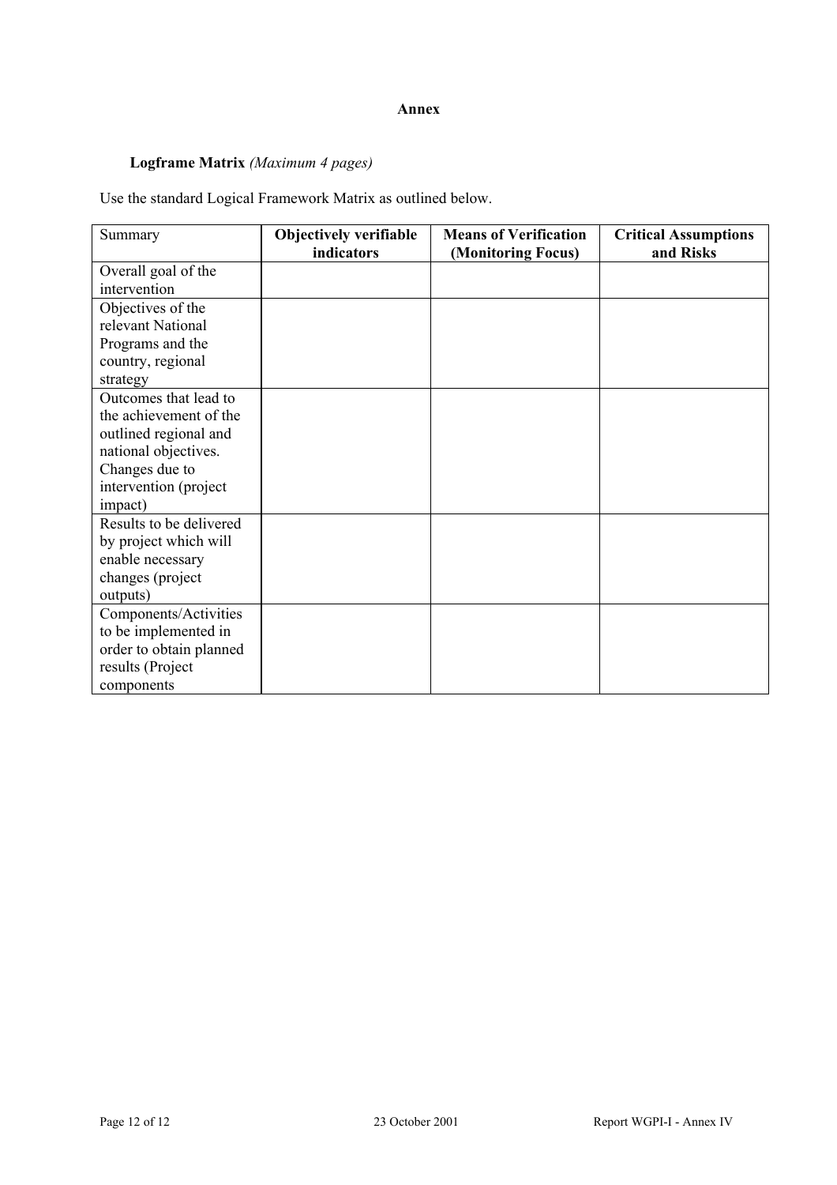**Annex**

**Logframe Matrix** *(Maximum 4 pages)*

Use the standard Logical Framework Matrix as outlined below.

| Summary | **Objectively verifiable indicators** | **Means of Verification (Monitoring Focus)** | **Critical Assumptions and Risks** |
|---|---|---|---|
| Overall goal of the intervention | | | |
| Objectives of the relevant National Programs and the country, regional strategy | | | |
| Outcomes that lead to the achievement of the outlined regional and national objectives. Changes due to intervention (project impact) | | | |
| Results to be delivered by project which will enable necessary changes (project outputs) | | | |
| Components/Activities to be implemented in order to obtain planned results (Project components | | | |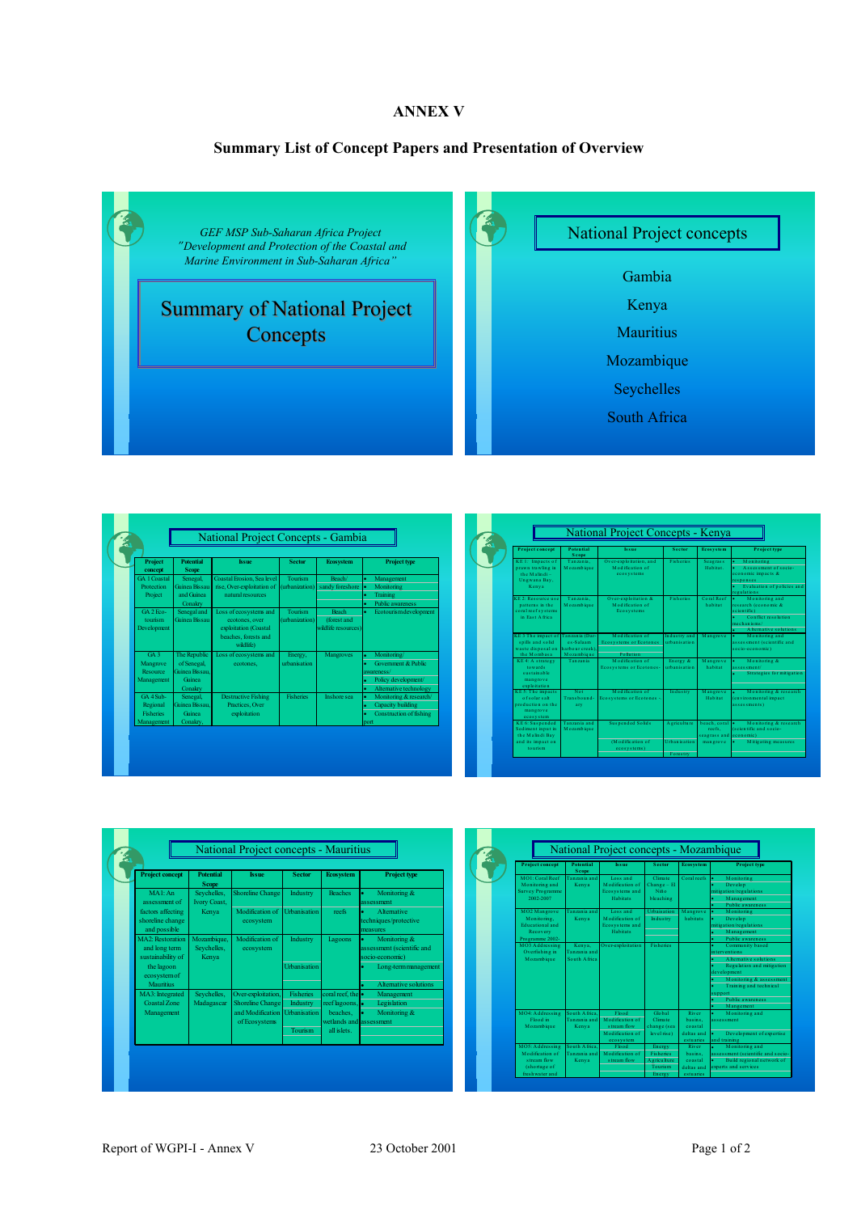# ANNEX V

## Summary List of Concept Papers and Presentation of Overview

*GEF MSP Sub-Saharan Africa Project "Development and Protection of the Coastal and Marine Environment in Sub-Saharan Africa"*

### Summary of National Project Concepts

### National Project concepts

- Gambia
- Kenya
- Mauritius
- Mozambique
- Seychelles
- South Africa

### National Project Concepts - Gambia

| Project concept | Potential Scope | Issue | Sector | Ecosystem | Project type |
|---|---|---|---|---|---|
| GA 1 Coastal Protection Project | Senegal, Guinea Bissau and Guinea Conakry | Coastal Erosion, Sea level rise, Over-exploitation of natural resources | Tourism (urbanization) | Beach/ sandy foreshore | • Management • Monitoring • Training • Public awareness |
| GA 2 Eco-tourism Development | Senegal and Guinea Bissau | Loss of ecosystems and ecotones, over exploitation (Coastal beaches, forests and wildlife) | Tourism (urbanization) | Beach (forest and wildlife resources) | • Ecotourism development |
| GA 3 Mangrove Resource Management | The Republic of Senegal, Guinea Bissau, Guinea Conakry | Loss of ecosystems and ecotones, | Energy, urbanisation | Mangroves | • Monitoring/ • Government & Public awareness/ • Policy development/ • Alternative technology |
| GA 4 Sub-Regional Fisheries Management | Senegal, Guinea Bissau, Guinea Conakry, | Destructive Fishing Practices, Over exploitation | Fisheries | Inshore sea | • Monitoring & research/ • Capacity building • Construction of fishing port |

### National Project Concepts - Kenya

| Project concept | Potential Scope | Issue | Sector | Ecosystem | Project type |
|---|---|---|---|---|---|
| KE 1: Impacts of prawn trawling in the Malindi - Ungwana Bay, Kenya | Tanzania, Mozambique | Over-exploitation, and Modification of ecosystems | Fisheries | Seagrass Habitat | • Monitoring • Assessment of socio-economic impacts & responses • Evaluation of policies and regulations |
| KE 2: Resource use patterns in the coral reef systems in East Africa | Tanzania, Mozambique | Over-exploitation & Modification of Ecosystems | Fisheries | Coral Reef habitat | • Monitoring and research (economic & scientific) • Conflict resolution mechanisms/ • Alternative solutions |
| KE 3 The impact of spills and solid waste disposal on the Mombasa | Tanzania (Dar-es-Salaam harbour/creek), Mozambique | Modification of Ecosystems or Ecotones; Pollution | Industry and urbanisation | Mangrove | • Monitoring and assessment (scientific and socio-economic) |
| KE 4: A strategy towards sustainable mangrove exploitation | Tanzania | Modification of Ecosystems or Ecotones | Energy & urbanisation | Mangrove habitat | • Monitoring & assessment/ • Strategies for mitigation |
| KE 5: The impacts of solar salt production on the mangrove ecosystem | Not Transboundary | Modification of Ecosystems or Ecotones | Industry | Mangrove Habitat | • Monitoring & research (environmental impact assessments) |
| KE 6: Suspended Sediment input in the Malindi Bay and its impact on tourism | Tanzania and Mozambique | Suspended Solids (Modification of ecosystems) | Agriculture, Urbanisation, Forestry | beach, coral reefs, seagrass and mangrove | • Monitoring & research (scientific and socio-economic) • Mitigating measures |

### National Project concepts - Mauritius

| Project concept | Potential Scope | Issue | Sector | Ecosystem | Project type |
|---|---|---|---|---|---|
| MA1: An assessment of factors affecting shoreline change and possible | Seychelles, Ivory Coast, Kenya | Shoreline Change; Modification of ecosystems | Industry; Urbanisation | Beaches; reefs | • Monitoring & assessment • Alternative techniques/protective measures |
| MA2: Restoration and long term sustainability of the lagoon ecosystem of Mauritius | Mozambique, Seychelles, Kenya | Modification of ecosystem | Industry; Urbanisation | Lagoons | • Monitoring & assessment (scientific and socio-economic) • Long-term management • Alternative solutions |
| MA3: Integrated Coastal Zone Management | Seychelles, Madagascar | Over-exploitation, Shoreline Change and Modification of Ecosystems | Fisheries; Industry; Urbanisation; Tourism | coral reef, the reef lagoons, beaches, wetlands and all islets. | • Management • Legislation • Monitoring & assessment |

### National Project concepts - Mozambique

| Project concept | Potential Scope | Issue | Sector | Ecosystem | Project type |
|---|---|---|---|---|---|
| MO1: Coral Reef Monitoring and Survey Programme 2002-2007 | Tanzania and Kenya | Loss and Modification of Ecosystems and Habitats | Climate Change - El Niño bleaching | Coral reefs | • Monitoring • Develop mitigation/regulations • Management • Public awareness |
| MO2 Mangrove Monitoring, Educational and Research Programme 2002- | Tanzania and Kenya | Loss and Modification of Ecosystems and Habitats | Urbanisation; Industry | Mangrove habitats | • Monitoring • Develop mitigation/regulations • Management • Public awareness |
| MO3 Addressing Overfishing in Mozambique | Kenya, Tanzania and South Africa | Over-exploitation | Fisheries | | • Community based interventions • Alternative solutions • Regulation and mitigation development • Monitoring & assessment • Training and technical support • Public awareness • Management |
| MO4: Addressing Flood in Mozambique | South Africa, Tanzania and Kenya | Flood; Modification of stream flow; Modification of ecosystem | Global Climate change (sea level rise) | River basins, coastal deltas and estuaries | • Monitoring and assessment • Development of expertise and training |
| MO5: Addressing Modification of stream flow (shortage of freshwater and | South Africa, Tanzania and Kenya | Flood; Modification of stream flow | Energy; Fisheries; Agriculture; Tourism; Energy | River basins, coastal deltas and estuaries | • Monitoring and assessment (scientific and socio-economic) • Build regional network of experts and services |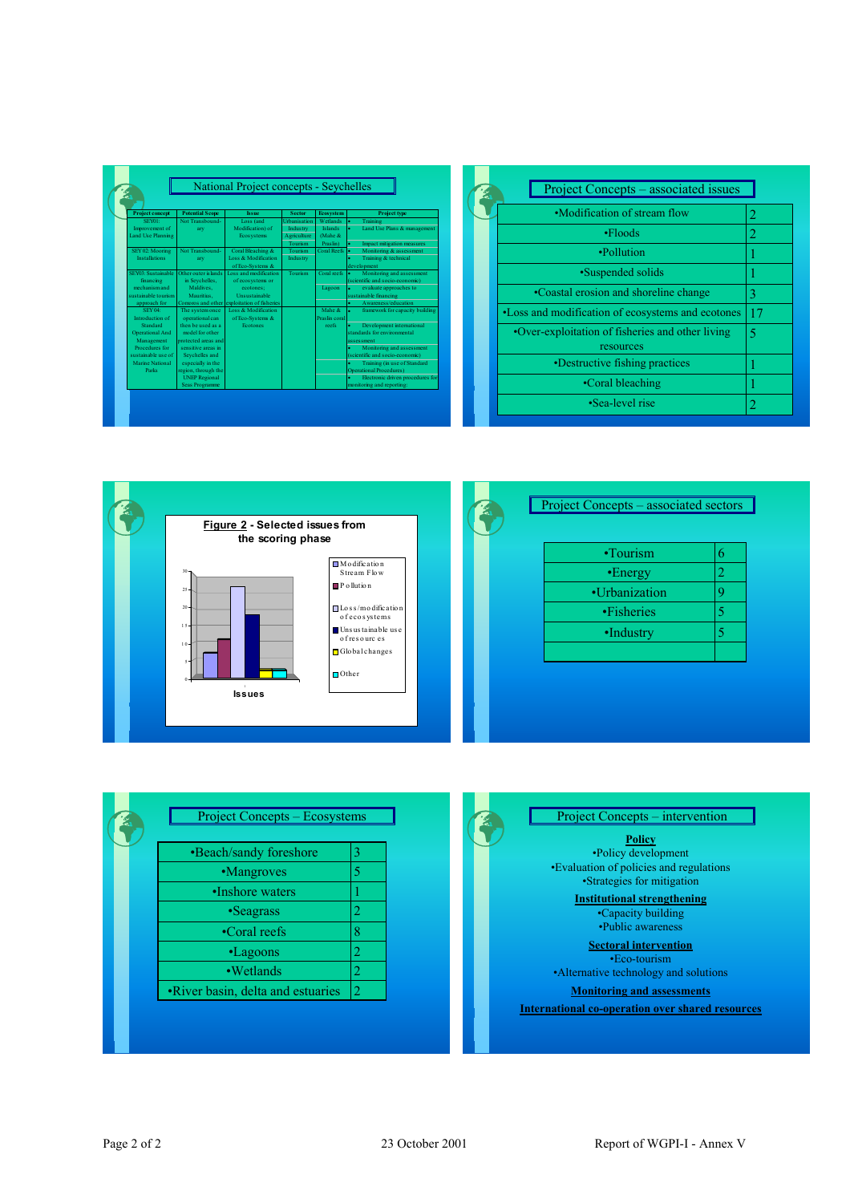## National Project concepts - Seychelles

| Project concept | Potential Scope | Issue | Sector | Ecosystem | Project type |
|---|---|---|---|---|---|
| SEY01: Improvement of Land Use Planning | Not Transboundary | Loss (and Modification) of Ecosystems | Urbanisation, Industry, Agriculture, Tourism | Wetlands, Islands (Mahe & Praslin) | • Training • Land Use Plans & management • Impact mitigation measures |
| SEY02: Mooring Installations | Not Transboundary | Coral Bleaching & Loss & Modification of Eco-Systems & | Tourism, Industry | Coral Reefs | • Monitoring & assessment • Training & technical development |
| SEY03: Sustainable financing mechanism and sustainable tourism approach for | Other outer islands in Seychelles, Maldives, Mauritius, Comoros and other | Loss and modification of ecosystems or ecotones; Unsustainable exploitation of fisheries | Tourism | Coral reefs, Lagoon | • Monitoring and assessment (scientific and socio-economic) • evaluate approaches to sustainable financing • Awareness/education |
| SEY04: Introduction of Standard Operational And Management Procedures for sustainable use of Marine National Parks | The system once operational can then be used as a model for other protected areas and sensitive areas in Seychelles and especially in the region, through the UNEP Regional Seas Programme | Loss & Modification of Eco-Systems & Ecotones | | Mahe & Praslin coral reefs | • framework for capacity building • Development international standards for environmental assessment • Monitoring and assessment (scientific and socio-economic) • Training (in use of Standard Operational Procedures) • Electronic driven procedures for monitoring and reporting |

## Project Concepts – associated issues

| Issue | |
|---|---|
| •Modification of stream flow | 2 |
| •Floods | 2 |
| •Pollution | 1 |
| •Suspended solids | 1 |
| •Coastal erosion and shoreline change | 3 |
| •Loss and modification of ecosystems and ecotones | 17 |
| •Over-exploitation of fisheries and other living resources | 5 |
| •Destructive fishing practices | 1 |
| •Coral bleaching | 1 |
| •Sea-level rise | 2 |

**Figure 2** - Selected issues from the scoring phase

Issues (bar chart, scale 0–30): Modification Stream Flow; Pollution; Loss/modification of ecosystems; Unsustainable use of resources; Global changes; Other

## Project Concepts – associated sectors

| Sector | |
|---|---|
| •Tourism | 6 |
| •Energy | 2 |
| •Urbanization | 9 |
| •Fisheries | 5 |
| •Industry | 5 |
| | |

## Project Concepts – Ecosystems

| Ecosystem | |
|---|---|
| •Beach/sandy foreshore | 3 |
| •Mangroves | 5 |
| •Inshore waters | 1 |
| •Seagrass | 2 |
| •Coral reefs | 8 |
| •Lagoons | 2 |
| •Wetlands | 2 |
| •River basin, delta and estuaries | 2 |

## Project Concepts – intervention

**Policy**
- Policy development
- Evaluation of policies and regulations
- Strategies for mitigation

**Institutional strengthening**
- Capacity building
- Public awareness

**Sectoral intervention**
- Eco-tourism
- Alternative technology and solutions

**Monitoring and assessments**

**International co-operation over shared resources**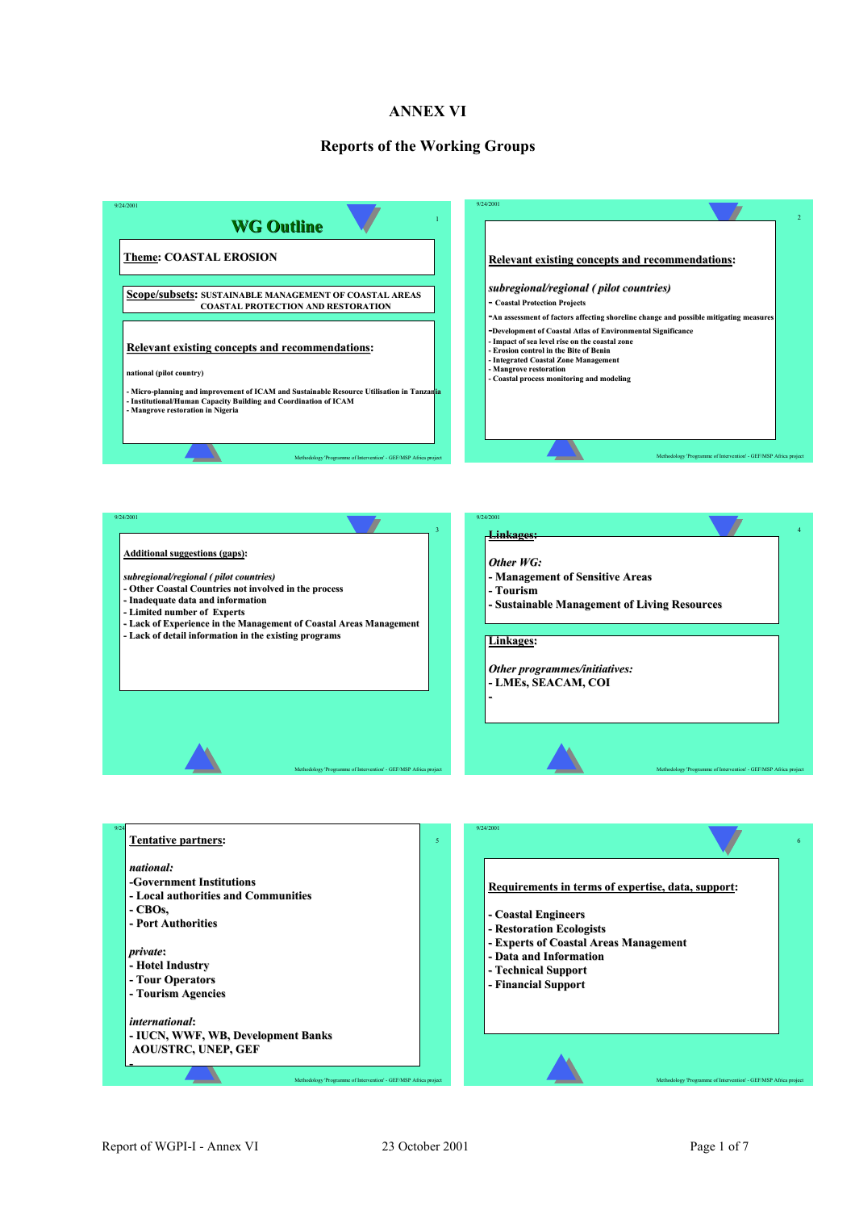# ANNEX VI

## Reports of the Working Groups

### WG Outline

**Theme**: COASTAL EROSION

**Scope/subsets**: SUSTAINABLE MANAGEMENT OF COASTAL AREAS
COASTAL PROTECTION AND RESTORATION

**Relevant existing concepts and recommendations**:

national (pilot country)

- Micro-planning and improvement of ICAM and Sustainable Resource Utilisation in Tanzania
- Institutional/Human Capacity Building and Coordination of ICAM
- Mangrove restoration in Nigeria

**Relevant existing concepts and recommendations**:

*subregional/regional ( pilot countries)*

- Coastal Protection Projects
- An assessment of factors affecting shoreline change and possible mitigating measures
- Development of Coastal Atlas of Environmental Significance
- Impact of sea level rise on the coastal zone
- Erosion control in the Bite of Benin
- Integrated Coastal Zone Management
- Mangrove restoration
- Coastal process monitoring and modeling

**Additional suggestions (gaps)**:

*subregional/regional ( pilot countries)*

- Other Coastal Countries not involved in the process
- Inadequate data and information
- Limited number of Experts
- Lack of Experience in the Management of Coastal Areas Management
- Lack of detail information in the existing programs

**Linkages**:

*Other WG:*

- Management of Sensitive Areas
- Tourism
- Sustainable Management of Living Resources

**Linkages**:

*Other programmes/initiatives:*

- LMEs, SEACAM, COI
-

**Tentative partners**:

*national:*

- Government Institutions
- Local authorities and Communities
- CBOs,
- Port Authorities

*private*:

- Hotel Industry
- Tour Operators
- Tourism Agencies

*international*:

- IUCN, WWF, WB, Development Banks AOU/STRC, UNEP, GEF
-

**Requirements in terms of expertise, data, support**:

- Coastal Engineers
- Restoration Ecologists
- Experts of Coastal Areas Management
- Data and Information
- Technical Support
- Financial Support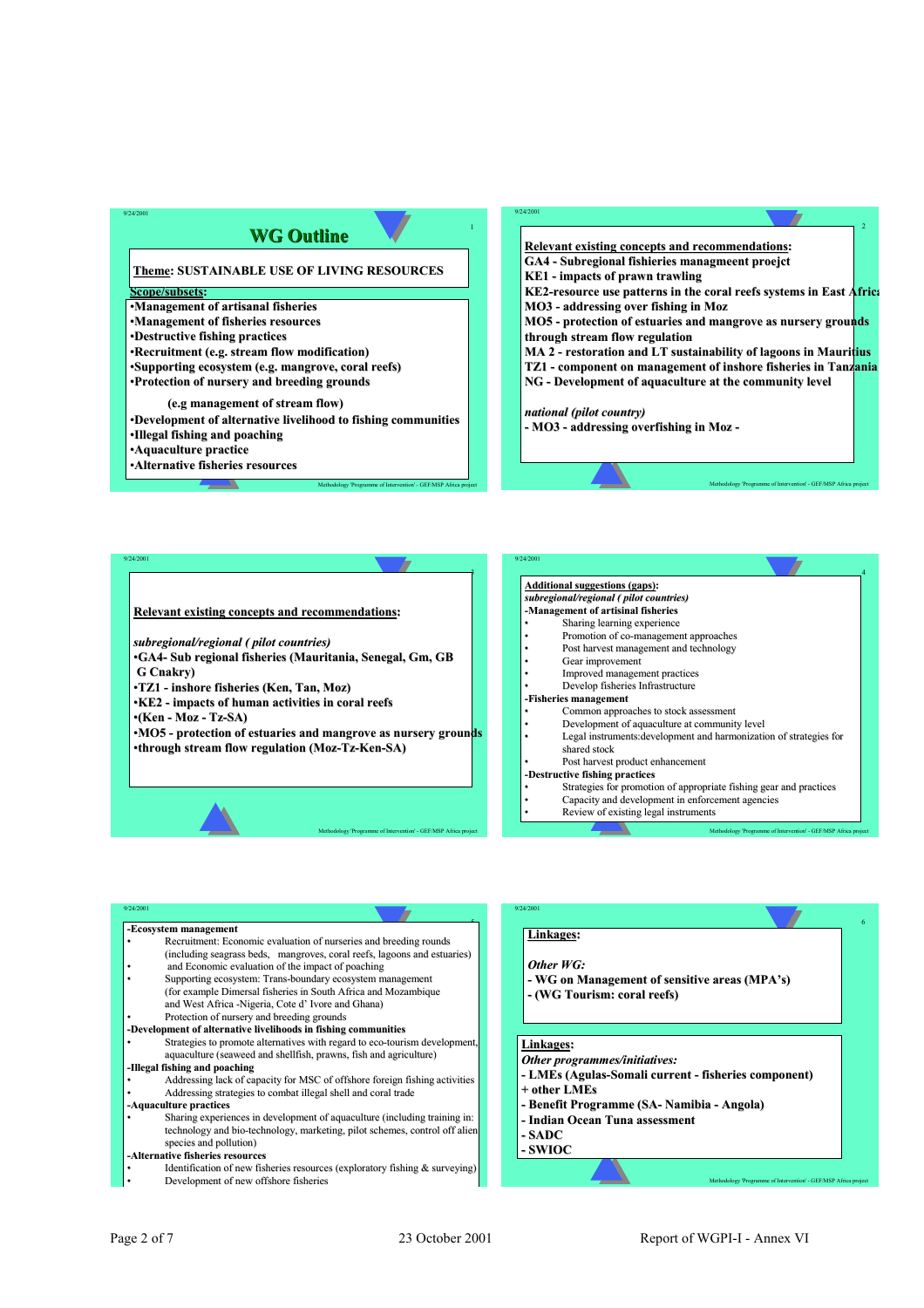## WG Outline

**Theme**: SUSTAINABLE USE OF LIVING RESOURCES

**Scope/subsets:**

- Management of artisanal fisheries
- Management of fisheries resources
- Destructive fishing practices
- Recruitment (e.g. stream flow modification)
- Supporting ecosystem (e.g. mangrove, coral reefs)
- Protection of nursery and breeding grounds
  (e.g management of stream flow)
- Development of alternative livelihood to fishing communities
- Illegal fishing and poaching
- Aquaculture practice
- Alternative fisheries resources

**Relevant existing concepts and recommendations:**

**GA4 - Subregional fisheries managmeent proejct**
**KE1 - impacts of prawn trawling**
**KE2-resource use patterns in the coral reefs systems in East Africa**
**MO3 - addressing over fishing in Moz**
**MO5 - protection of estuaries and mangrove as nursery grounds through stream flow regulation**
**MA 2 - restoration and LT sustainability of lagoons in Mauritius**
**TZ1 - component on management of inshore fisheries in Tanzania**
**NG - Development of aquaculture at the community level**

***national (pilot country)***
**- MO3 - addressing overfishing in Moz -**

**Relevant existing concepts and recommendations:**

***subregional/regional ( pilot countries)***

- **GA4- Sub regional fisheries (Mauritania, Senegal, Gm, GB G Cnakry)**
- **TZ1 - inshore fisheries (Ken, Tan, Moz)**
- **KE2 - impacts of human activities in coral reefs**
- **(Ken - Moz - Tz-SA)**
- **MO5 - protection of estuaries and mangrove as nursery grounds**
- **through stream flow regulation (Moz-Tz-Ken-SA)**

**Additional suggestions (gaps):**
***subregional/regional ( pilot countries)***

**-Management of artisinal fisheries**
- Sharing learning experience
- Promotion of co-management approaches
- Post harvest management and technology
- Gear improvement
- Improved management practices
- Develop fisheries Infrastructure

**-Fisheries management**
- Common approaches to stock assessment
- Development of aquaculture at community level
- Legal instruments:development and harmonization of strategies for shared stock
- Post harvest product enhancement

**-Destructive fishing practices**
- Strategies for promotion of appropriate fishing gear and practices
- Capacity and development in enforcement agencies
- Review of existing legal instruments

**-Ecosystem management**
- Recruitment: Economic evaluation of nurseries and breeding rounds (including seagrass beds, mangroves, coral reefs, lagoons and estuaries)
- and Economic evaluation of the impact of poaching
- Supporting ecosystem: Trans-boundary ecosystem management (for example Dimersal fisheries in South Africa and Mozambique and West Africa -Nigeria, Cote d' Ivore and Ghana)
- Protection of nursery and breeding grounds

**-Development of alternative livelihoods in fishing communities**
- Strategies to promote alternatives with regard to eco-tourism development, aquaculture (seaweed and shellfish, prawns, fish and agriculture)

**-Illegal fishing and poaching**
- Addressing lack of capacity for MSC of offshore foreign fishing activities
- Addressing strategies to combat illegal shell and coral trade

**-Aquaculture practices**
- Sharing experiences in development of aquaculture (including training in: technology and bio-technology, marketing, pilot schemes, control off alien species and pollution)

**-Alternative fisheries resources**
- Identification of new fisheries resources (exploratory fishing & surveying)
- Development of new offshore fisheries

**Linkages:**

***Other WG:***
**- WG on Management of sensitive areas (MPA's)**
**- (WG Tourism: coral reefs)**

**Linkages:**
***Other programmes/initiatives:***
**- LMEs (Agulas-Somali current - fisheries component)**
**+ other LMEs**
**- Benefit Programme (SA- Namibia - Angola)**
**- Indian Ocean Tuna assessment**
**- SADC**
**- SWIOC**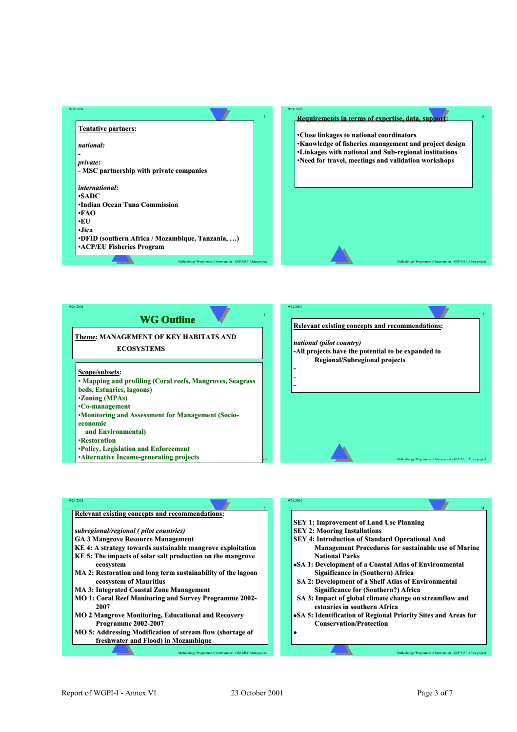**Tentative partners:**

*national:*

-

*private*:

- MSC partnership with private companies

*international*:

- SADC
- Indian Ocean Tuna Commission
- FAO
- EU
- Jica
- DFID (southern Africa / Mozambique, Tanzania, …)
- ACP/EU Fisheries Program

**Requirements in terms of expertise, data, support:**

- Close linkages to national coordinators
- Knowledge of fisheries management and project design
- Linkages with national and Sub-regional institutions
- Need for travel, meetings and validation workshops

## WG Outline

**Theme: MANAGEMENT OF KEY HABITATS AND ECOSYSTEMS**

**Scope/subsets:**

- Mapping and profiling (Coral reefs, Mangroves, Seagrass beds, Estuaries, lagoons)
- Zoning (MPAs)
- Co-management
- Monitoring and Assessment for Management (Socio-economic and Environmental)
- Restoration
- Policy, Legislation and Enforcement
- Alternative Income-generating projects

**Relevant existing concepts and recommendations:**

*national (pilot country)*

-All projects have the potential to be expanded to Regional/Subregional projects

-

-

-

**Relevant existing concepts and recommendations:**

*subregional/regional ( pilot countries)*

GA 3 Mangrove Resource Management

KE 4: A strategy towards sustainable mangrove exploitation

KE 5: The impacts of solar salt production on the mangrove ecosystem

MA 2: Restoration and long term sustainability of the lagoon ecosystem of Mauritius

MA 3: Integrated Coastal Zone Management

MO 1: Coral Reef Monitoring and Survey Programme 2002-2007

MO 2 Mangrove Monitoring, Educational and Recovery Programme 2002-2007

MO 5: Addressing Modification of stream flow (shortage of freshwater and Flood) in Mozambique

SEY 1: Improvement of Land Use Planning

SEY 2: Mooring Installations

SEY 4: Introduction of Standard Operational And Management Procedures for sustainable use of Marine National Parks

- SA 1: Development of a Coastal Atlas of Environmental Significance in (Southern) Africa

SA 2: Development of a Shelf Atlas of Environmental Significance for (Southern?) Africa

SA 3: Impact of global climate change on streamflow and estuaries in southern Africa

- SA 5: Identification of Regional Priority Sites and Areas for Conservation/Protection
-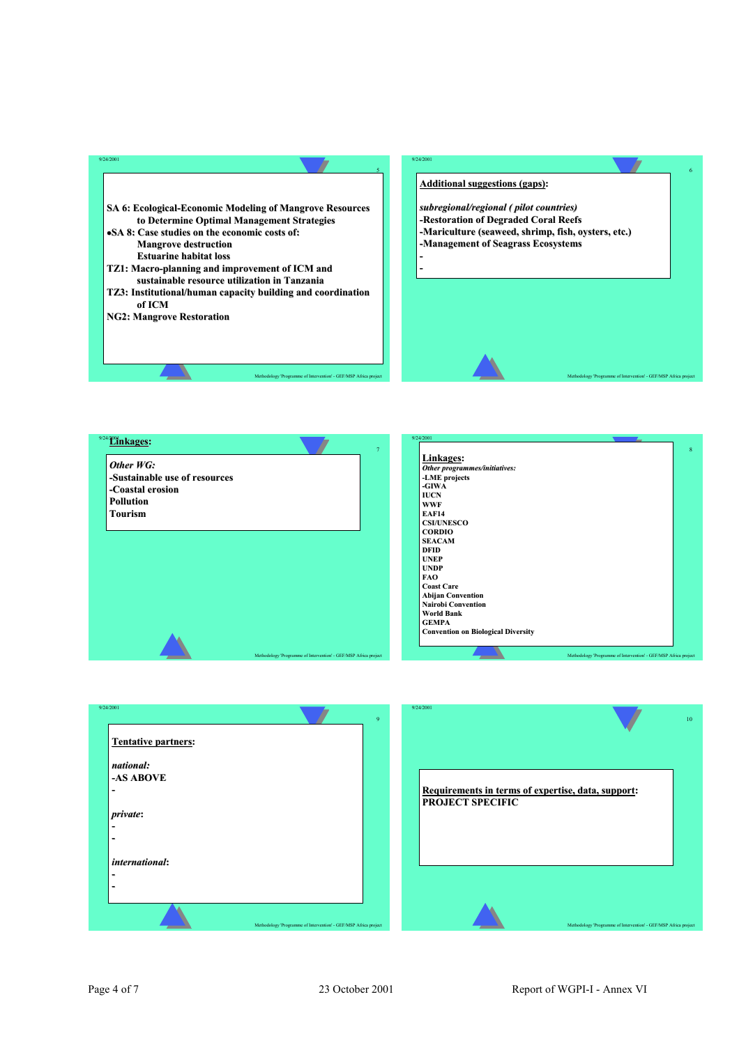SA 6: Ecological-Economic Modeling of Mangrove Resources to Determine Optimal Management Strategies

- SA 8: Case studies on the economic costs of:
  - Mangrove destruction
  - Estuarine habitat loss

TZ1: Macro-planning and improvement of ICM and sustainable resource utilization in Tanzania

TZ3: Institutional/human capacity building and coordination of ICM

NG2: Mangrove Restoration

---

**Additional suggestions (gaps):**

***subregional/regional ( pilot countries)***

- Restoration of Degraded Coral Reefs
- Mariculture (seaweed, shrimp, fish, oysters, etc.)
- Management of Seagrass Ecosystems
- 
- 

---

**Linkages:**

***Other WG:***

- Sustainable use of resources
- Coastal erosion

Pollution

Tourism

---

**Linkages:**

***Other programmes/initiatives:***

- LME projects
- GIWA

IUCN

WWF

EAF14

CSI/UNESCO

CORDIO

SEACAM

DFID

UNEP

UNDP

FAO

Coast Care

Abijan Convention

Nairobi Convention

World Bank

GEMPA

Convention on Biological Diversity

---

**Tentative partners:**

***national:***

- AS ABOVE
- 

***private:***

- 
- 

***international:***

- 
- 

---

**Requirements in terms of expertise, data, support:**

PROJECT SPECIFIC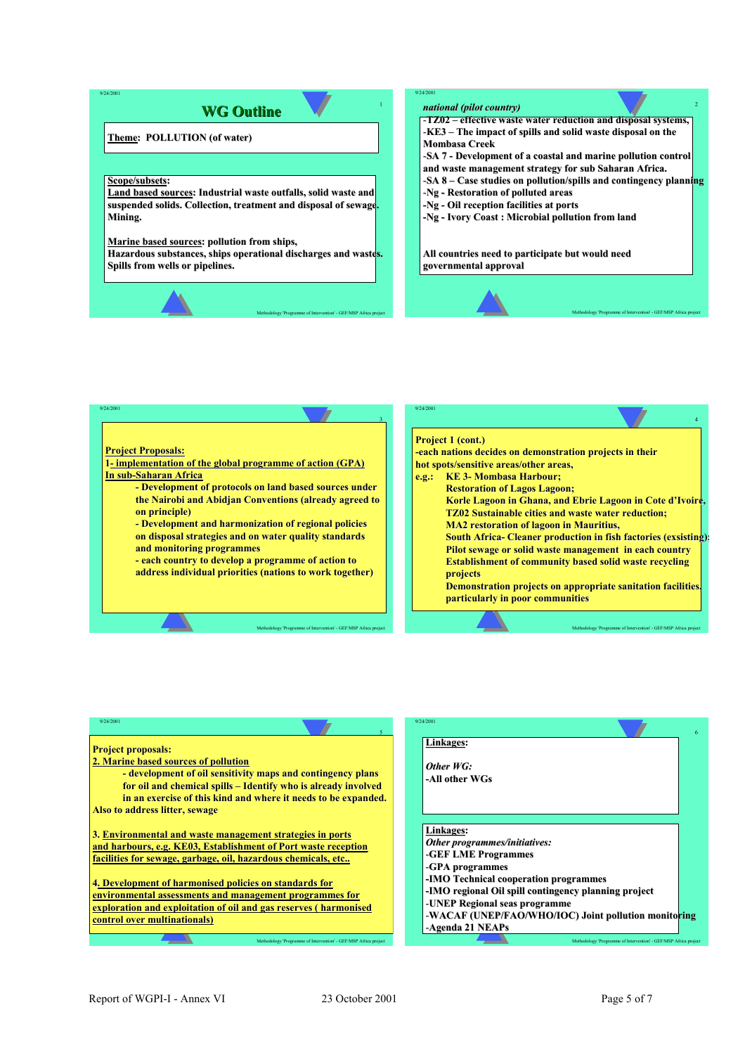## WG Outline

**Theme**: POLLUTION (of water)

**Scope/subsets**:
**Land based sources**: Industrial waste outfalls, solid waste and suspended solids. Collection, treatment and disposal of sewage. Mining.

**Marine based sources**: pollution from ships, Hazardous substances, ships operational discharges and wastes. Spills from wells or pipelines.

---

***national (pilot country)***

- -TZ02 – effective waste water reduction and disposal systems,
- -KE3 – The impact of spills and solid waste disposal on the Mombasa Creek
- -SA 7 - Development of a coastal and marine pollution control and waste management strategy for sub Saharan Africa.
- -SA 8 – Case studies on pollution/spills and contingency planning
- -Ng - Restoration of polluted areas
- -Ng - Oil reception facilities at ports
- -Ng - Ivory Coast : Microbial pollution from land

All countries need to participate but would need governmental approval

---

**Project Proposals:**
**1- implementation of the global programme of action (GPA) In sub-Saharan Africa**

- Development of protocols on land based sources under the Nairobi and Abidjan Conventions (already agreed to on principle)
- Development and harmonization of regional policies on disposal strategies and on water quality standards and monitoring programmes
- each country to develop a programme of action to address individual priorities (nations to work together)

---

**Project 1 (cont.)**
-each nations decides on demonstration projects in their hot spots/sensitive areas/other areas,
e.g.:
- KE 3- Mombasa Harbour;
- Restoration of Lagos Lagoon;
- Korle Lagoon in Ghana, and Ebrie Lagoon in Cote d'Ivoire,
- TZ02 Sustainable cities and waste water reduction;
- MA2 restoration of lagoon in Mauritius,
- South Africa- Cleaner production in fish factories (exsisting);
- Pilot sewage or solid waste management in each country
- Establishment of community based solid waste recycling projects
- Demonstration projects on appropriate sanitation facilities, particularly in poor communities

---

**Project proposals:**
**2. Marine based sources of pollution**

- development of oil sensitivity maps and contingency plans for oil and chemical spills – Identify who is already involved in an exercise of this kind and where it needs to be expanded.

Also to address litter, sewage

**3. Environmental and waste management strategies in ports and harbours, e.g. KE03, Establishment of Port waste reception facilities for sewage, garbage, oil, hazardous chemicals, etc..**

**4. Development of harmonised policies on standards for environmental assessments and management programmes for exploration and exploitation of oil and gas reserves ( harmonised control over multinationals)**

---

**Linkages:**

***Other WG:***
-All other WGs

**Linkages:**
***Other programmes/initiatives:***
- -GEF LME Programmes
- -GPA programmes
- -IMO Technical cooperation programmes
- -IMO regional Oil spill contingency planning project
- -UNEP Regional seas programme
- -WACAF (UNEP/FAO/WHO/IOC) Joint pollution monitoring
- -Agenda 21 NEAPs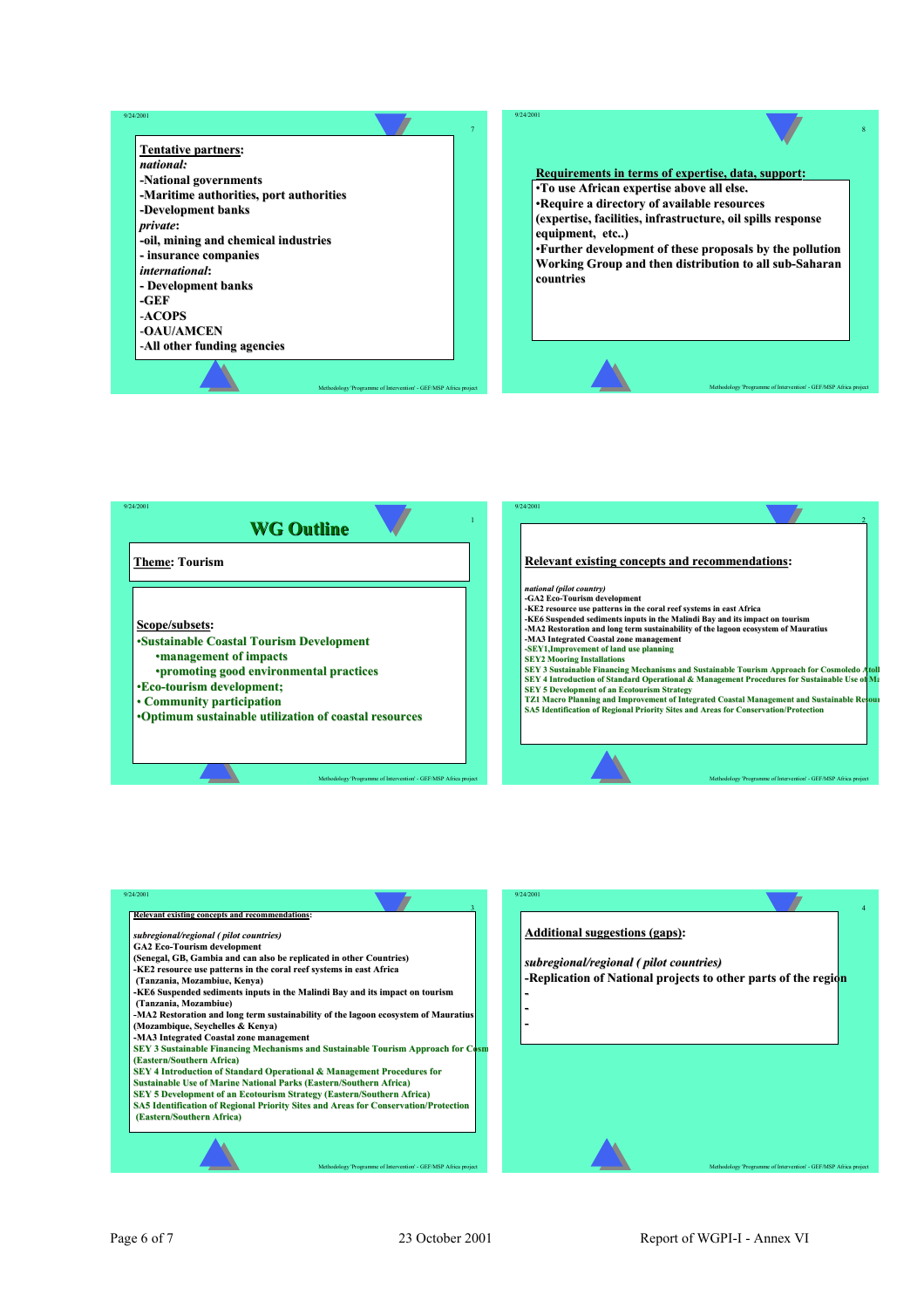**Tentative partners:**

*national:*

-National governments
-Maritime authorities, port authorities
-Development banks

*private:*

-oil, mining and chemical industries
- insurance companies

*international:*

- Development banks
-GEF
-ACOPS
-OAU/AMCEN
-All other funding agencies

**Requirements in terms of expertise, data, support:**

•To use African expertise above all else.
•Require a directory of available resources (expertise, facilities, infrastructure, oil spills response equipment, etc..)
•Further development of these proposals by the pollution Working Group and then distribution to all sub-Saharan countries

## WG Outline

**Theme: Tourism**

**Scope/subsets:**

•Sustainable Coastal Tourism Development
  •management of impacts
  •promoting good environmental practices
•Eco-tourism development;
• Community participation
•Optimum sustainable utilization of coastal resources

**Relevant existing concepts and recommendations:**

*national (pilot country)*

-GA2 Eco-Tourism development
-KE2 resource use patterns in the coral reef systems in east Africa
-KE6 Suspended sediments inputs in the Malindi Bay and its impact on tourism
-MA2 Restoration and long term sustainability of the lagoon ecosystem of Mauratius
-MA3 Integrated Coastal zone management
-SEY1,Improvement of land use planning
SEY2 Mooring Installations
SEY 3 Sustainable Financing Mechanisms and Sustainable Tourism Approach for Cosmoledo Atoll
SEY 4 Introduction of Standard Operational & Management Procedures for Sustainable Use of Ma
SEY 5 Development of an Ecotourism Strategy
TZ1 Macro Planning and Improvement of Integrated Coastal Management and Sustainable Resour
SA5 Identification of Regional Priority Sites and Areas for Conservation/Protection

**Relevant existing concepts and recommendations:**

*subregional/regional ( pilot countries)*

GA2 Eco-Tourism development (Senegal, GB, Gambia and can also be replicated in other Countries)
-KE2 resource use patterns in the coral reef systems in east Africa (Tanzania, Mozambique, Kenya)
-KE6 Suspended sediments inputs in the Malindi Bay and its impact on tourism (Tanzania, Mozambiue)
-MA2 Restoration and long term sustainability of the lagoon ecosystem of Mauratius (Mozambique, Seychelles & Kenya)
-MA3 Integrated Coastal zone management
SEY 3 Sustainable Financing Mechanisms and Sustainable Tourism Approach for Cosm (Eastern/Southern Africa)
SEY 4 Introduction of Standard Operational & Management Procedures for Sustainable Use of Marine National Parks (Eastern/Southern Africa)
SEY 5 Development of an Ecotourism Strategy (Eastern/Southern Africa)
SA5 Identification of Regional Priority Sites and Areas for Conservation/Protection (Eastern/Southern Africa)

**Additional suggestions (gaps):**

*subregional/regional ( pilot countries)*

-Replication of National projects to other parts of the region
-
-
-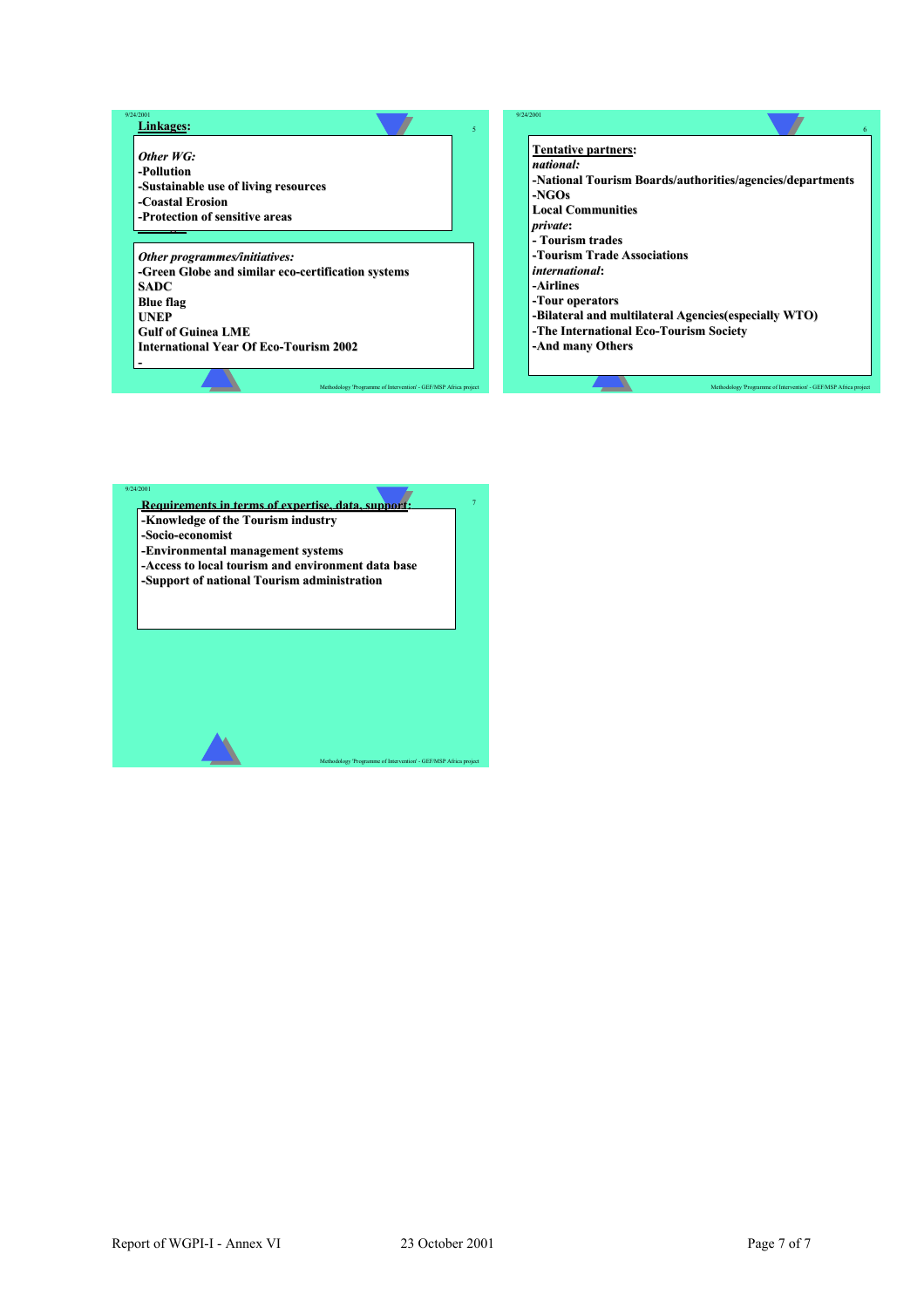**Linkages:**

*Other WG:*

- Pollution
- Sustainable use of living resources
- Coastal Erosion
- Protection of sensitive areas

*Other programmes/initiatives:*

- Green Globe and similar eco-certification systems

SADC

Blue flag

UNEP

Gulf of Guinea LME

International Year Of Eco-Tourism 2002

-

**Tentative partners:**

*national:*

- National Tourism Boards/authorities/agencies/departments
- NGOs

Local Communities

*private:*

- Tourism trades
- Tourism Trade Associations

*international:*

- Airlines
- Tour operators
- Bilateral and multilateral Agencies(especially WTO)
- The International Eco-Tourism Society
- And many Others

**Requirements in terms of expertise, data, support:**

- Knowledge of the Tourism industry
- Socio-economist
- Environmental management systems
- Access to local tourism and environment data base
- Support of national Tourism administration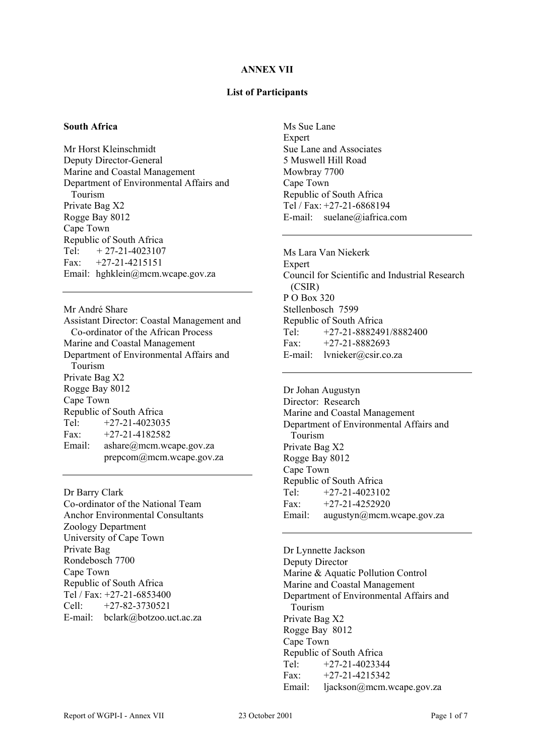**ANNEX VII**

**List of Participants**

**South Africa**

Mr Horst Kleinschmidt
Deputy Director-General
Marine and Coastal Management
Department of Environmental Affairs and Tourism
Private Bag X2
Rogge Bay 8012
Cape Town
Republic of South Africa
Tel: + 27-21-4023107
Fax: +27-21-4215151
Email: hghklein@mcm.wcape.gov.za

---

Mr André Share
Assistant Director: Coastal Management and Co-ordinator of the African Process
Marine and Coastal Management
Department of Environmental Affairs and Tourism
Private Bag X2
Rogge Bay 8012
Cape Town
Republic of South Africa
Tel: +27-21-4023035
Fax: +27-21-4182582
Email: ashare@mcm.wcape.gov.za
prepcom@mcm.wcape.gov.za

---

Dr Barry Clark
Co-ordinator of the National Team
Anchor Environmental Consultants
Zoology Department
University of Cape Town
Private Bag
Rondebosch 7700
Cape Town
Republic of South Africa
Tel / Fax: +27-21-6853400
Cell: +27-82-3730521
E-mail: bclark@botzoo.uct.ac.za

---

Ms Sue Lane
Expert
Sue Lane and Associates
5 Muswell Hill Road
Mowbray 7700
Cape Town
Republic of South Africa
Tel / Fax: +27-21-6868194
E-mail: suelane@iafrica.com

---

Ms Lara Van Niekerk
Expert
Council for Scientific and Industrial Research (CSIR)
P O Box 320
Stellenbosch 7599
Republic of South Africa
Tel: +27-21-8882491/8882400
Fax: +27-21-8882693
E-mail: lvnieker@csir.co.za

---

Dr Johan Augustyn
Director: Research
Marine and Coastal Management
Department of Environmental Affairs and Tourism
Private Bag X2
Rogge Bay 8012
Cape Town
Republic of South Africa
Tel: +27-21-4023102
Fax: +27-21-4252920
Email: augustyn@mcm.wcape.gov.za

---

Dr Lynnette Jackson
Deputy Director
Marine & Aquatic Pollution Control
Marine and Coastal Management
Department of Environmental Affairs and Tourism
Private Bag X2
Rogge Bay 8012
Cape Town
Republic of South Africa
Tel: +27-21-4023344
Fax: +27-21-4215342
Email: ljackson@mcm.wcape.gov.za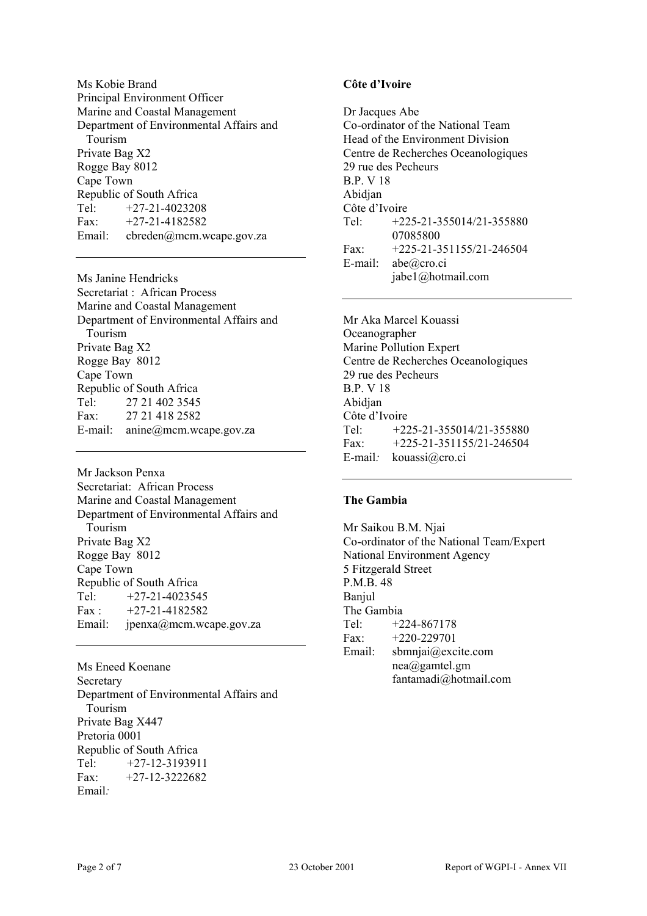Ms Kobie Brand
Principal Environment Officer
Marine and Coastal Management
Department of Environmental Affairs and Tourism
Private Bag X2
Rogge Bay 8012
Cape Town
Republic of South Africa
Tel: +27-21-4023208
Fax: +27-21-4182582
Email: cbreden@mcm.wcape.gov.za

---

Ms Janine Hendricks
Secretariat : African Process
Marine and Coastal Management
Department of Environmental Affairs and Tourism
Private Bag X2
Rogge Bay 8012
Cape Town
Republic of South Africa
Tel: 27 21 402 3545
Fax: 27 21 418 2582
E-mail: anine@mcm.wcape.gov.za

---

Mr Jackson Penxa
Secretariat: African Process
Marine and Coastal Management
Department of Environmental Affairs and Tourism
Private Bag X2
Rogge Bay 8012
Cape Town
Republic of South Africa
Tel: +27-21-4023545
Fax : +27-21-4182582
Email: jpenxa@mcm.wcape.gov.za

---

Ms Eneed Koenane
Secretary
Department of Environmental Affairs and Tourism
Private Bag X447
Pretoria 0001
Republic of South Africa
Tel: +27-12-3193911
Fax: +27-12-3222682
Email:

**Côte d'Ivoire**

Dr Jacques Abe
Co-ordinator of the National Team
Head of the Environment Division
Centre de Recherches Oceanologiques
29 rue des Pecheurs
B.P. V 18
Abidjan
Côte d'Ivoire
Tel: +225-21-355014/21-355880
07085800
Fax: +225-21-351155/21-246504
E-mail: abe@cro.ci
jabe1@hotmail.com

---

Mr Aka Marcel Kouassi
Oceanographer
Marine Pollution Expert
Centre de Recherches Oceanologiques
29 rue des Pecheurs
B.P. V 18
Abidjan
Côte d'Ivoire
Tel: +225-21-355014/21-355880
Fax: +225-21-351155/21-246504
E-mail: kouassi@cro.ci

---

**The Gambia**

Mr Saikou B.M. Njai
Co-ordinator of the National Team/Expert
National Environment Agency
5 Fitzgerald Street
P.M.B. 48
Banjul
The Gambia
Tel: +224-867178
Fax: +220-229701
Email: sbmnjai@excite.com
nea@gamtel.gm
fantamadi@hotmail.com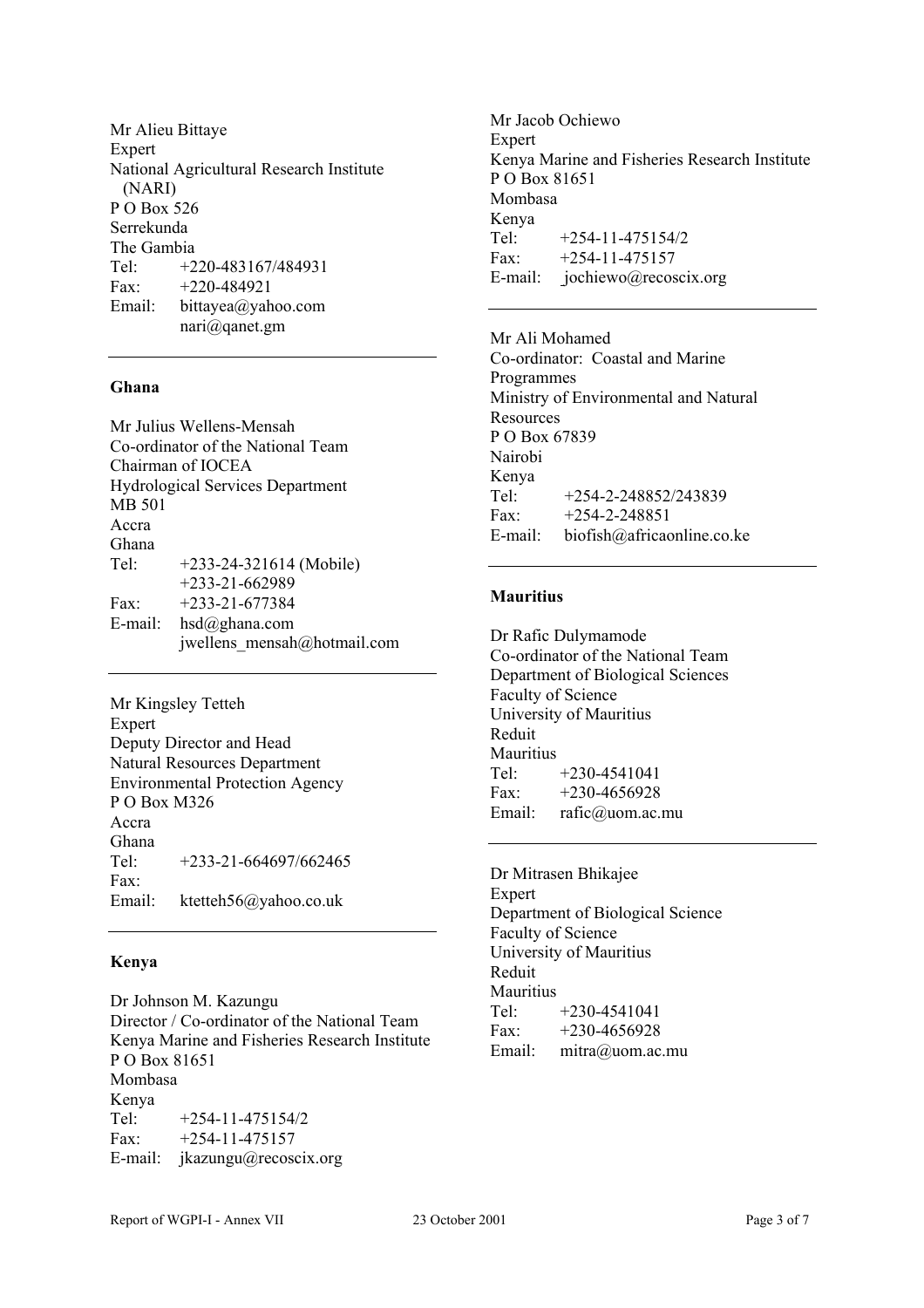Mr Alieu Bittaye
Expert
National Agricultural Research Institute (NARI)
P O Box 526
Serrekunda
The Gambia
Tel: +220-483167/484931
Fax: +220-484921
Email: bittayea@yahoo.com
nari@qanet.gm

---

**Ghana**

Mr Julius Wellens-Mensah
Co-ordinator of the National Team
Chairman of IOCEA
Hydrological Services Department
MB 501
Accra
Ghana
Tel: +233-24-321614 (Mobile)
+233-21-662989
Fax: +233-21-677384
E-mail: hsd@ghana.com
jwellens_mensah@hotmail.com

---

Mr Kingsley Tetteh
Expert
Deputy Director and Head
Natural Resources Department
Environmental Protection Agency
P O Box M326
Accra
Ghana
Tel: +233-21-664697/662465
Fax:
Email: ktetteh56@yahoo.co.uk

---

**Kenya**

Dr Johnson M. Kazungu
Director / Co-ordinator of the National Team
Kenya Marine and Fisheries Research Institute
P O Box 81651
Mombasa
Kenya
Tel: +254-11-475154/2
Fax: +254-11-475157
E-mail: jkazungu@recoscix.org

Mr Jacob Ochiewo
Expert
Kenya Marine and Fisheries Research Institute
P O Box 81651
Mombasa
Kenya
Tel: +254-11-475154/2
Fax: +254-11-475157
E-mail: jochiewo@recoscix.org

---

Mr Ali Mohamed
Co-ordinator: Coastal and Marine Programmes
Ministry of Environmental and Natural Resources
P O Box 67839
Nairobi
Kenya
Tel: +254-2-248852/243839
Fax: +254-2-248851
E-mail: biofish@africaonline.co.ke

---

**Mauritius**

Dr Rafic Dulymamode
Co-ordinator of the National Team
Department of Biological Sciences
Faculty of Science
University of Mauritius
Reduit
Mauritius
Tel: +230-4541041
Fax: +230-4656928
Email: rafic@uom.ac.mu

---

Dr Mitrasen Bhikajee
Expert
Department of Biological Science
Faculty of Science
University of Mauritius
Reduit
Mauritius
Tel: +230-4541041
Fax: +230-4656928
Email: mitra@uom.ac.mu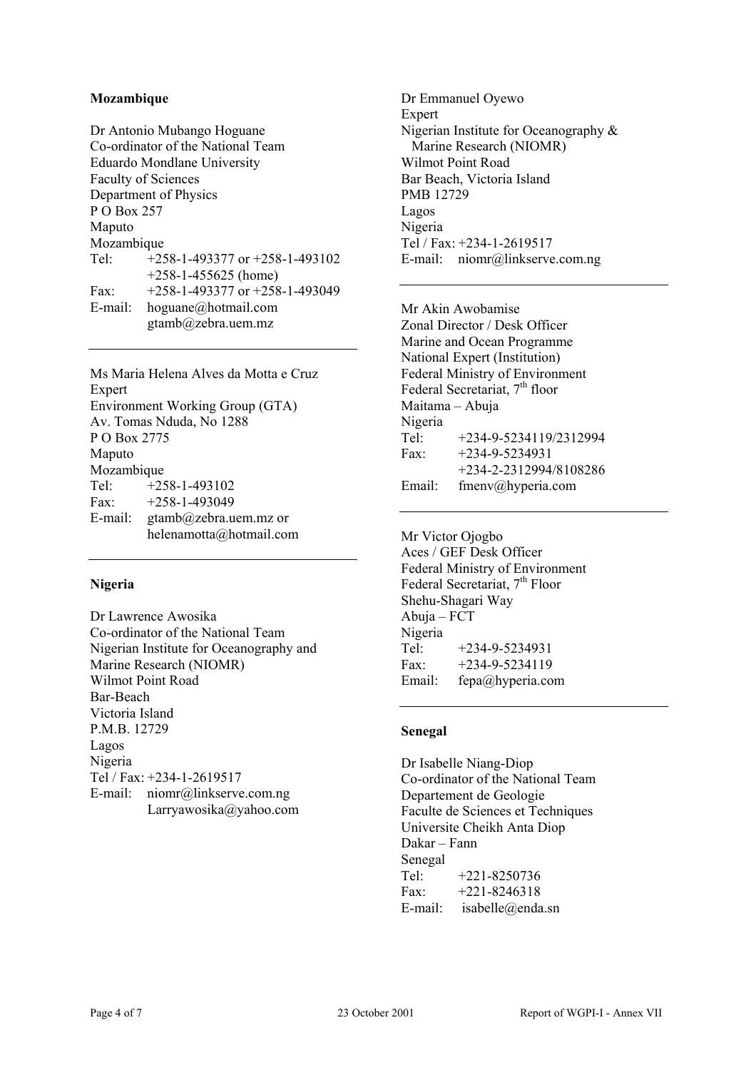### Mozambique

Dr Antonio Mubango Hoguane
Co-ordinator of the National Team
Eduardo Mondlane University
Faculty of Sciences
Department of Physics
P O Box 257
Maputo
Mozambique
Tel: +258-1-493377 or +258-1-493102
+258-1-455625 (home)
Fax: +258-1-493377 or +258-1-493049
E-mail: hoguane@hotmail.com
gtamb@zebra.uem.mz

---

Ms Maria Helena Alves da Motta e Cruz
Expert
Environment Working Group (GTA)
Av. Tomas Nduda, No 1288
P O Box 2775
Maputo
Mozambique
Tel: +258-1-493102
Fax: +258-1-493049
E-mail: gtamb@zebra.uem.mz or
helenamotta@hotmail.com

---

### Nigeria

Dr Lawrence Awosika
Co-ordinator of the National Team
Nigerian Institute for Oceanography and Marine Research (NIOMR)
Wilmot Point Road
Bar-Beach
Victoria Island
P.M.B. 12729
Lagos
Nigeria
Tel / Fax: +234-1-2619517
E-mail: niomr@linkserve.com.ng
Larryawosika@yahoo.com

---

Dr Emmanuel Oyewo
Expert
Nigerian Institute for Oceanography & Marine Research (NIOMR)
Wilmot Point Road
Bar Beach, Victoria Island
PMB 12729
Lagos
Nigeria
Tel / Fax: +234-1-2619517
E-mail: niomr@linkserve.com.ng

---

Mr Akin Awobamise
Zonal Director / Desk Officer
Marine and Ocean Programme
National Expert (Institution)
Federal Ministry of Environment
Federal Secretariat, 7th floor
Maitama – Abuja
Nigeria
Tel: +234-9-5234119/2312994
Fax: +234-9-5234931
+234-2-2312994/8108286
Email: fmenv@hyperia.com

---

Mr Victor Ojogbo
Aces / GEF Desk Officer
Federal Ministry of Environment
Federal Secretariat, 7th Floor
Shehu-Shagari Way
Abuja – FCT
Nigeria
Tel: +234-9-5234931
Fax: +234-9-5234119
Email: fepa@hyperia.com

---

### Senegal

Dr Isabelle Niang-Diop
Co-ordinator of the National Team
Departement de Geologie
Faculte de Sciences et Techniques
Universite Cheikh Anta Diop
Dakar – Fann
Senegal
Tel: +221-8250736
Fax: +221-8246318
E-mail: isabelle@enda.sn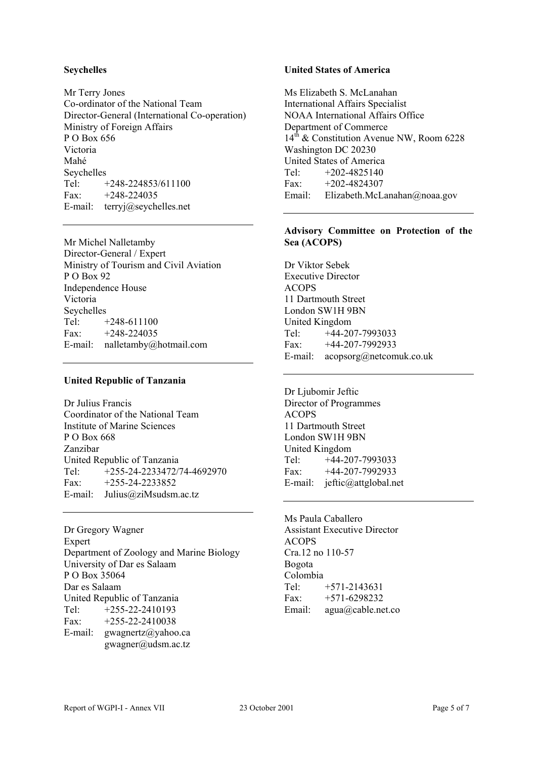**Seychelles**

Mr Terry Jones
Co-ordinator of the National Team
Director-General (International Co-operation)
Ministry of Foreign Affairs
P O Box 656
Victoria
Mahé
Seychelles
Tel: +248-224853/611100
Fax: +248-224035
E-mail: terryj@seychelles.net

---

Mr Michel Nalletamby
Director-General / Expert
Ministry of Tourism and Civil Aviation
P O Box 92
Independence House
Victoria
Seychelles
Tel: +248-611100
Fax: +248-224035
E-mail: nalletamby@hotmail.com

---

**United Republic of Tanzania**

Dr Julius Francis
Coordinator of the National Team
Institute of Marine Sciences
P O Box 668
Zanzibar
United Republic of Tanzania
Tel: +255-24-2233472/74-4692970
Fax: +255-24-2233852
E-mail: Julius@ziMsudsm.ac.tz

---

Dr Gregory Wagner
Expert
Department of Zoology and Marine Biology
University of Dar es Salaam
P O Box 35064
Dar es Salaam
United Republic of Tanzania
Tel: +255-22-2410193
Fax: +255-22-2410038
E-mail: gwagnertz@yahoo.ca
gwagner@udsm.ac.tz

**United States of America**

Ms Elizabeth S. McLanahan
International Affairs Specialist
NOAA International Affairs Office
Department of Commerce
14th & Constitution Avenue NW, Room 6228
Washington DC 20230
United States of America
Tel: +202-4825140
Fax: +202-4824307
Email: Elizabeth.McLanahan@noaa.gov

---

**Advisory Committee on Protection of the Sea (ACOPS)**

Dr Viktor Sebek
Executive Director
ACOPS
11 Dartmouth Street
London SW1H 9BN
United Kingdom
Tel: +44-207-7993033
Fax: +44-207-7992933
E-mail: acopsorg@netcomuk.co.uk

---

Dr Ljubomir Jeftic
Director of Programmes
ACOPS
11 Dartmouth Street
London SW1H 9BN
United Kingdom
Tel: +44-207-7993033
Fax: +44-207-7992933
E-mail: jeftic@attglobal.net

---

Ms Paula Caballero
Assistant Executive Director
ACOPS
Cra.12 no 110-57
Bogota
Colombia
Tel: +571-2143631
Fax: +571-6298232
Email: agua@cable.net.co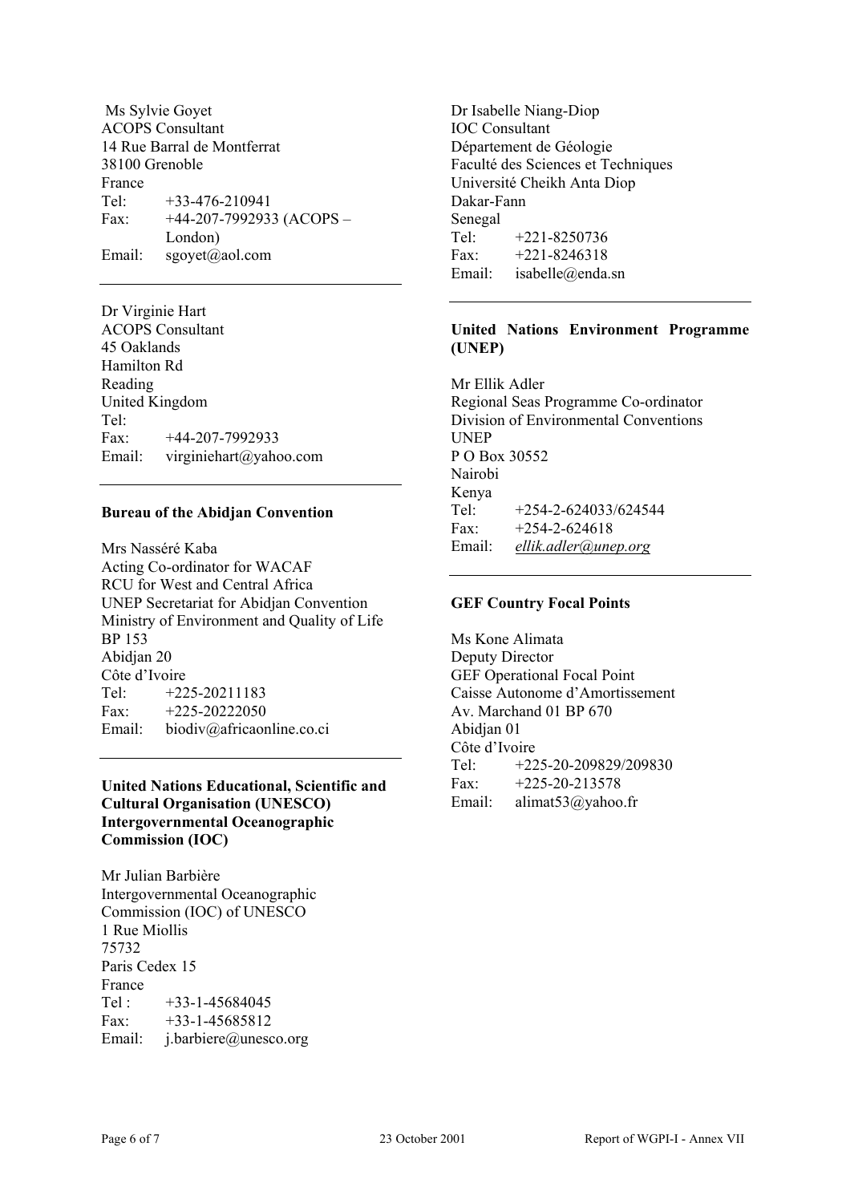Ms Sylvie Goyet
ACOPS Consultant
14 Rue Barral de Montferrat
38100 Grenoble
France
Tel: +33-476-210941
Fax: +44-207-7992933 (ACOPS – London)
Email: sgoyet@aol.com

---

Dr Virginie Hart
ACOPS Consultant
45 Oaklands
Hamilton Rd
Reading
United Kingdom
Tel:
Fax: +44-207-7992933
Email: virginiehart@yahoo.com

---

**Bureau of the Abidjan Convention**

Mrs Nasséré Kaba
Acting Co-ordinator for WACAF
RCU for West and Central Africa
UNEP Secretariat for Abidjan Convention
Ministry of Environment and Quality of Life
BP 153
Abidjan 20
Côte d'Ivoire
Tel: +225-20211183
Fax: +225-20222050
Email: biodiv@africaonline.co.ci

---

**United Nations Educational, Scientific and Cultural Organisation (UNESCO) Intergovernmental Oceanographic Commission (IOC)**

Mr Julian Barbière
Intergovernmental Oceanographic Commission (IOC) of UNESCO
1 Rue Miollis
75732
Paris Cedex 15
France
Tel : +33-1-45684045
Fax: +33-1-45685812
Email: j.barbiere@unesco.org

Dr Isabelle Niang-Diop
IOC Consultant
Département de Géologie
Faculté des Sciences et Techniques
Université Cheikh Anta Diop
Dakar-Fann
Senegal
Tel: +221-8250736
Fax: +221-8246318
Email: isabelle@enda.sn

---

**United Nations Environment Programme (UNEP)**

Mr Ellik Adler
Regional Seas Programme Co-ordinator
Division of Environmental Conventions
UNEP
P O Box 30552
Nairobi
Kenya
Tel: +254-2-624033/624544
Fax: +254-2-624618
Email: *ellik.adler@unep.org*

---

**GEF Country Focal Points**

Ms Kone Alimata
Deputy Director
GEF Operational Focal Point
Caisse Autonome d'Amortissement
Av. Marchand 01 BP 670
Abidjan 01
Côte d'Ivoire
Tel: +225-20-209829/209830
Fax: +225-20-213578
Email: alimat53@yahoo.fr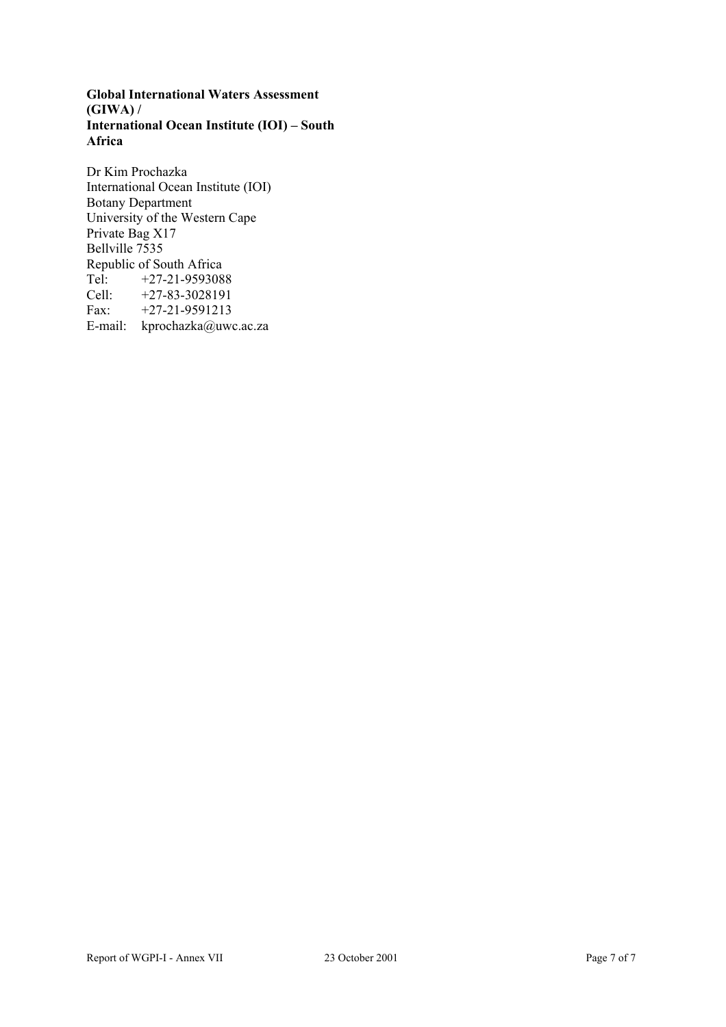**Global International Waters Assessment (GIWA) /**
**International Ocean Institute (IOI) – South Africa**

Dr Kim Prochazka
International Ocean Institute (IOI)
Botany Department
University of the Western Cape
Private Bag X17
Bellville 7535
Republic of South Africa
Tel: +27-21-9593088
Cell: +27-83-3028191
Fax: +27-21-9591213
E-mail: kprochazka@uwc.ac.za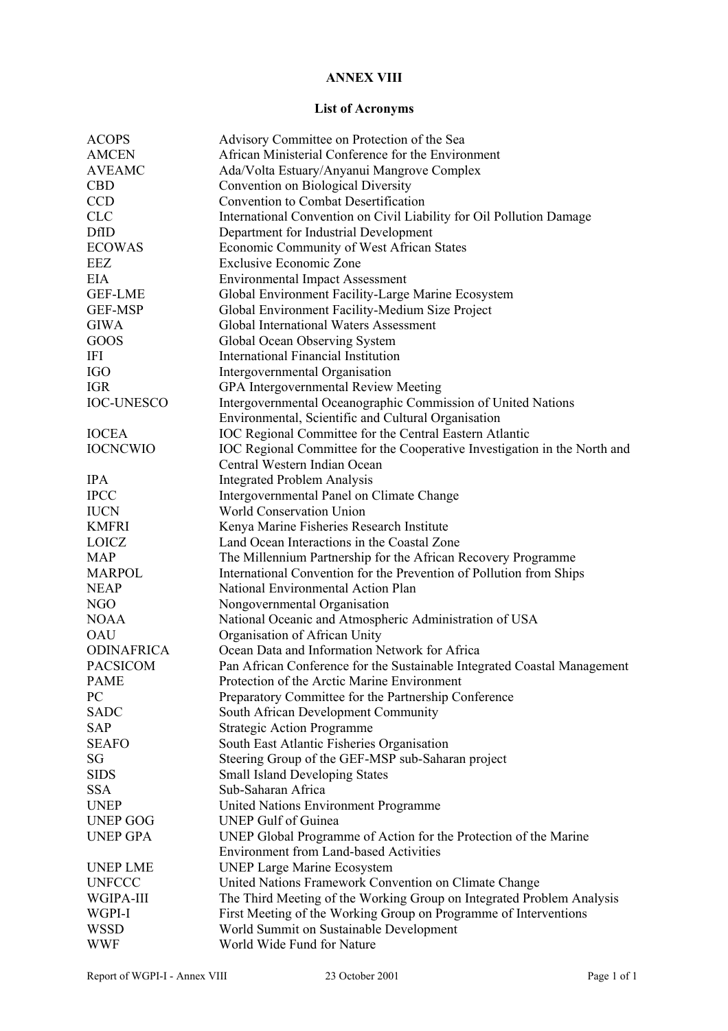# ANNEX VIII

## List of Acronyms

| | |
|---|---|
| ACOPS | Advisory Committee on Protection of the Sea |
| AMCEN | African Ministerial Conference for the Environment |
| AVEAMC | Ada/Volta Estuary/Anyanui Mangrove Complex |
| CBD | Convention on Biological Diversity |
| CCD | Convention to Combat Desertification |
| CLC | International Convention on Civil Liability for Oil Pollution Damage |
| DfID | Department for Industrial Development |
| ECOWAS | Economic Community of West African States |
| EEZ | Exclusive Economic Zone |
| EIA | Environmental Impact Assessment |
| GEF-LME | Global Environment Facility-Large Marine Ecosystem |
| GEF-MSP | Global Environment Facility-Medium Size Project |
| GIWA | Global International Waters Assessment |
| GOOS | Global Ocean Observing System |
| IFI | International Financial Institution |
| IGO | Intergovernmental Organisation |
| IGR | GPA Intergovernmental Review Meeting |
| IOC-UNESCO | Intergovernmental Oceanographic Commission of United Nations Environmental, Scientific and Cultural Organisation |
| IOCEA | IOC Regional Committee for the Central Eastern Atlantic |
| IOCNCWIO | IOC Regional Committee for the Cooperative Investigation in the North and Central Western Indian Ocean |
| IPA | Integrated Problem Analysis |
| IPCC | Intergovernmental Panel on Climate Change |
| IUCN | World Conservation Union |
| KMFRI | Kenya Marine Fisheries Research Institute |
| LOICZ | Land Ocean Interactions in the Coastal Zone |
| MAP | The Millennium Partnership for the African Recovery Programme |
| MARPOL | International Convention for the Prevention of Pollution from Ships |
| NEAP | National Environmental Action Plan |
| NGO | Nongovernmental Organisation |
| NOAA | National Oceanic and Atmospheric Administration of USA |
| OAU | Organisation of African Unity |
| ODINAFRICA | Ocean Data and Information Network for Africa |
| PACSICOM | Pan African Conference for the Sustainable Integrated Coastal Management |
| PAME | Protection of the Arctic Marine Environment |
| PC | Preparatory Committee for the Partnership Conference |
| SADC | South African Development Community |
| SAP | Strategic Action Programme |
| SEAFO | South East Atlantic Fisheries Organisation |
| SG | Steering Group of the GEF-MSP sub-Saharan project |
| SIDS | Small Island Developing States |
| SSA | Sub-Saharan Africa |
| UNEP | United Nations Environment Programme |
| UNEP GOG | UNEP Gulf of Guinea |
| UNEP GPA | UNEP Global Programme of Action for the Protection of the Marine Environment from Land-based Activities |
| UNEP LME | UNEP Large Marine Ecosystem |
| UNFCCC | United Nations Framework Convention on Climate Change |
| WGIPA-III | The Third Meeting of the Working Group on Integrated Problem Analysis |
| WGPI-I | First Meeting of the Working Group on Programme of Interventions |
| WSSD | World Summit on Sustainable Development |
| WWF | World Wide Fund for Nature |